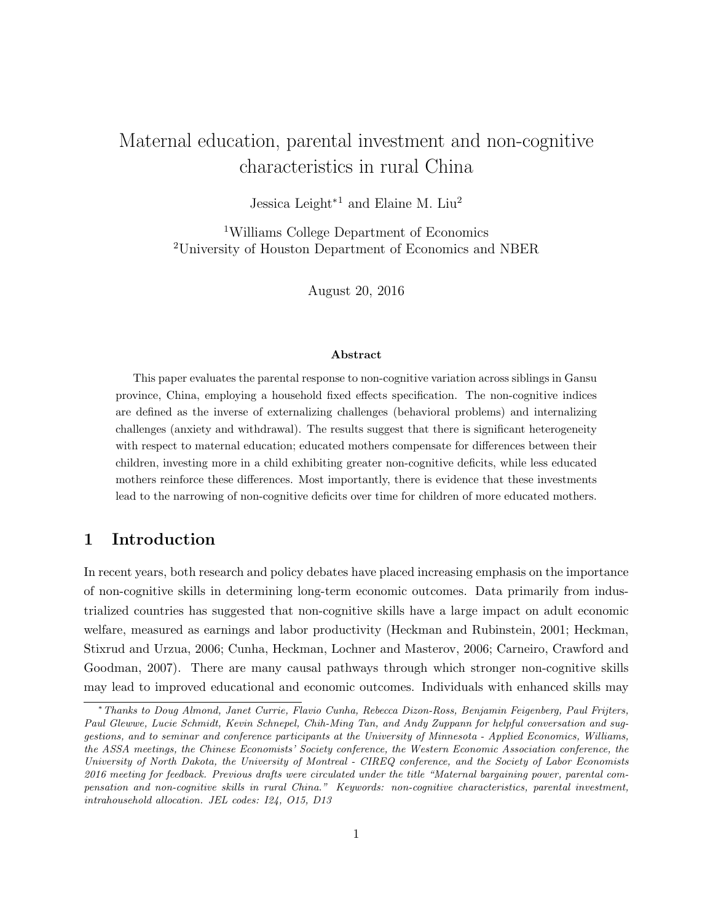# Maternal education, parental investment and non-cognitive characteristics in rural China

Jessica Leight*[1] and Elaine M. Liu[2]

[1]Williams College Department of Economics
[2]University of Houston Department of Economics and NBER

August 20, 2016

**Abstract**

This paper evaluates the parental response to non-cognitive variation across siblings in Gansu province, China, employing a household fixed effects specification. The non-cognitive indices are defined as the inverse of externalizing challenges (behavioral problems) and internalizing challenges (anxiety and withdrawal). The results suggest that there is significant heterogeneity with respect to maternal education; educated mothers compensate for differences between their children, investing more in a child exhibiting greater non-cognitive deficits, while less educated mothers reinforce these differences. Most importantly, there is evidence that these investments lead to the narrowing of non-cognitive deficits over time for children of more educated mothers.

## 1 Introduction

In recent years, both research and policy debates have placed increasing emphasis on the importance of non-cognitive skills in determining long-term economic outcomes. Data primarily from industrialized countries has suggested that non-cognitive skills have a large impact on adult economic welfare, measured as earnings and labor productivity (Heckman and Rubinstein, 2001; Heckman, Stixrud and Urzua, 2006; Cunha, Heckman, Lochner and Masterov, 2006; Carneiro, Crawford and Goodman, 2007). There are many causal pathways through which stronger non-cognitive skills may lead to improved educational and economic outcomes. Individuals with enhanced skills may

*Thanks to Doug Almond, Janet Currie, Flavio Cunha, Rebecca Dizon-Ross, Benjamin Feigenberg, Paul Frijters, Paul Glewwe, Lucie Schmidt, Kevin Schnepel, Chih-Ming Tan, and Andy Zuppann for helpful conversation and suggestions, and to seminar and conference participants at the University of Minnesota - Applied Economics, Williams, the ASSA meetings, the Chinese Economists' Society conference, the Western Economic Association conference, the University of North Dakota, the University of Montreal - CIREQ conference, and the Society of Labor Economists 2016 meeting for feedback. Previous drafts were circulated under the title "Maternal bargaining power, parental compensation and non-cognitive skills in rural China." Keywords: non-cognitive characteristics, parental investment, intrahousehold allocation. JEL codes: I24, O15, D13*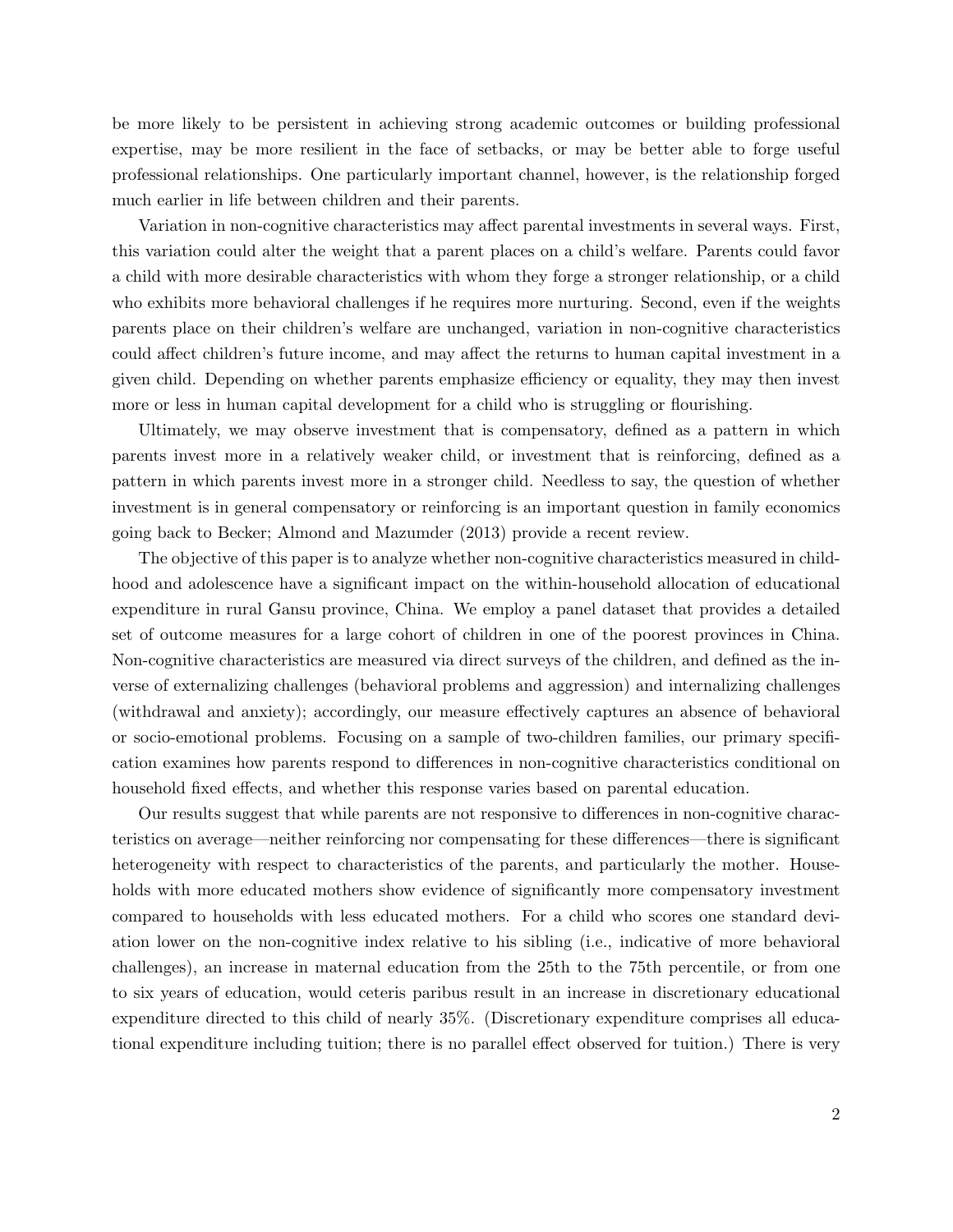be more likely to be persistent in achieving strong academic outcomes or building professional expertise, may be more resilient in the face of setbacks, or may be better able to forge useful professional relationships. One particularly important channel, however, is the relationship forged much earlier in life between children and their parents.

Variation in non-cognitive characteristics may affect parental investments in several ways. First, this variation could alter the weight that a parent places on a child's welfare. Parents could favor a child with more desirable characteristics with whom they forge a stronger relationship, or a child who exhibits more behavioral challenges if he requires more nurturing. Second, even if the weights parents place on their children's welfare are unchanged, variation in non-cognitive characteristics could affect children's future income, and may affect the returns to human capital investment in a given child. Depending on whether parents emphasize efficiency or equality, they may then invest more or less in human capital development for a child who is struggling or flourishing.

Ultimately, we may observe investment that is compensatory, defined as a pattern in which parents invest more in a relatively weaker child, or investment that is reinforcing, defined as a pattern in which parents invest more in a stronger child. Needless to say, the question of whether investment is in general compensatory or reinforcing is an important question in family economics going back to Becker; Almond and Mazumder (2013) provide a recent review.

The objective of this paper is to analyze whether non-cognitive characteristics measured in childhood and adolescence have a significant impact on the within-household allocation of educational expenditure in rural Gansu province, China. We employ a panel dataset that provides a detailed set of outcome measures for a large cohort of children in one of the poorest provinces in China. Non-cognitive characteristics are measured via direct surveys of the children, and defined as the inverse of externalizing challenges (behavioral problems and aggression) and internalizing challenges (withdrawal and anxiety); accordingly, our measure effectively captures an absence of behavioral or socio-emotional problems. Focusing on a sample of two-children families, our primary specification examines how parents respond to differences in non-cognitive characteristics conditional on household fixed effects, and whether this response varies based on parental education.

Our results suggest that while parents are not responsive to differences in non-cognitive characteristics on average—neither reinforcing nor compensating for these differences—there is significant heterogeneity with respect to characteristics of the parents, and particularly the mother. Households with more educated mothers show evidence of significantly more compensatory investment compared to households with less educated mothers. For a child who scores one standard deviation lower on the non-cognitive index relative to his sibling (i.e., indicative of more behavioral challenges), an increase in maternal education from the 25th to the 75th percentile, or from one to six years of education, would ceteris paribus result in an increase in discretionary educational expenditure directed to this child of nearly 35%. (Discretionary expenditure comprises all educational expenditure including tuition; there is no parallel effect observed for tuition.) There is very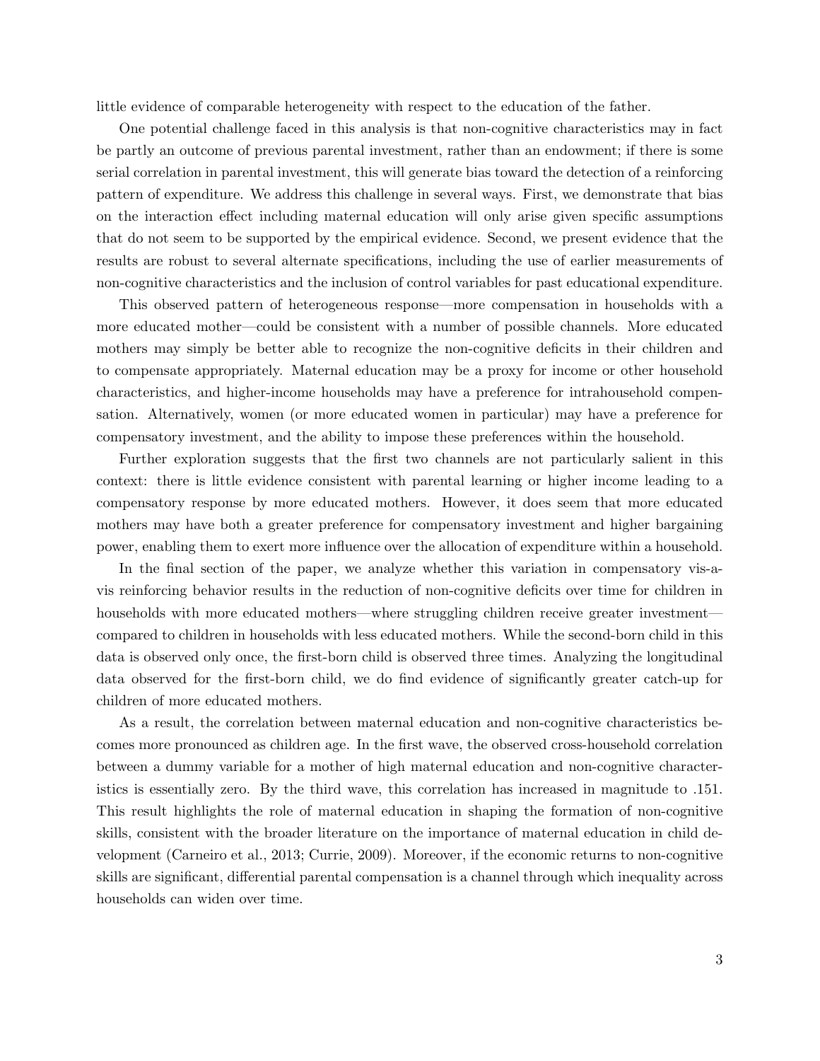little evidence of comparable heterogeneity with respect to the education of the father.

One potential challenge faced in this analysis is that non-cognitive characteristics may in fact be partly an outcome of previous parental investment, rather than an endowment; if there is some serial correlation in parental investment, this will generate bias toward the detection of a reinforcing pattern of expenditure. We address this challenge in several ways. First, we demonstrate that bias on the interaction effect including maternal education will only arise given specific assumptions that do not seem to be supported by the empirical evidence. Second, we present evidence that the results are robust to several alternate specifications, including the use of earlier measurements of non-cognitive characteristics and the inclusion of control variables for past educational expenditure.

This observed pattern of heterogeneous response—more compensation in households with a more educated mother—could be consistent with a number of possible channels. More educated mothers may simply be better able to recognize the non-cognitive deficits in their children and to compensate appropriately. Maternal education may be a proxy for income or other household characteristics, and higher-income households may have a preference for intrahousehold compensation. Alternatively, women (or more educated women in particular) may have a preference for compensatory investment, and the ability to impose these preferences within the household.

Further exploration suggests that the first two channels are not particularly salient in this context: there is little evidence consistent with parental learning or higher income leading to a compensatory response by more educated mothers. However, it does seem that more educated mothers may have both a greater preference for compensatory investment and higher bargaining power, enabling them to exert more influence over the allocation of expenditure within a household.

In the final section of the paper, we analyze whether this variation in compensatory vis-a-vis reinforcing behavior results in the reduction of non-cognitive deficits over time for children in households with more educated mothers—where struggling children receive greater investment—compared to children in households with less educated mothers. While the second-born child in this data is observed only once, the first-born child is observed three times. Analyzing the longitudinal data observed for the first-born child, we do find evidence of significantly greater catch-up for children of more educated mothers.

As a result, the correlation between maternal education and non-cognitive characteristics becomes more pronounced as children age. In the first wave, the observed cross-household correlation between a dummy variable for a mother of high maternal education and non-cognitive characteristics is essentially zero. By the third wave, this correlation has increased in magnitude to .151. This result highlights the role of maternal education in shaping the formation of non-cognitive skills, consistent with the broader literature on the importance of maternal education in child development (Carneiro et al., 2013; Currie, 2009). Moreover, if the economic returns to non-cognitive skills are significant, differential parental compensation is a channel through which inequality across households can widen over time.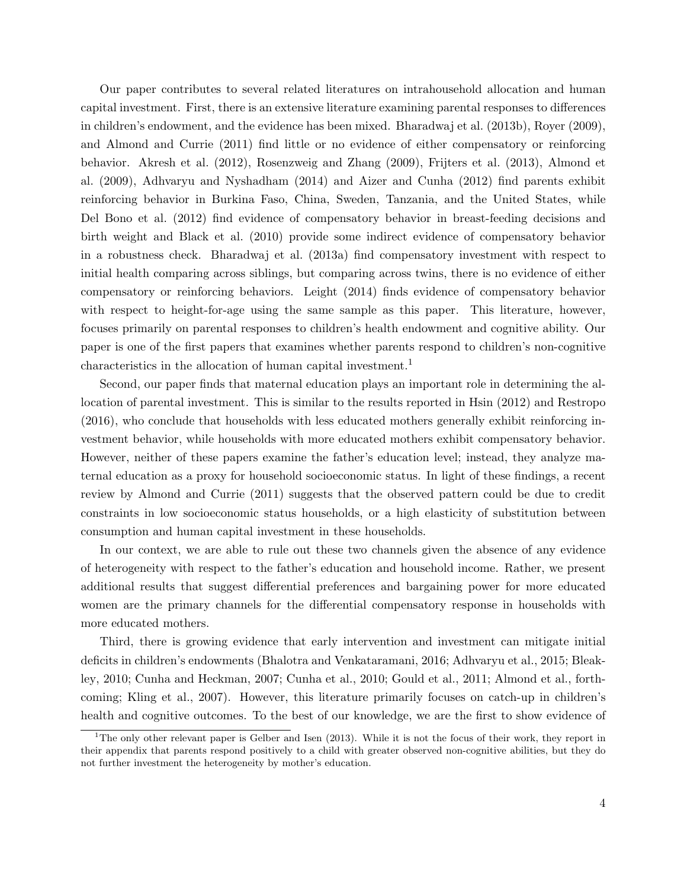Our paper contributes to several related literatures on intrahousehold allocation and human capital investment. First, there is an extensive literature examining parental responses to differences in children's endowment, and the evidence has been mixed. Bharadwaj et al. (2013b), Royer (2009), and Almond and Currie (2011) find little or no evidence of either compensatory or reinforcing behavior. Akresh et al. (2012), Rosenzweig and Zhang (2009), Frijters et al. (2013), Almond et al. (2009), Adhvaryu and Nyshadham (2014) and Aizer and Cunha (2012) find parents exhibit reinforcing behavior in Burkina Faso, China, Sweden, Tanzania, and the United States, while Del Bono et al. (2012) find evidence of compensatory behavior in breast-feeding decisions and birth weight and Black et al. (2010) provide some indirect evidence of compensatory behavior in a robustness check. Bharadwaj et al. (2013a) find compensatory investment with respect to initial health comparing across siblings, but comparing across twins, there is no evidence of either compensatory or reinforcing behaviors. Leight (2014) finds evidence of compensatory behavior with respect to height-for-age using the same sample as this paper. This literature, however, focuses primarily on parental responses to children's health endowment and cognitive ability. Our paper is one of the first papers that examines whether parents respond to children's non-cognitive characteristics in the allocation of human capital investment.[1]

Second, our paper finds that maternal education plays an important role in determining the allocation of parental investment. This is similar to the results reported in Hsin (2012) and Restropo (2016), who conclude that households with less educated mothers generally exhibit reinforcing investment behavior, while households with more educated mothers exhibit compensatory behavior. However, neither of these papers examine the father's education level; instead, they analyze maternal education as a proxy for household socioeconomic status. In light of these findings, a recent review by Almond and Currie (2011) suggests that the observed pattern could be due to credit constraints in low socioeconomic status households, or a high elasticity of substitution between consumption and human capital investment in these households.

In our context, we are able to rule out these two channels given the absence of any evidence of heterogeneity with respect to the father's education and household income. Rather, we present additional results that suggest differential preferences and bargaining power for more educated women are the primary channels for the differential compensatory response in households with more educated mothers.

Third, there is growing evidence that early intervention and investment can mitigate initial deficits in children's endowments (Bhalotra and Venkataramani, 2016; Adhvaryu et al., 2015; Bleakley, 2010; Cunha and Heckman, 2007; Cunha et al., 2010; Gould et al., 2011; Almond et al., forthcoming; Kling et al., 2007). However, this literature primarily focuses on catch-up in children's health and cognitive outcomes. To the best of our knowledge, we are the first to show evidence of

[1] The only other relevant paper is Gelber and Isen (2013). While it is not the focus of their work, they report in their appendix that parents respond positively to a child with greater observed non-cognitive abilities, but they do not further investment the heterogeneity by mother's education.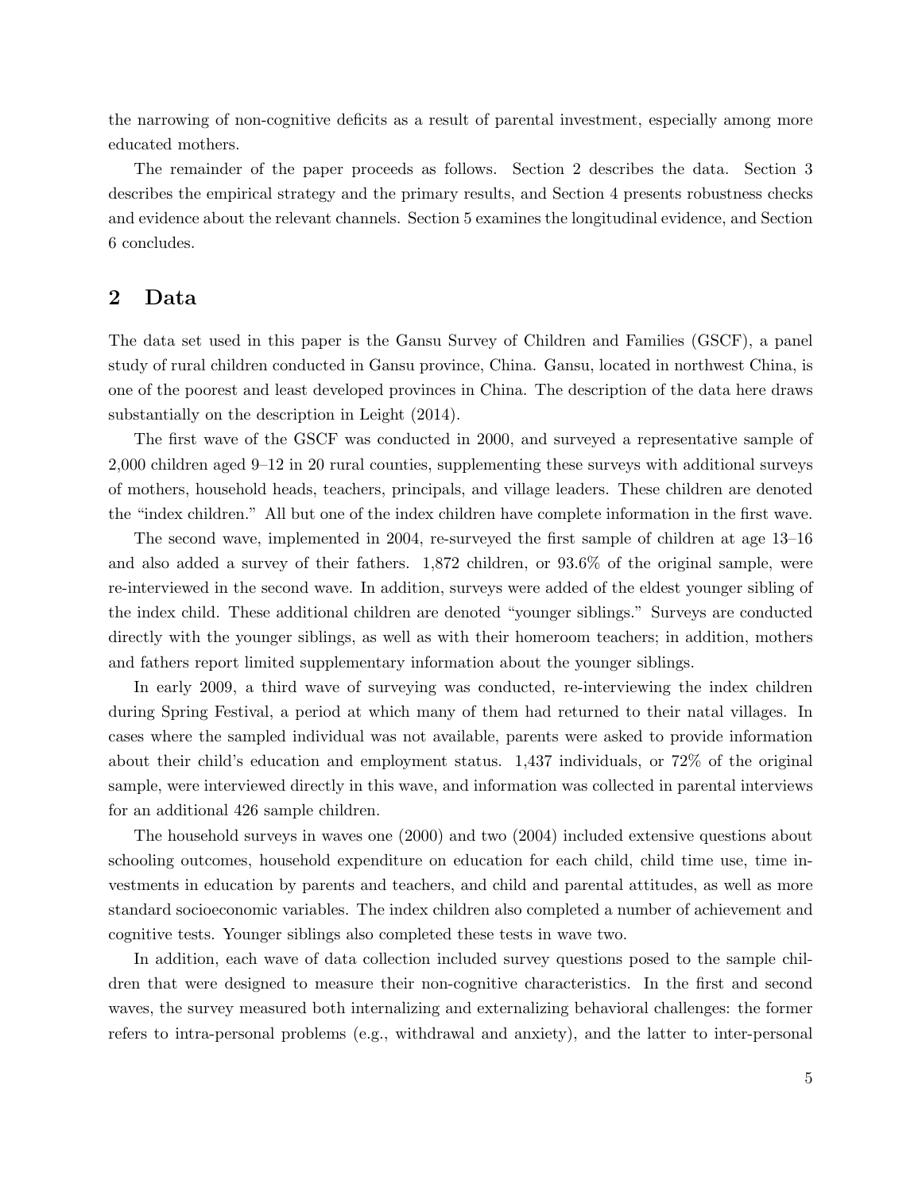the narrowing of non-cognitive deficits as a result of parental investment, especially among more educated mothers.

The remainder of the paper proceeds as follows. Section 2 describes the data. Section 3 describes the empirical strategy and the primary results, and Section 4 presents robustness checks and evidence about the relevant channels. Section 5 examines the longitudinal evidence, and Section 6 concludes.

## 2 Data

The data set used in this paper is the Gansu Survey of Children and Families (GSCF), a panel study of rural children conducted in Gansu province, China. Gansu, located in northwest China, is one of the poorest and least developed provinces in China. The description of the data here draws substantially on the description in Leight (2014).

The first wave of the GSCF was conducted in 2000, and surveyed a representative sample of 2,000 children aged 9–12 in 20 rural counties, supplementing these surveys with additional surveys of mothers, household heads, teachers, principals, and village leaders. These children are denoted the "index children." All but one of the index children have complete information in the first wave.

The second wave, implemented in 2004, re-surveyed the first sample of children at age 13–16 and also added a survey of their fathers. 1,872 children, or 93.6% of the original sample, were re-interviewed in the second wave. In addition, surveys were added of the eldest younger sibling of the index child. These additional children are denoted "younger siblings." Surveys are conducted directly with the younger siblings, as well as with their homeroom teachers; in addition, mothers and fathers report limited supplementary information about the younger siblings.

In early 2009, a third wave of surveying was conducted, re-interviewing the index children during Spring Festival, a period at which many of them had returned to their natal villages. In cases where the sampled individual was not available, parents were asked to provide information about their child's education and employment status. 1,437 individuals, or 72% of the original sample, were interviewed directly in this wave, and information was collected in parental interviews for an additional 426 sample children.

The household surveys in waves one (2000) and two (2004) included extensive questions about schooling outcomes, household expenditure on education for each child, child time use, time investments in education by parents and teachers, and child and parental attitudes, as well as more standard socioeconomic variables. The index children also completed a number of achievement and cognitive tests. Younger siblings also completed these tests in wave two.

In addition, each wave of data collection included survey questions posed to the sample children that were designed to measure their non-cognitive characteristics. In the first and second waves, the survey measured both internalizing and externalizing behavioral challenges: the former refers to intra-personal problems (e.g., withdrawal and anxiety), and the latter to inter-personal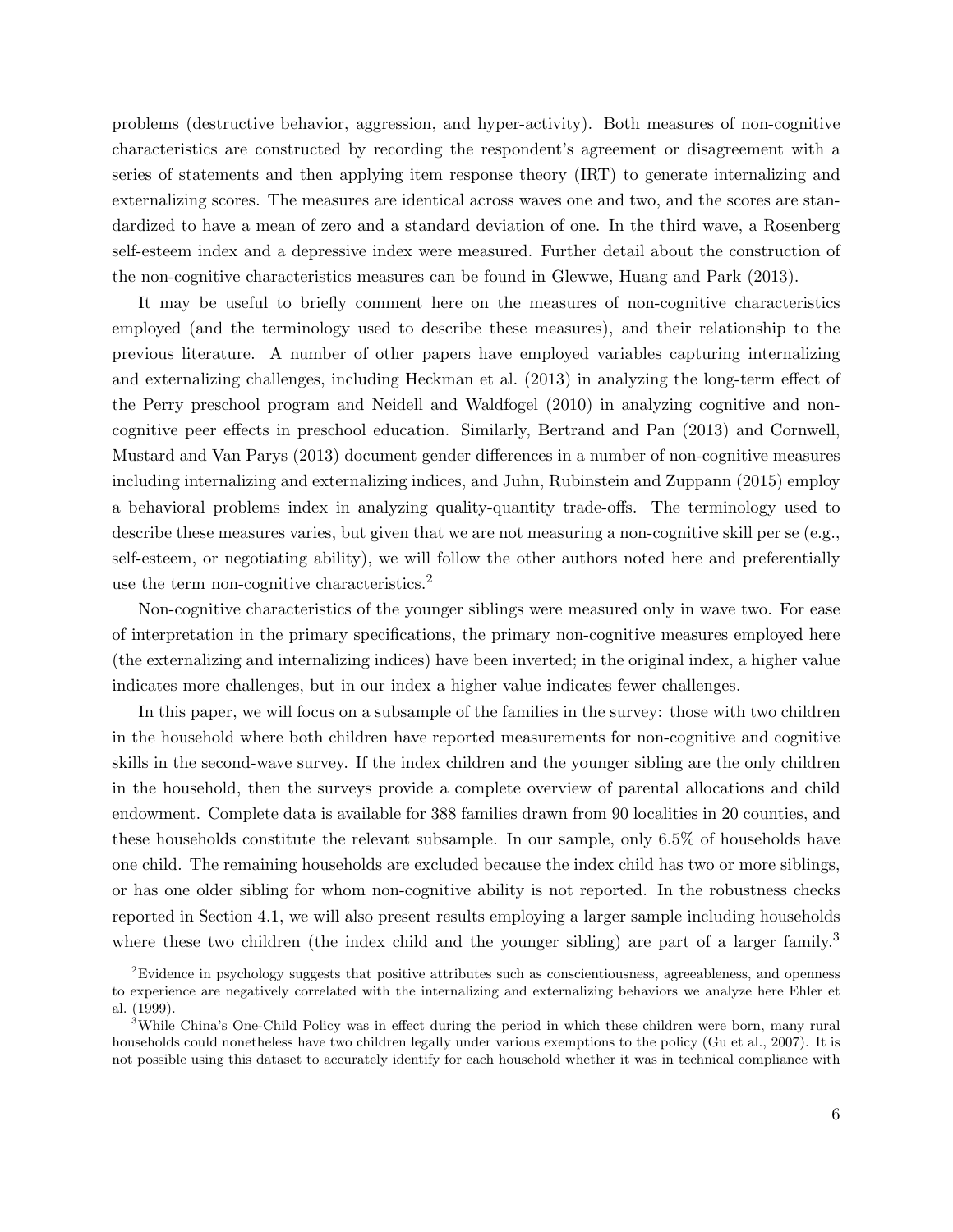problems (destructive behavior, aggression, and hyper-activity). Both measures of non-cognitive characteristics are constructed by recording the respondent's agreement or disagreement with a series of statements and then applying item response theory (IRT) to generate internalizing and externalizing scores. The measures are identical across waves one and two, and the scores are standardized to have a mean of zero and a standard deviation of one. In the third wave, a Rosenberg self-esteem index and a depressive index were measured. Further detail about the construction of the non-cognitive characteristics measures can be found in Glewwe, Huang and Park (2013).

It may be useful to briefly comment here on the measures of non-cognitive characteristics employed (and the terminology used to describe these measures), and their relationship to the previous literature. A number of other papers have employed variables capturing internalizing and externalizing challenges, including Heckman et al. (2013) in analyzing the long-term effect of the Perry preschool program and Neidell and Waldfogel (2010) in analyzing cognitive and non-cognitive peer effects in preschool education. Similarly, Bertrand and Pan (2013) and Cornwell, Mustard and Van Parys (2013) document gender differences in a number of non-cognitive measures including internalizing and externalizing indices, and Juhn, Rubinstein and Zuppann (2015) employ a behavioral problems index in analyzing quality-quantity trade-offs. The terminology used to describe these measures varies, but given that we are not measuring a non-cognitive skill per se (e.g., self-esteem, or negotiating ability), we will follow the other authors noted here and preferentially use the term non-cognitive characteristics.[2]

Non-cognitive characteristics of the younger siblings were measured only in wave two. For ease of interpretation in the primary specifications, the primary non-cognitive measures employed here (the externalizing and internalizing indices) have been inverted; in the original index, a higher value indicates more challenges, but in our index a higher value indicates fewer challenges.

In this paper, we will focus on a subsample of the families in the survey: those with two children in the household where both children have reported measurements for non-cognitive and cognitive skills in the second-wave survey. If the index children and the younger sibling are the only children in the household, then the surveys provide a complete overview of parental allocations and child endowment. Complete data is available for 388 families drawn from 90 localities in 20 counties, and these households constitute the relevant subsample. In our sample, only 6.5% of households have one child. The remaining households are excluded because the index child has two or more siblings, or has one older sibling for whom non-cognitive ability is not reported. In the robustness checks reported in Section 4.1, we will also present results employing a larger sample including households where these two children (the index child and the younger sibling) are part of a larger family.[3]

[2] Evidence in psychology suggests that positive attributes such as conscientiousness, agreeableness, and openness to experience are negatively correlated with the internalizing and externalizing behaviors we analyze here Ehler et al. (1999).

[3] While China's One-Child Policy was in effect during the period in which these children were born, many rural households could nonetheless have two children legally under various exemptions to the policy (Gu et al., 2007). It is not possible using this dataset to accurately identify for each household whether it was in technical compliance with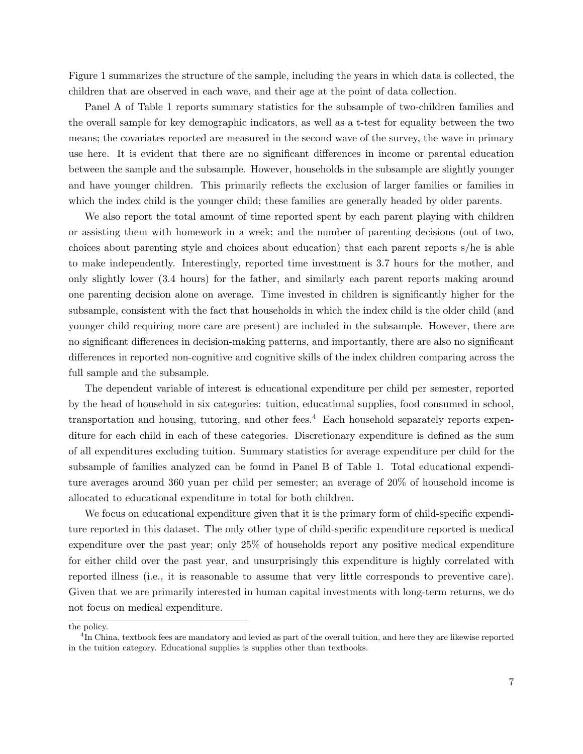Figure 1 summarizes the structure of the sample, including the years in which data is collected, the children that are observed in each wave, and their age at the point of data collection.

Panel A of Table 1 reports summary statistics for the subsample of two-children families and the overall sample for key demographic indicators, as well as a t-test for equality between the two means; the covariates reported are measured in the second wave of the survey, the wave in primary use here. It is evident that there are no significant differences in income or parental education between the sample and the subsample. However, households in the subsample are slightly younger and have younger children. This primarily reflects the exclusion of larger families or families in which the index child is the younger child; these families are generally headed by older parents.

We also report the total amount of time reported spent by each parent playing with children or assisting them with homework in a week; and the number of parenting decisions (out of two, choices about parenting style and choices about education) that each parent reports s/he is able to make independently. Interestingly, reported time investment is 3.7 hours for the mother, and only slightly lower (3.4 hours) for the father, and similarly each parent reports making around one parenting decision alone on average. Time invested in children is significantly higher for the subsample, consistent with the fact that households in which the index child is the older child (and younger child requiring more care are present) are included in the subsample. However, there are no significant differences in decision-making patterns, and importantly, there are also no significant differences in reported non-cognitive and cognitive skills of the index children comparing across the full sample and the subsample.

The dependent variable of interest is educational expenditure per child per semester, reported by the head of household in six categories: tuition, educational supplies, food consumed in school, transportation and housing, tutoring, and other fees.[4] Each household separately reports expenditure for each child in each of these categories. Discretionary expenditure is defined as the sum of all expenditures excluding tuition. Summary statistics for average expenditure per child for the subsample of families analyzed can be found in Panel B of Table 1. Total educational expenditure averages around 360 yuan per child per semester; an average of 20% of household income is allocated to educational expenditure in total for both children.

We focus on educational expenditure given that it is the primary form of child-specific expenditure reported in this dataset. The only other type of child-specific expenditure reported is medical expenditure over the past year; only 25% of households report any positive medical expenditure for either child over the past year, and unsurprisingly this expenditure is highly correlated with reported illness (i.e., it is reasonable to assume that very little corresponds to preventive care). Given that we are primarily interested in human capital investments with long-term returns, we do not focus on medical expenditure.

---

the policy.

[4] In China, textbook fees are mandatory and levied as part of the overall tuition, and here they are likewise reported in the tuition category. Educational supplies is supplies other than textbooks.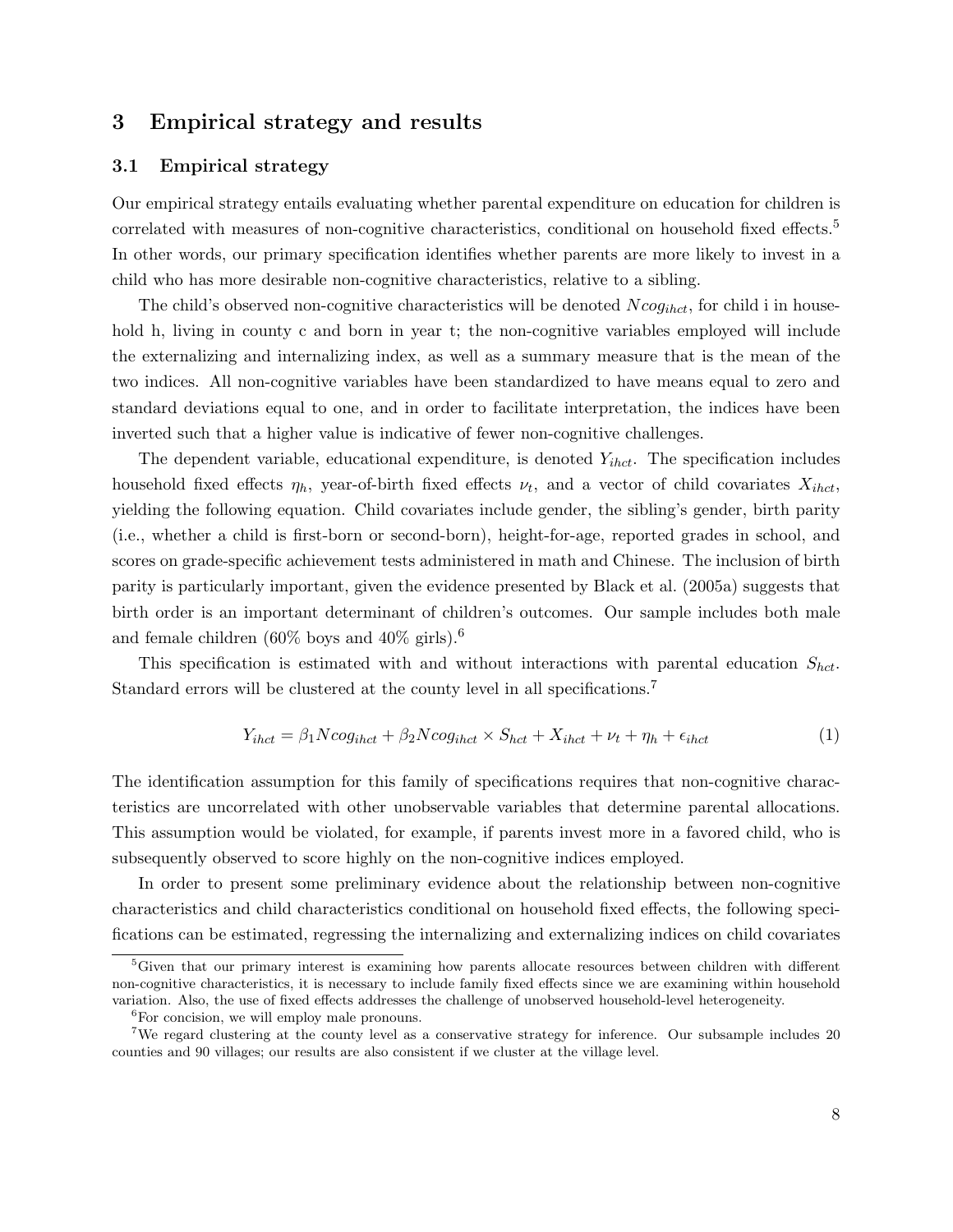## 3 Empirical strategy and results

### 3.1 Empirical strategy

Our empirical strategy entails evaluating whether parental expenditure on education for children is correlated with measures of non-cognitive characteristics, conditional on household fixed effects.[5] In other words, our primary specification identifies whether parents are more likely to invest in a child who has more desirable non-cognitive characteristics, relative to a sibling.

The child's observed non-cognitive characteristics will be denoted $Ncog_{ihct}$, for child i in household h, living in county c and born in year t; the non-cognitive variables employed will include the externalizing and internalizing index, as well as a summary measure that is the mean of the two indices. All non-cognitive variables have been standardized to have means equal to zero and standard deviations equal to one, and in order to facilitate interpretation, the indices have been inverted such that a higher value is indicative of fewer non-cognitive challenges.

The dependent variable, educational expenditure, is denoted $Y_{ihct}$. The specification includes household fixed effects $\eta_h$, year-of-birth fixed effects $\nu_t$, and a vector of child covariates $X_{ihct}$, yielding the following equation. Child covariates include gender, the sibling's gender, birth parity (i.e., whether a child is first-born or second-born), height-for-age, reported grades in school, and scores on grade-specific achievement tests administered in math and Chinese. The inclusion of birth parity is particularly important, given the evidence presented by Black et al. (2005a) suggests that birth order is an important determinant of children's outcomes. Our sample includes both male and female children (60% boys and 40% girls).[6]

This specification is estimated with and without interactions with parental education $S_{hct}$. Standard errors will be clustered at the county level in all specifications.[7]

$$Y_{ihct} = \beta_1 Ncog_{ihct} + \beta_2 Ncog_{ihct} \times S_{hct} + X_{ihct} + \nu_t + \eta_h + \epsilon_{ihct} \tag{1}$$

The identification assumption for this family of specifications requires that non-cognitive characteristics are uncorrelated with other unobservable variables that determine parental allocations. This assumption would be violated, for example, if parents invest more in a favored child, who is subsequently observed to score highly on the non-cognitive indices employed.

In order to present some preliminary evidence about the relationship between non-cognitive characteristics and child characteristics conditional on household fixed effects, the following specifications can be estimated, regressing the internalizing and externalizing indices on child covariates

[5] Given that our primary interest is examining how parents allocate resources between children with different non-cognitive characteristics, it is necessary to include family fixed effects since we are examining within household variation. Also, the use of fixed effects addresses the challenge of unobserved household-level heterogeneity.

[6] For concision, we will employ male pronouns.

[7] We regard clustering at the county level as a conservative strategy for inference. Our subsample includes 20 counties and 90 villages; our results are also consistent if we cluster at the village level.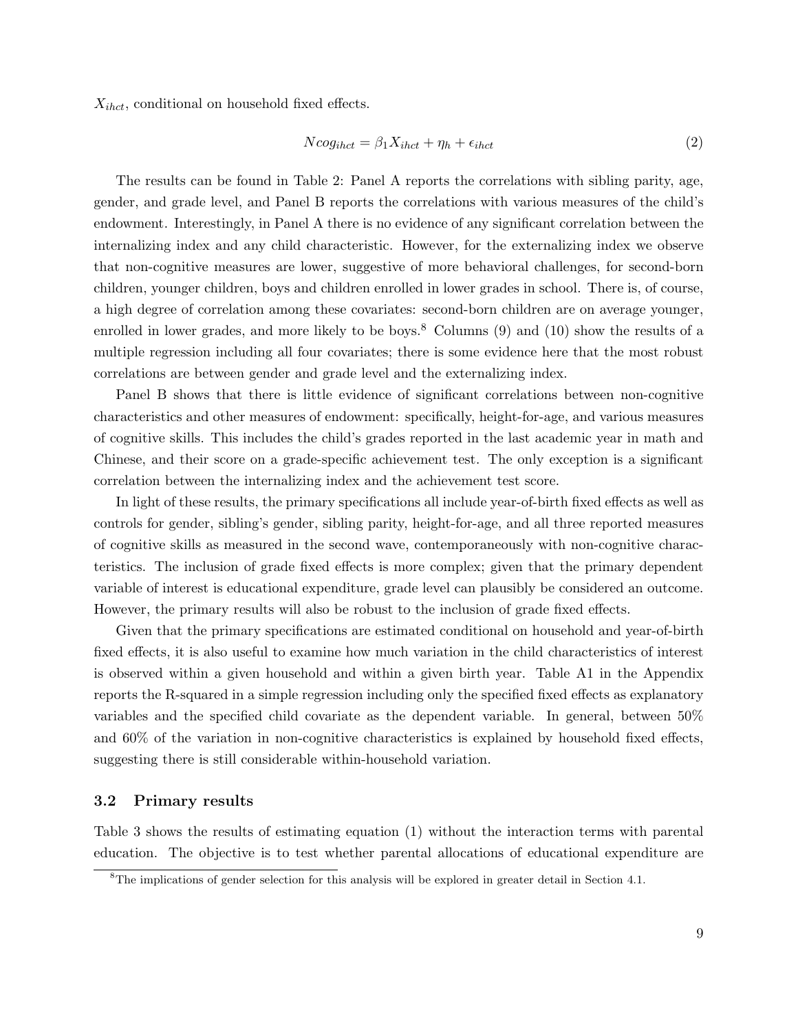$X_{ihct}$, conditional on household fixed effects.

$$Ncog_{ihct} = \beta_1 X_{ihct} + \eta_h + \epsilon_{ihct} \tag{2}$$

The results can be found in Table 2: Panel A reports the correlations with sibling parity, age, gender, and grade level, and Panel B reports the correlations with various measures of the child's endowment. Interestingly, in Panel A there is no evidence of any significant correlation between the internalizing index and any child characteristic. However, for the externalizing index we observe that non-cognitive measures are lower, suggestive of more behavioral challenges, for second-born children, younger children, boys and children enrolled in lower grades in school. There is, of course, a high degree of correlation among these covariates: second-born children are on average younger, enrolled in lower grades, and more likely to be boys.[8] Columns (9) and (10) show the results of a multiple regression including all four covariates; there is some evidence here that the most robust correlations are between gender and grade level and the externalizing index.

Panel B shows that there is little evidence of significant correlations between non-cognitive characteristics and other measures of endowment: specifically, height-for-age, and various measures of cognitive skills. This includes the child's grades reported in the last academic year in math and Chinese, and their score on a grade-specific achievement test. The only exception is a significant correlation between the internalizing index and the achievement test score.

In light of these results, the primary specifications all include year-of-birth fixed effects as well as controls for gender, sibling's gender, sibling parity, height-for-age, and all three reported measures of cognitive skills as measured in the second wave, contemporaneously with non-cognitive characteristics. The inclusion of grade fixed effects is more complex; given that the primary dependent variable of interest is educational expenditure, grade level can plausibly be considered an outcome. However, the primary results will also be robust to the inclusion of grade fixed effects.

Given that the primary specifications are estimated conditional on household and year-of-birth fixed effects, it is also useful to examine how much variation in the child characteristics of interest is observed within a given household and within a given birth year. Table A1 in the Appendix reports the R-squared in a simple regression including only the specified fixed effects as explanatory variables and the specified child covariate as the dependent variable. In general, between 50% and 60% of the variation in non-cognitive characteristics is explained by household fixed effects, suggesting there is still considerable within-household variation.

### 3.2 Primary results

Table 3 shows the results of estimating equation (1) without the interaction terms with parental education. The objective is to test whether parental allocations of educational expenditure are

[8] The implications of gender selection for this analysis will be explored in greater detail in Section 4.1.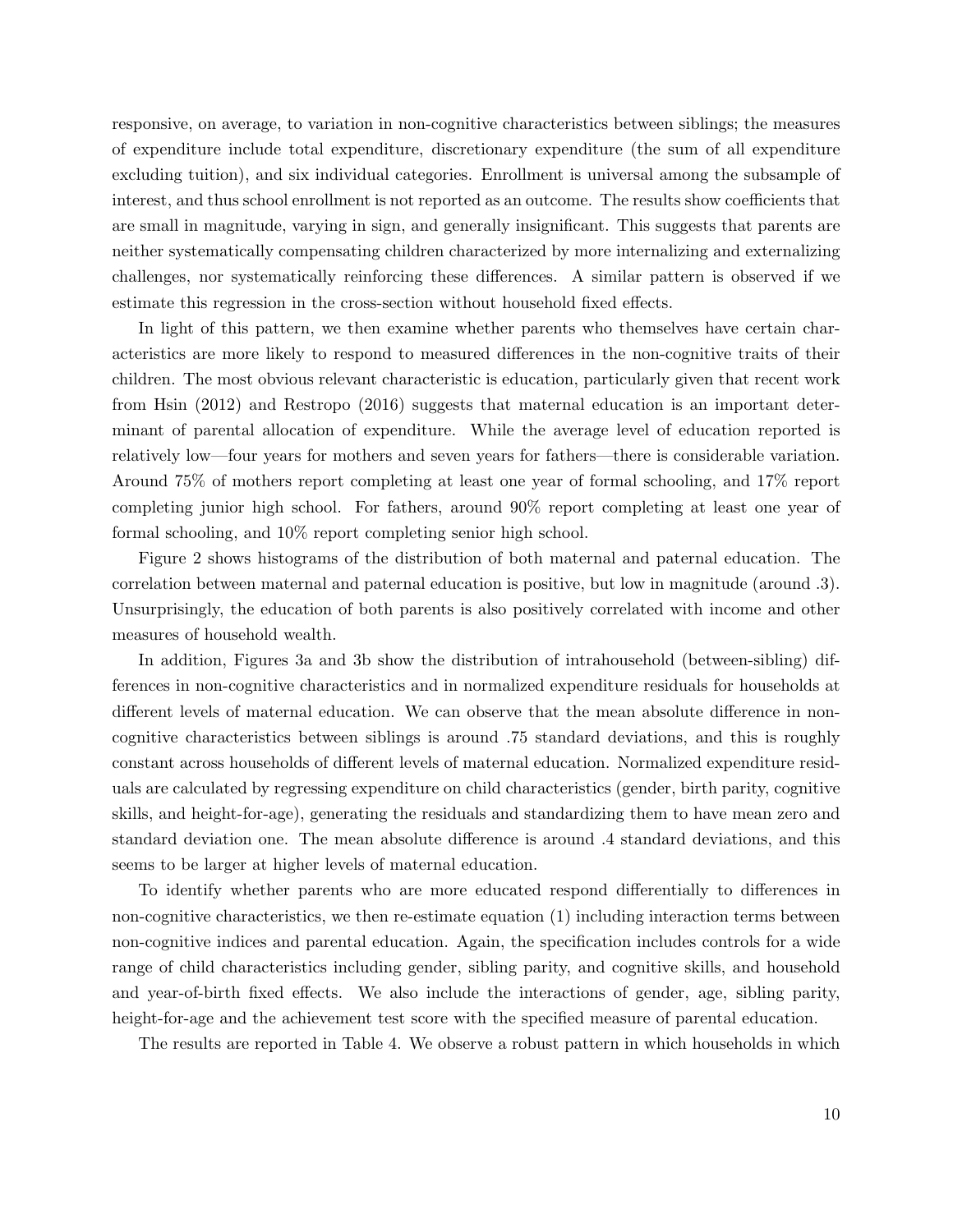responsive, on average, to variation in non-cognitive characteristics between siblings; the measures of expenditure include total expenditure, discretionary expenditure (the sum of all expenditure excluding tuition), and six individual categories. Enrollment is universal among the subsample of interest, and thus school enrollment is not reported as an outcome. The results show coefficients that are small in magnitude, varying in sign, and generally insignificant. This suggests that parents are neither systematically compensating children characterized by more internalizing and externalizing challenges, nor systematically reinforcing these differences. A similar pattern is observed if we estimate this regression in the cross-section without household fixed effects.

In light of this pattern, we then examine whether parents who themselves have certain characteristics are more likely to respond to measured differences in the non-cognitive traits of their children. The most obvious relevant characteristic is education, particularly given that recent work from Hsin (2012) and Restropo (2016) suggests that maternal education is an important determinant of parental allocation of expenditure. While the average level of education reported is relatively low—four years for mothers and seven years for fathers—there is considerable variation. Around 75% of mothers report completing at least one year of formal schooling, and 17% report completing junior high school. For fathers, around 90% report completing at least one year of formal schooling, and 10% report completing senior high school.

Figure 2 shows histograms of the distribution of both maternal and paternal education. The correlation between maternal and paternal education is positive, but low in magnitude (around .3). Unsurprisingly, the education of both parents is also positively correlated with income and other measures of household wealth.

In addition, Figures 3a and 3b show the distribution of intrahousehold (between-sibling) differences in non-cognitive characteristics and in normalized expenditure residuals for households at different levels of maternal education. We can observe that the mean absolute difference in non-cognitive characteristics between siblings is around .75 standard deviations, and this is roughly constant across households of different levels of maternal education. Normalized expenditure residuals are calculated by regressing expenditure on child characteristics (gender, birth parity, cognitive skills, and height-for-age), generating the residuals and standardizing them to have mean zero and standard deviation one. The mean absolute difference is around .4 standard deviations, and this seems to be larger at higher levels of maternal education.

To identify whether parents who are more educated respond differentially to differences in non-cognitive characteristics, we then re-estimate equation (1) including interaction terms between non-cognitive indices and parental education. Again, the specification includes controls for a wide range of child characteristics including gender, sibling parity, and cognitive skills, and household and year-of-birth fixed effects. We also include the interactions of gender, age, sibling parity, height-for-age and the achievement test score with the specified measure of parental education.

The results are reported in Table 4. We observe a robust pattern in which households in which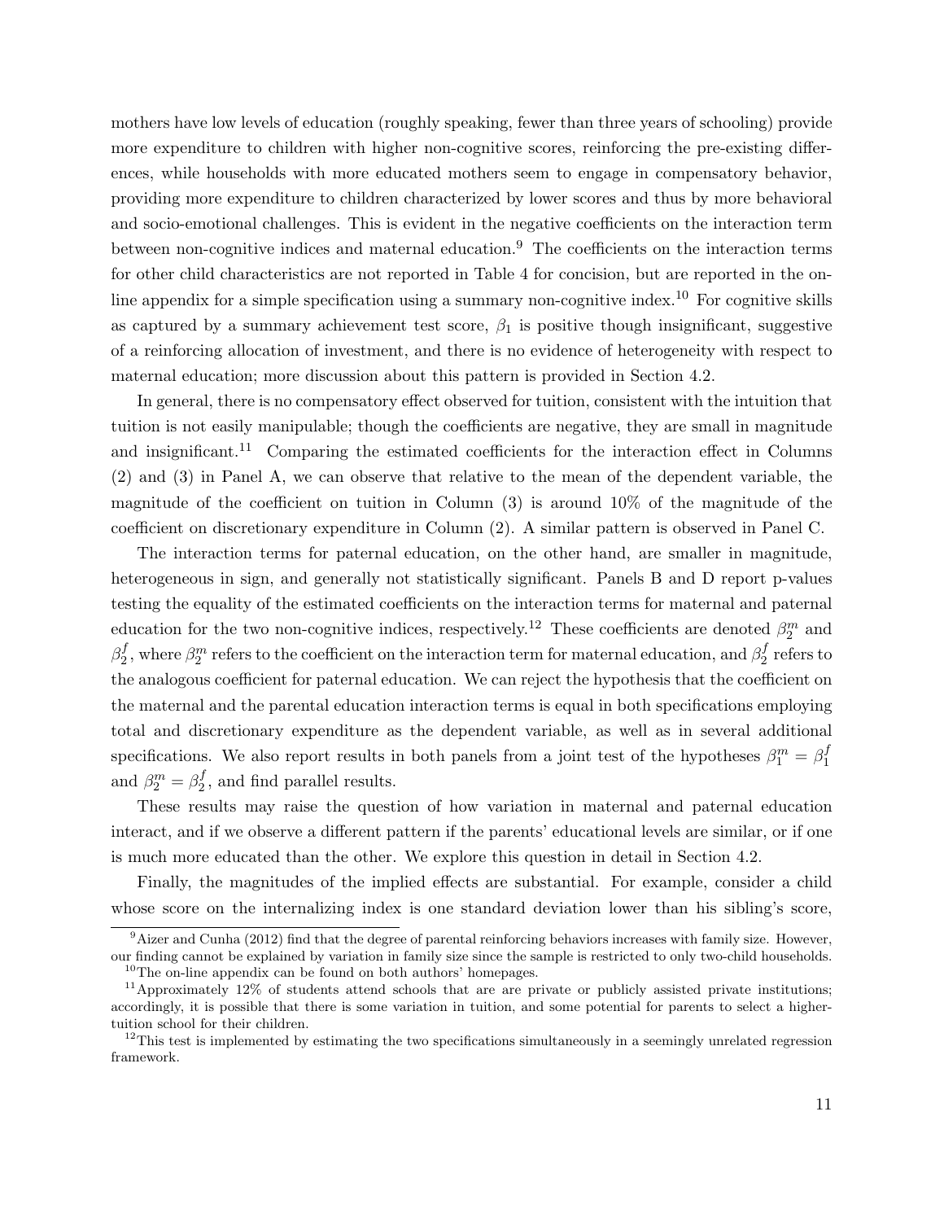mothers have low levels of education (roughly speaking, fewer than three years of schooling) provide more expenditure to children with higher non-cognitive scores, reinforcing the pre-existing differences, while households with more educated mothers seem to engage in compensatory behavior, providing more expenditure to children characterized by lower scores and thus by more behavioral and socio-emotional challenges. This is evident in the negative coefficients on the interaction term between non-cognitive indices and maternal education.[9] The coefficients on the interaction terms for other child characteristics are not reported in Table 4 for concision, but are reported in the on-line appendix for a simple specification using a summary non-cognitive index.[10] For cognitive skills as captured by a summary achievement test score, $\beta_1$ is positive though insignificant, suggestive of a reinforcing allocation of investment, and there is no evidence of heterogeneity with respect to maternal education; more discussion about this pattern is provided in Section 4.2.

In general, there is no compensatory effect observed for tuition, consistent with the intuition that tuition is not easily manipulable; though the coefficients are negative, they are small in magnitude and insignificant.[11] Comparing the estimated coefficients for the interaction effect in Columns (2) and (3) in Panel A, we can observe that relative to the mean of the dependent variable, the magnitude of the coefficient on tuition in Column (3) is around 10% of the magnitude of the coefficient on discretionary expenditure in Column (2). A similar pattern is observed in Panel C.

The interaction terms for paternal education, on the other hand, are smaller in magnitude, heterogeneous in sign, and generally not statistically significant. Panels B and D report p-values testing the equality of the estimated coefficients on the interaction terms for maternal and paternal education for the two non-cognitive indices, respectively.[12] These coefficients are denoted $\beta_2^m$ and $\beta_2^f$, where $\beta_2^m$ refers to the coefficient on the interaction term for maternal education, and $\beta_2^f$ refers to the analogous coefficient for paternal education. We can reject the hypothesis that the coefficient on the maternal and the parental education interaction terms is equal in both specifications employing total and discretionary expenditure as the dependent variable, as well as in several additional specifications. We also report results in both panels from a joint test of the hypotheses $\beta_1^m = \beta_1^f$ and $\beta_2^m = \beta_2^f$, and find parallel results.

These results may raise the question of how variation in maternal and paternal education interact, and if we observe a different pattern if the parents' educational levels are similar, or if one is much more educated than the other. We explore this question in detail in Section 4.2.

Finally, the magnitudes of the implied effects are substantial. For example, consider a child whose score on the internalizing index is one standard deviation lower than his sibling's score,

---

[9] Aizer and Cunha (2012) find that the degree of parental reinforcing behaviors increases with family size. However, our finding cannot be explained by variation in family size since the sample is restricted to only two-child households.

[10] The on-line appendix can be found on both authors' homepages.

[11] Approximately 12% of students attend schools that are are private or publicly assisted private institutions; accordingly, it is possible that there is some variation in tuition, and some potential for parents to select a higher-tuition school for their children.

[12] This test is implemented by estimating the two specifications simultaneously in a seemingly unrelated regression framework.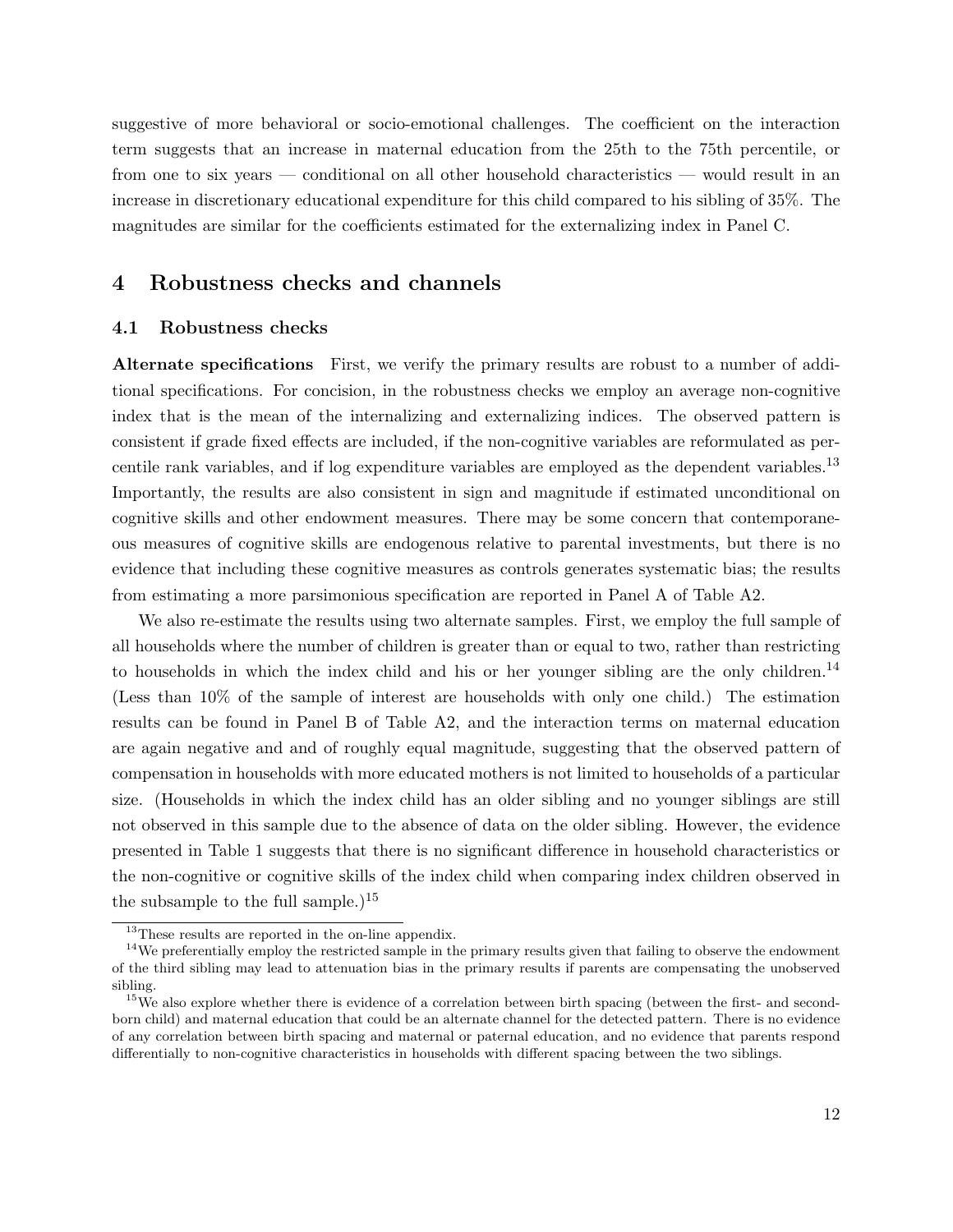suggestive of more behavioral or socio-emotional challenges. The coefficient on the interaction term suggests that an increase in maternal education from the 25th to the 75th percentile, or from one to six years — conditional on all other household characteristics — would result in an increase in discretionary educational expenditure for this child compared to his sibling of 35%. The magnitudes are similar for the coefficients estimated for the externalizing index in Panel C.

# 4 Robustness checks and channels

## 4.1 Robustness checks

**Alternate specifications** First, we verify the primary results are robust to a number of additional specifications. For concision, in the robustness checks we employ an average non-cognitive index that is the mean of the internalizing and externalizing indices. The observed pattern is consistent if grade fixed effects are included, if the non-cognitive variables are reformulated as percentile rank variables, and if log expenditure variables are employed as the dependent variables.[13] Importantly, the results are also consistent in sign and magnitude if estimated unconditional on cognitive skills and other endowment measures. There may be some concern that contemporaneous measures of cognitive skills are endogenous relative to parental investments, but there is no evidence that including these cognitive measures as controls generates systematic bias; the results from estimating a more parsimonious specification are reported in Panel A of Table A2.

We also re-estimate the results using two alternate samples. First, we employ the full sample of all households where the number of children is greater than or equal to two, rather than restricting to households in which the index child and his or her younger sibling are the only children.[14] (Less than 10% of the sample of interest are households with only one child.) The estimation results can be found in Panel B of Table A2, and the interaction terms on maternal education are again negative and and of roughly equal magnitude, suggesting that the observed pattern of compensation in households with more educated mothers is not limited to households of a particular size. (Households in which the index child has an older sibling and no younger siblings are still not observed in this sample due to the absence of data on the older sibling. However, the evidence presented in Table 1 suggests that there is no significant difference in household characteristics or the non-cognitive or cognitive skills of the index child when comparing index children observed in the subsample to the full sample.)[15]

[13] These results are reported in the on-line appendix.

[14] We preferentially employ the restricted sample in the primary results given that failing to observe the endowment of the third sibling may lead to attenuation bias in the primary results if parents are compensating the unobserved sibling.

[15] We also explore whether there is evidence of a correlation between birth spacing (between the first- and second-born child) and maternal education that could be an alternate channel for the detected pattern. There is no evidence of any correlation between birth spacing and maternal or paternal education, and no evidence that parents respond differentially to non-cognitive characteristics in households with different spacing between the two siblings.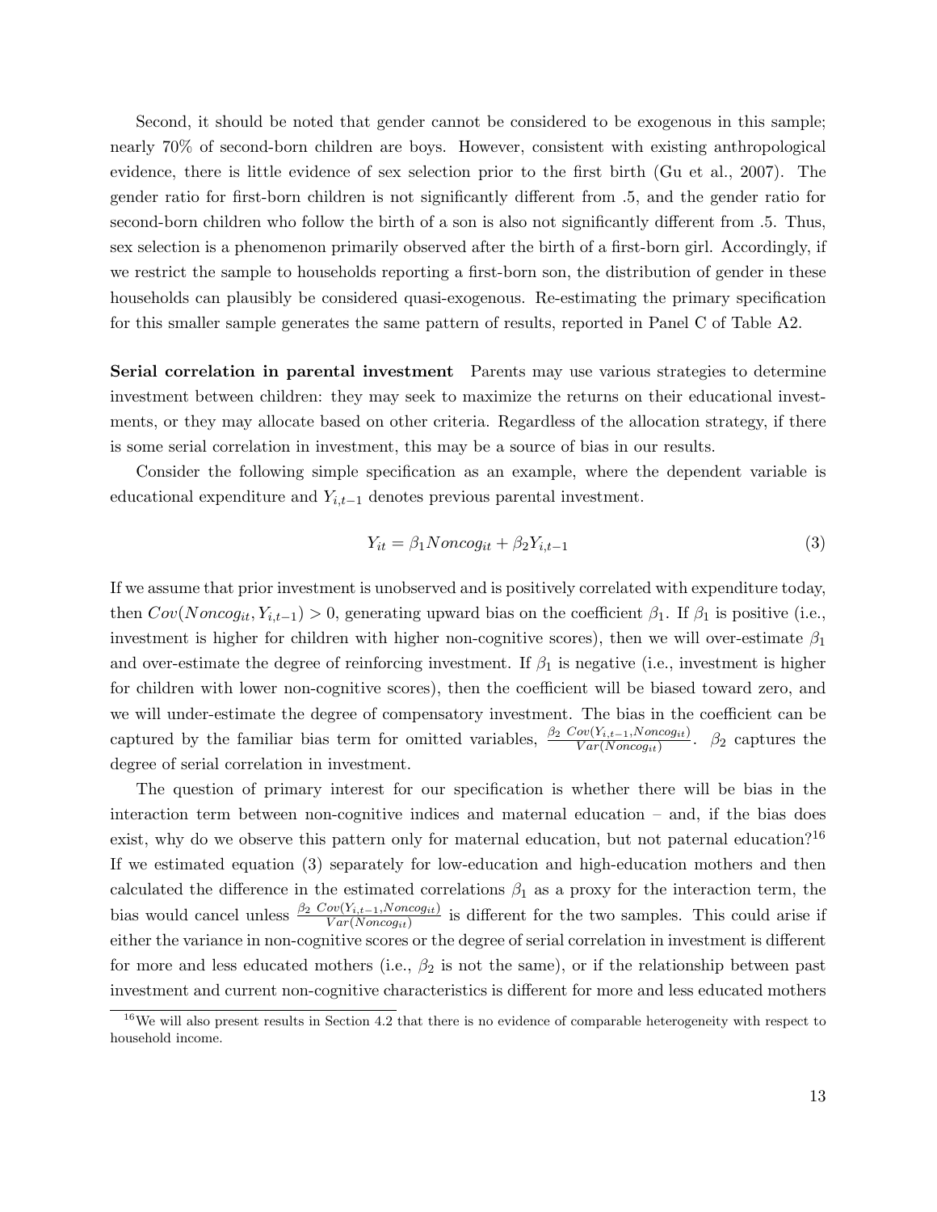Second, it should be noted that gender cannot be considered to be exogenous in this sample; nearly 70% of second-born children are boys. However, consistent with existing anthropological evidence, there is little evidence of sex selection prior to the first birth (Gu et al., 2007). The gender ratio for first-born children is not significantly different from .5, and the gender ratio for second-born children who follow the birth of a son is also not significantly different from .5. Thus, sex selection is a phenomenon primarily observed after the birth of a first-born girl. Accordingly, if we restrict the sample to households reporting a first-born son, the distribution of gender in these households can plausibly be considered quasi-exogenous. Re-estimating the primary specification for this smaller sample generates the same pattern of results, reported in Panel C of Table A2.

**Serial correlation in parental investment** Parents may use various strategies to determine investment between children: they may seek to maximize the returns on their educational investments, or they may allocate based on other criteria. Regardless of the allocation strategy, if there is some serial correlation in investment, this may be a source of bias in our results.

Consider the following simple specification as an example, where the dependent variable is educational expenditure and $Y_{i,t-1}$ denotes previous parental investment.

$$Y_{it} = \beta_1 Noncog_{it} + \beta_2 Y_{i,t-1} \tag{3}$$

If we assume that prior investment is unobserved and is positively correlated with expenditure today, then $Cov(Noncog_{it}, Y_{i,t-1}) > 0$, generating upward bias on the coefficient $\beta_1$. If $\beta_1$ is positive (i.e., investment is higher for children with higher non-cognitive scores), then we will over-estimate $\beta_1$ and over-estimate the degree of reinforcing investment. If $\beta_1$ is negative (i.e., investment is higher for children with lower non-cognitive scores), then the coefficient will be biased toward zero, and we will under-estimate the degree of compensatory investment. The bias in the coefficient can be captured by the familiar bias term for omitted variables, $\frac{\beta_2 \ Cov(Y_{i,t-1}, Noncog_{it})}{Var(Noncog_{it})}$. $\beta_2$ captures the degree of serial correlation in investment.

The question of primary interest for our specification is whether there will be bias in the interaction term between non-cognitive indices and maternal education – and, if the bias does exist, why do we observe this pattern only for maternal education, but not paternal education?[16] If we estimated equation (3) separately for low-education and high-education mothers and then calculated the difference in the estimated correlations $\beta_1$ as a proxy for the interaction term, the bias would cancel unless $\frac{\beta_2 \ Cov(Y_{i,t-1}, Noncog_{it})}{Var(Noncog_{it})}$ is different for the two samples. This could arise if either the variance in non-cognitive scores or the degree of serial correlation in investment is different for more and less educated mothers (i.e., $\beta_2$ is not the same), or if the relationship between past investment and current non-cognitive characteristics is different for more and less educated mothers

[16] We will also present results in Section 4.2 that there is no evidence of comparable heterogeneity with respect to household income.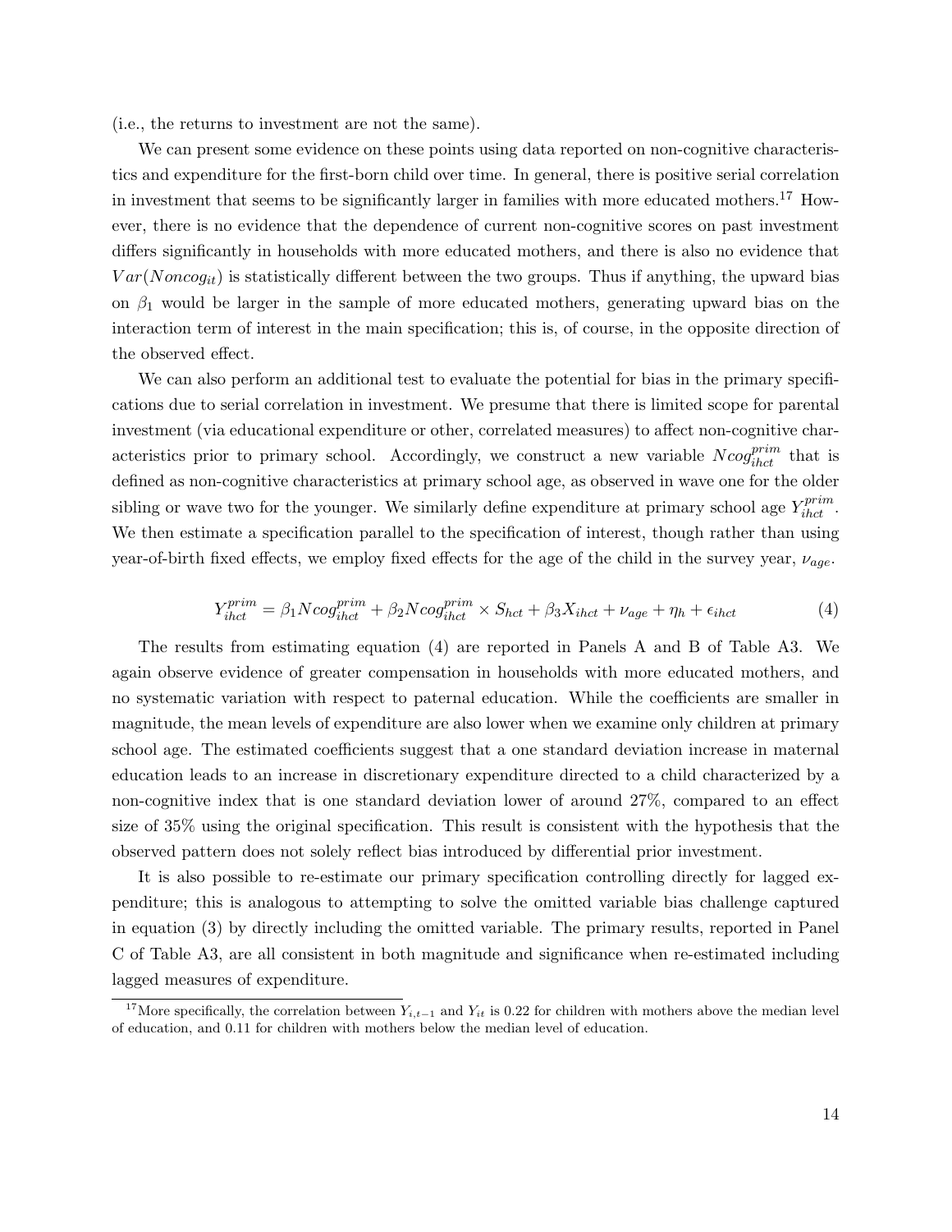(i.e., the returns to investment are not the same).

We can present some evidence on these points using data reported on non-cognitive characteristics and expenditure for the first-born child over time. In general, there is positive serial correlation in investment that seems to be significantly larger in families with more educated mothers.[17] However, there is no evidence that the dependence of current non-cognitive scores on past investment differs significantly in households with more educated mothers, and there is also no evidence that $Var(Noncog_{it})$ is statistically different between the two groups. Thus if anything, the upward bias on $\beta_1$ would be larger in the sample of more educated mothers, generating upward bias on the interaction term of interest in the main specification; this is, of course, in the opposite direction of the observed effect.

We can also perform an additional test to evaluate the potential for bias in the primary specifications due to serial correlation in investment. We presume that there is limited scope for parental investment (via educational expenditure or other, correlated measures) to affect non-cognitive characteristics prior to primary school. Accordingly, we construct a new variable $Ncog_{ihct}^{prim}$ that is defined as non-cognitive characteristics at primary school age, as observed in wave one for the older sibling or wave two for the younger. We similarly define expenditure at primary school age $Y_{ihct}^{prim}$. We then estimate a specification parallel to the specification of interest, though rather than using year-of-birth fixed effects, we employ fixed effects for the age of the child in the survey year, $\nu_{age}$.

$$Y_{ihct}^{prim} = \beta_1 Ncog_{ihct}^{prim} + \beta_2 Ncog_{ihct}^{prim} \times S_{hct} + \beta_3 X_{ihct} + \nu_{age} + \eta_h + \epsilon_{ihct} \tag{4}$$

The results from estimating equation (4) are reported in Panels A and B of Table A3. We again observe evidence of greater compensation in households with more educated mothers, and no systematic variation with respect to paternal education. While the coefficients are smaller in magnitude, the mean levels of expenditure are also lower when we examine only children at primary school age. The estimated coefficients suggest that a one standard deviation increase in maternal education leads to an increase in discretionary expenditure directed to a child characterized by a non-cognitive index that is one standard deviation lower of around 27%, compared to an effect size of 35% using the original specification. This result is consistent with the hypothesis that the observed pattern does not solely reflect bias introduced by differential prior investment.

It is also possible to re-estimate our primary specification controlling directly for lagged expenditure; this is analogous to attempting to solve the omitted variable bias challenge captured in equation (3) by directly including the omitted variable. The primary results, reported in Panel C of Table A3, are all consistent in both magnitude and significance when re-estimated including lagged measures of expenditure.

[17] More specifically, the correlation between $Y_{i,t-1}$ and $Y_{it}$ is 0.22 for children with mothers above the median level of education, and 0.11 for children with mothers below the median level of education.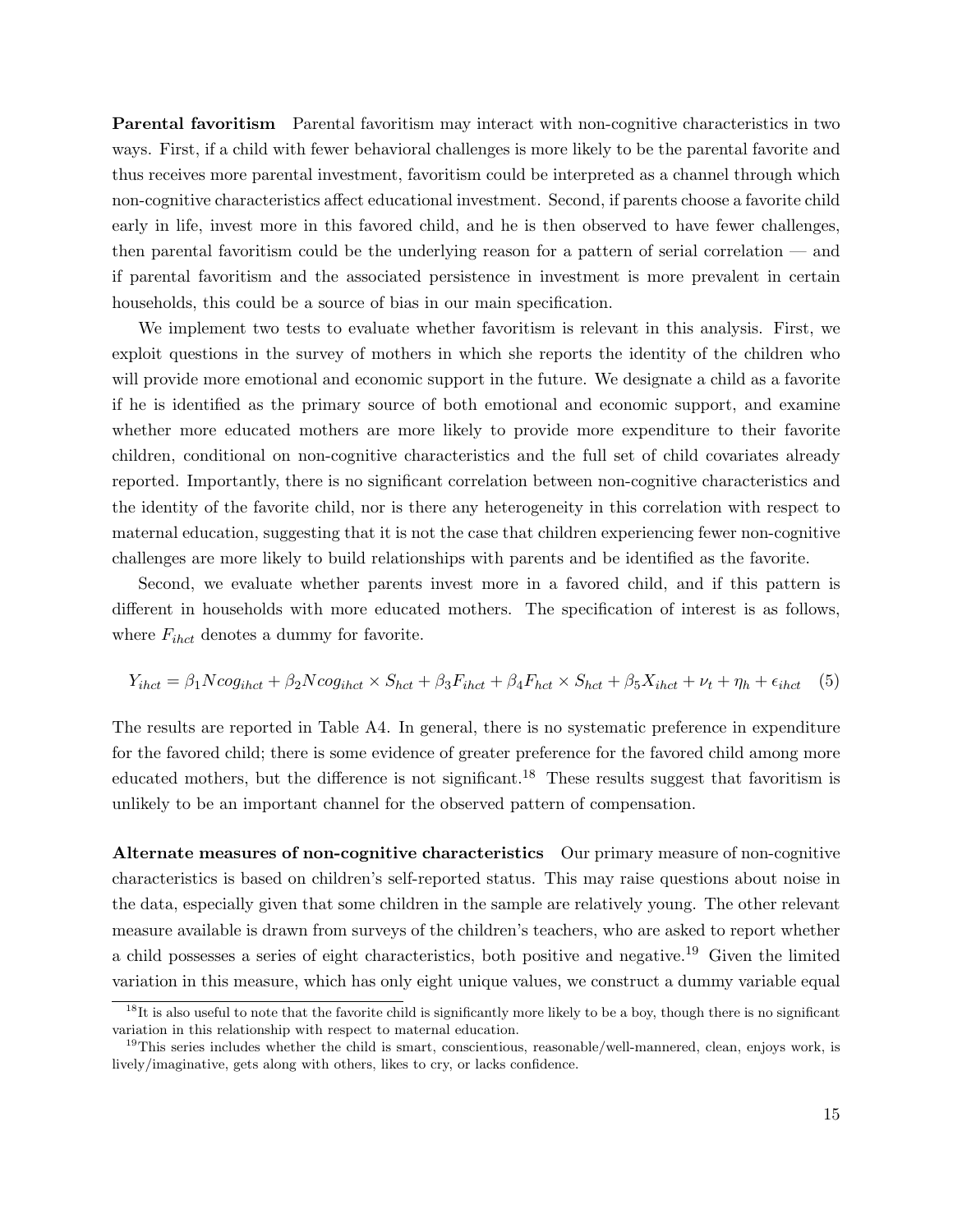**Parental favoritism** Parental favoritism may interact with non-cognitive characteristics in two ways. First, if a child with fewer behavioral challenges is more likely to be the parental favorite and thus receives more parental investment, favoritism could be interpreted as a channel through which non-cognitive characteristics affect educational investment. Second, if parents choose a favorite child early in life, invest more in this favored child, and he is then observed to have fewer challenges, then parental favoritism could be the underlying reason for a pattern of serial correlation — and if parental favoritism and the associated persistence in investment is more prevalent in certain households, this could be a source of bias in our main specification.

We implement two tests to evaluate whether favoritism is relevant in this analysis. First, we exploit questions in the survey of mothers in which she reports the identity of the children who will provide more emotional and economic support in the future. We designate a child as a favorite if he is identified as the primary source of both emotional and economic support, and examine whether more educated mothers are more likely to provide more expenditure to their favorite children, conditional on non-cognitive characteristics and the full set of child covariates already reported. Importantly, there is no significant correlation between non-cognitive characteristics and the identity of the favorite child, nor is there any heterogeneity in this correlation with respect to maternal education, suggesting that it is not the case that children experiencing fewer non-cognitive challenges are more likely to build relationships with parents and be identified as the favorite.

Second, we evaluate whether parents invest more in a favored child, and if this pattern is different in households with more educated mothers. The specification of interest is as follows, where $F_{ihct}$ denotes a dummy for favorite.

$$Y_{ihct} = \beta_1 Ncog_{ihct} + \beta_2 Ncog_{ihct} \times S_{hct} + \beta_3 F_{ihct} + \beta_4 F_{hct} \times S_{hct} + \beta_5 X_{ihct} + \nu_t + \eta_h + \epsilon_{ihct} \quad (5)$$

The results are reported in Table A4. In general, there is no systematic preference in expenditure for the favored child; there is some evidence of greater preference for the favored child among more educated mothers, but the difference is not significant.[18] These results suggest that favoritism is unlikely to be an important channel for the observed pattern of compensation.

**Alternate measures of non-cognitive characteristics** Our primary measure of non-cognitive characteristics is based on children's self-reported status. This may raise questions about noise in the data, especially given that some children in the sample are relatively young. The other relevant measure available is drawn from surveys of the children's teachers, who are asked to report whether a child possesses a series of eight characteristics, both positive and negative.[19] Given the limited variation in this measure, which has only eight unique values, we construct a dummy variable equal

[18] It is also useful to note that the favorite child is significantly more likely to be a boy, though there is no significant variation in this relationship with respect to maternal education.

[19] This series includes whether the child is smart, conscientious, reasonable/well-mannered, clean, enjoys work, is lively/imaginative, gets along with others, likes to cry, or lacks confidence.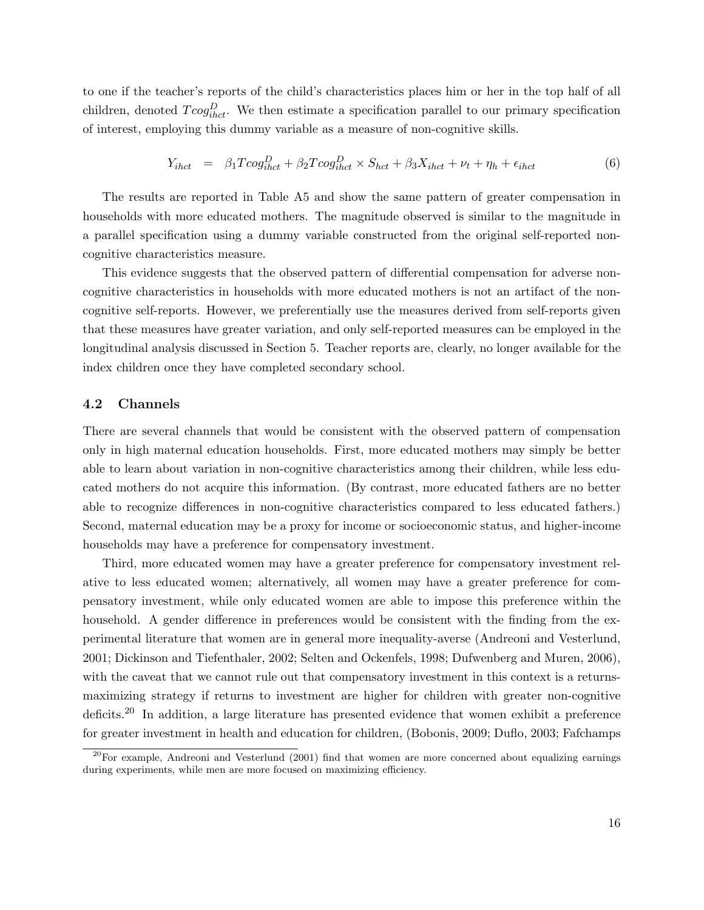to one if the teacher's reports of the child's characteristics places him or her in the top half of all children, denoted $Tcog^D_{ihct}$. We then estimate a specification parallel to our primary specification of interest, employing this dummy variable as a measure of non-cognitive skills.

$$Y_{ihct} \quad = \quad \beta_1 Tcog^D_{ihct} + \beta_2 Tcog^D_{ihct} \times S_{hct} + \beta_3 X_{ihct} + \nu_t + \eta_h + \epsilon_{ihct} \tag{6}$$

The results are reported in Table A5 and show the same pattern of greater compensation in households with more educated mothers. The magnitude observed is similar to the magnitude in a parallel specification using a dummy variable constructed from the original self-reported non-cognitive characteristics measure.

This evidence suggests that the observed pattern of differential compensation for adverse non-cognitive characteristics in households with more educated mothers is not an artifact of the non-cognitive self-reports. However, we preferentially use the measures derived from self-reports given that these measures have greater variation, and only self-reported measures can be employed in the longitudinal analysis discussed in Section 5. Teacher reports are, clearly, no longer available for the index children once they have completed secondary school.

### 4.2 Channels

There are several channels that would be consistent with the observed pattern of compensation only in high maternal education households. First, more educated mothers may simply be better able to learn about variation in non-cognitive characteristics among their children, while less educated mothers do not acquire this information. (By contrast, more educated fathers are no better able to recognize differences in non-cognitive characteristics compared to less educated fathers.) Second, maternal education may be a proxy for income or socioeconomic status, and higher-income households may have a preference for compensatory investment.

Third, more educated women may have a greater preference for compensatory investment relative to less educated women; alternatively, all women may have a greater preference for compensatory investment, while only educated women are able to impose this preference within the household. A gender difference in preferences would be consistent with the finding from the experimental literature that women are in general more inequality-averse (Andreoni and Vesterlund, 2001; Dickinson and Tiefenthaler, 2002; Selten and Ockenfels, 1998; Dufwenberg and Muren, 2006), with the caveat that we cannot rule out that compensatory investment in this context is a returns-maximizing strategy if returns to investment are higher for children with greater non-cognitive deficits.[20] In addition, a large literature has presented evidence that women exhibit a preference for greater investment in health and education for children, (Bobonis, 2009; Duflo, 2003; Fafchamps

[20]For example, Andreoni and Vesterlund (2001) find that women are more concerned about equalizing earnings during experiments, while men are more focused on maximizing efficiency.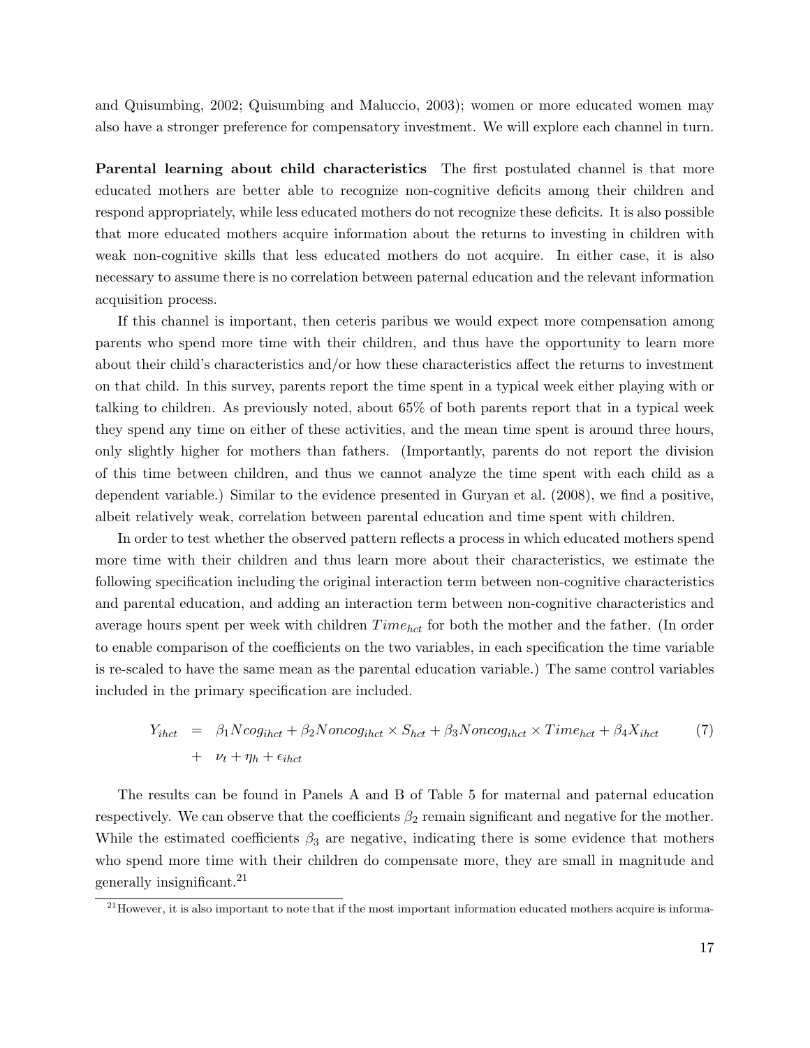and Quisumbing, 2002; Quisumbing and Maluccio, 2003); women or more educated women may also have a stronger preference for compensatory investment. We will explore each channel in turn.

**Parental learning about child characteristics** The first postulated channel is that more educated mothers are better able to recognize non-cognitive deficits among their children and respond appropriately, while less educated mothers do not recognize these deficits. It is also possible that more educated mothers acquire information about the returns to investing in children with weak non-cognitive skills that less educated mothers do not acquire. In either case, it is also necessary to assume there is no correlation between paternal education and the relevant information acquisition process.

If this channel is important, then ceteris paribus we would expect more compensation among parents who spend more time with their children, and thus have the opportunity to learn more about their child's characteristics and/or how these characteristics affect the returns to investment on that child. In this survey, parents report the time spent in a typical week either playing with or talking to children. As previously noted, about 65% of both parents report that in a typical week they spend any time on either of these activities, and the mean time spent is around three hours, only slightly higher for mothers than fathers. (Importantly, parents do not report the division of this time between children, and thus we cannot analyze the time spent with each child as a dependent variable.) Similar to the evidence presented in Guryan et al. (2008), we find a positive, albeit relatively weak, correlation between parental education and time spent with children.

In order to test whether the observed pattern reflects a process in which educated mothers spend more time with their children and thus learn more about their characteristics, we estimate the following specification including the original interaction term between non-cognitive characteristics and parental education, and adding an interaction term between non-cognitive characteristics and average hours spent per week with children $Time_{hct}$ for both the mother and the father. (In order to enable comparison of the coefficients on the two variables, in each specification the time variable is re-scaled to have the same mean as the parental education variable.) The same control variables included in the primary specification are included.

$$\begin{aligned} Y_{ihct} &= \beta_1 Ncog_{ihct} + \beta_2 Noncog_{ihct} \times S_{hct} + \beta_3 Noncog_{ihct} \times Time_{hct} + \beta_4 X_{ihct} \\ &+ \nu_t + \eta_h + \epsilon_{ihct} \end{aligned} \tag{7}$$

The results can be found in Panels A and B of Table 5 for maternal and paternal education respectively. We can observe that the coefficients $\beta_2$ remain significant and negative for the mother. While the estimated coefficients $\beta_3$ are negative, indicating there is some evidence that mothers who spend more time with their children do compensate more, they are small in magnitude and generally insignificant.[21]

[21]However, it is also important to note that if the most important information educated mothers acquire is informa-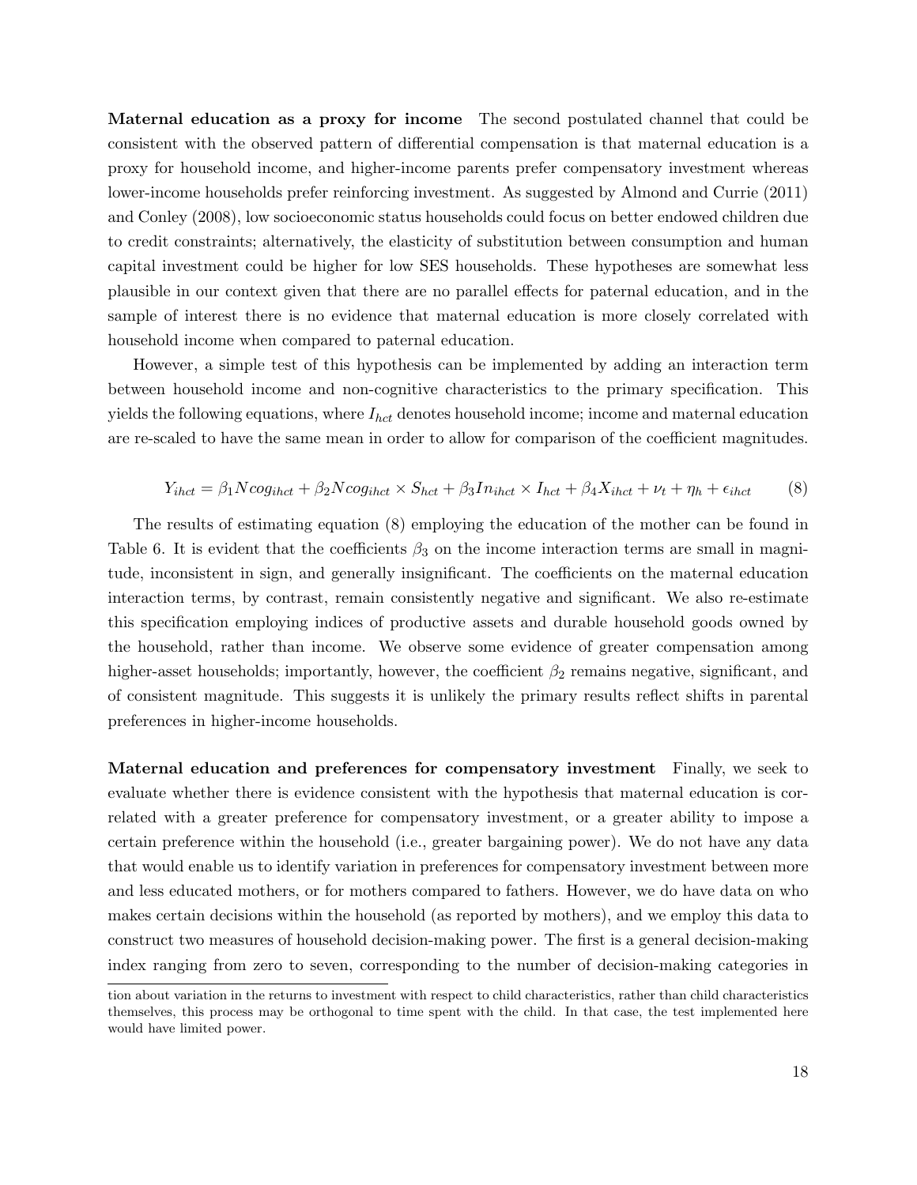**Maternal education as a proxy for income** The second postulated channel that could be consistent with the observed pattern of differential compensation is that maternal education is a proxy for household income, and higher-income parents prefer compensatory investment whereas lower-income households prefer reinforcing investment. As suggested by Almond and Currie (2011) and Conley (2008), low socioeconomic status households could focus on better endowed children due to credit constraints; alternatively, the elasticity of substitution between consumption and human capital investment could be higher for low SES households. These hypotheses are somewhat less plausible in our context given that there are no parallel effects for paternal education, and in the sample of interest there is no evidence that maternal education is more closely correlated with household income when compared to paternal education.

However, a simple test of this hypothesis can be implemented by adding an interaction term between household income and non-cognitive characteristics to the primary specification. This yields the following equations, where $I_{hct}$ denotes household income; income and maternal education are re-scaled to have the same mean in order to allow for comparison of the coefficient magnitudes.

$$Y_{ihct} = \beta_1 Ncog_{ihct} + \beta_2 Ncog_{ihct} \times S_{hct} + \beta_3 In_{ihct} \times I_{hct} + \beta_4 X_{ihct} + \nu_t + \eta_h + \epsilon_{ihct} \tag{8}$$

The results of estimating equation (8) employing the education of the mother can be found in Table 6. It is evident that the coefficients $\beta_3$ on the income interaction terms are small in magnitude, inconsistent in sign, and generally insignificant. The coefficients on the maternal education interaction terms, by contrast, remain consistently negative and significant. We also re-estimate this specification employing indices of productive assets and durable household goods owned by the household, rather than income. We observe some evidence of greater compensation among higher-asset households; importantly, however, the coefficient $\beta_2$ remains negative, significant, and of consistent magnitude. This suggests it is unlikely the primary results reflect shifts in parental preferences in higher-income households.

**Maternal education and preferences for compensatory investment** Finally, we seek to evaluate whether there is evidence consistent with the hypothesis that maternal education is correlated with a greater preference for compensatory investment, or a greater ability to impose a certain preference within the household (i.e., greater bargaining power). We do not have any data that would enable us to identify variation in preferences for compensatory investment between more and less educated mothers, or for mothers compared to fathers. However, we do have data on who makes certain decisions within the household (as reported by mothers), and we employ this data to construct two measures of household decision-making power. The first is a general decision-making index ranging from zero to seven, corresponding to the number of decision-making categories in

tion about variation in the returns to investment with respect to child characteristics, rather than child characteristics themselves, this process may be orthogonal to time spent with the child. In that case, the test implemented here would have limited power.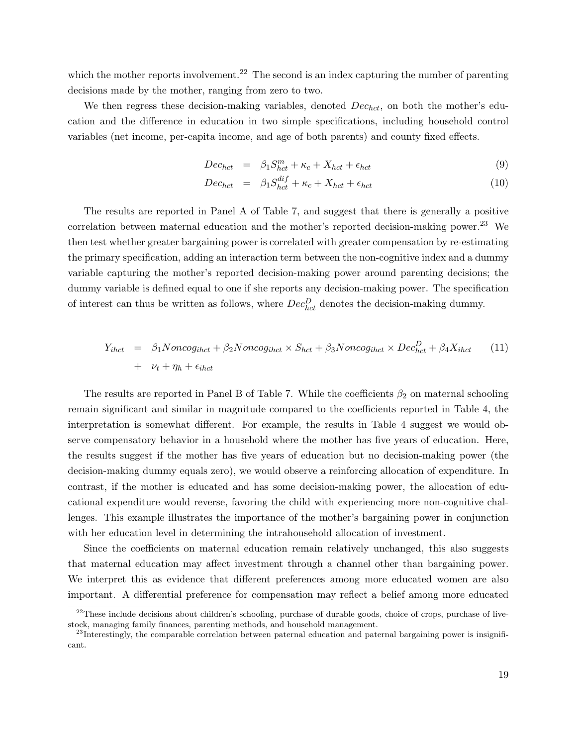which the mother reports involvement.[22] The second is an index capturing the number of parenting decisions made by the mother, ranging from zero to two.

We then regress these decision-making variables, denoted $Dec_{hct}$, on both the mother's education and the difference in education in two simple specifications, including household control variables (net income, per-capita income, and age of both parents) and county fixed effects.

$$
\begin{aligned}
Dec_{hct} &= \beta_1 S^{m}_{hct} + \kappa_c + X_{hct} + \epsilon_{hct} \qquad (9)\\
Dec_{hct} &= \beta_1 S^{dif}_{hct} + \kappa_c + X_{hct} + \epsilon_{hct} \qquad (10)
\end{aligned}
$$

The results are reported in Panel A of Table 7, and suggest that there is generally a positive correlation between maternal education and the mother's reported decision-making power.[23] We then test whether greater bargaining power is correlated with greater compensation by re-estimating the primary specification, adding an interaction term between the non-cognitive index and a dummy variable capturing the mother's reported decision-making power around parenting decisions; the dummy variable is defined equal to one if she reports any decision-making power. The specification of interest can thus be written as follows, where $Dec^{D}_{hct}$ denotes the decision-making dummy.

$$
\begin{aligned}
Y_{ihct} &= \beta_1 Noncog_{ihct} + \beta_2 Noncog_{ihct} \times S_{hct} + \beta_3 Noncog_{ihct} \times Dec^{D}_{hct} + \beta_4 X_{ihct} \qquad (11)\\
&+ \nu_t + \eta_h + \epsilon_{ihct}
\end{aligned}
$$

The results are reported in Panel B of Table 7. While the coefficients $\beta_2$ on maternal schooling remain significant and similar in magnitude compared to the coefficients reported in Table 4, the interpretation is somewhat different. For example, the results in Table 4 suggest we would observe compensatory behavior in a household where the mother has five years of education. Here, the results suggest if the mother has five years of education but no decision-making power (the decision-making dummy equals zero), we would observe a reinforcing allocation of expenditure. In contrast, if the mother is educated and has some decision-making power, the allocation of educational expenditure would reverse, favoring the child with experiencing more non-cognitive challenges. This example illustrates the importance of the mother's bargaining power in conjunction with her education level in determining the intrahousehold allocation of investment.

Since the coefficients on maternal education remain relatively unchanged, this also suggests that maternal education may affect investment through a channel other than bargaining power. We interpret this as evidence that different preferences among more educated women are also important. A differential preference for compensation may reflect a belief among more educated

[22] These include decisions about children's schooling, purchase of durable goods, choice of crops, purchase of livestock, managing family finances, parenting methods, and household management.

[23] Interestingly, the comparable correlation between paternal education and paternal bargaining power is insignificant.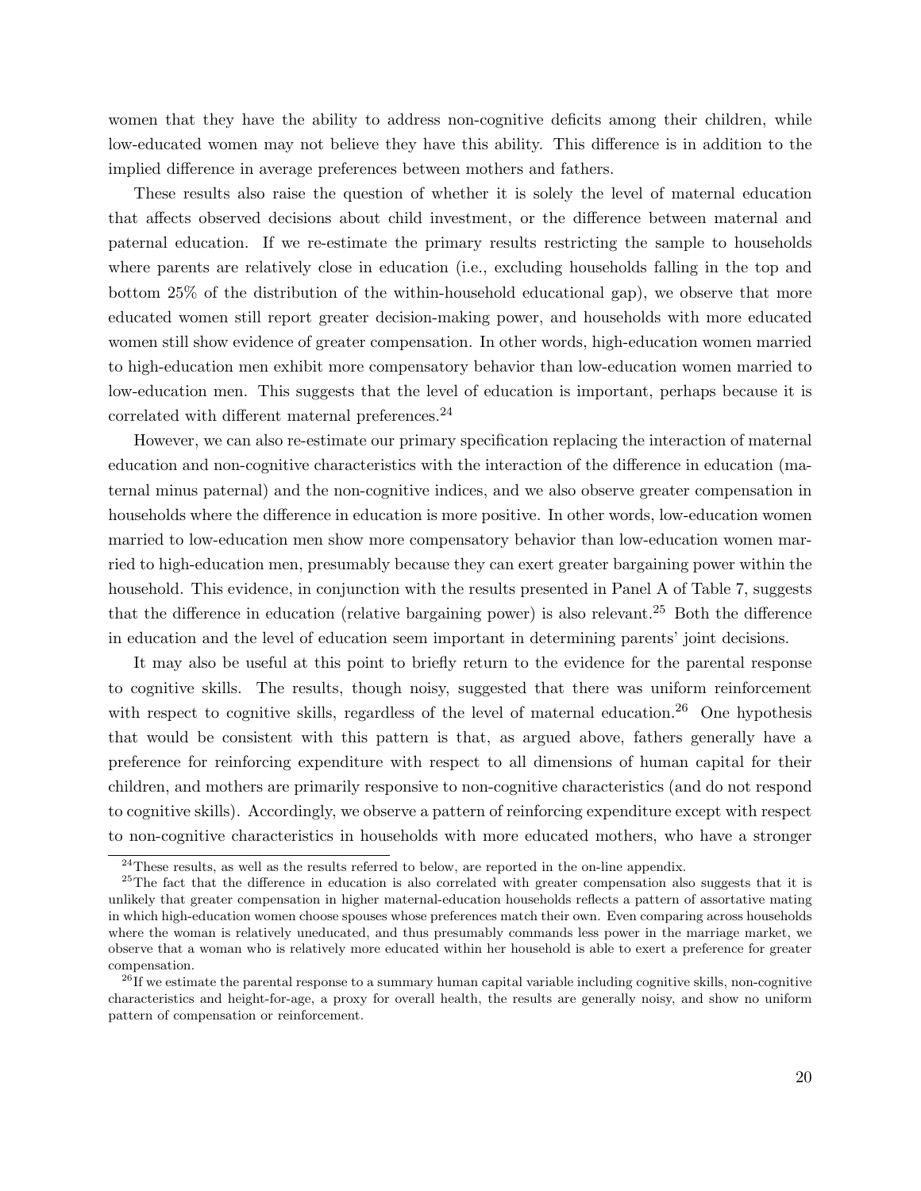women that they have the ability to address non-cognitive deficits among their children, while low-educated women may not believe they have this ability. This difference is in addition to the implied difference in average preferences between mothers and fathers.

These results also raise the question of whether it is solely the level of maternal education that affects observed decisions about child investment, or the difference between maternal and paternal education. If we re-estimate the primary results restricting the sample to households where parents are relatively close in education (i.e., excluding households falling in the top and bottom 25% of the distribution of the within-household educational gap), we observe that more educated women still report greater decision-making power, and households with more educated women still show evidence of greater compensation. In other words, high-education women married to high-education men exhibit more compensatory behavior than low-education women married to low-education men. This suggests that the level of education is important, perhaps because it is correlated with different maternal preferences.[24]

However, we can also re-estimate our primary specification replacing the interaction of maternal education and non-cognitive characteristics with the interaction of the difference in education (maternal minus paternal) and the non-cognitive indices, and we also observe greater compensation in households where the difference in education is more positive. In other words, low-education women married to low-education men show more compensatory behavior than low-education women married to high-education men, presumably because they can exert greater bargaining power within the household. This evidence, in conjunction with the results presented in Panel A of Table 7, suggests that the difference in education (relative bargaining power) is also relevant.[25] Both the difference in education and the level of education seem important in determining parents' joint decisions.

It may also be useful at this point to briefly return to the evidence for the parental response to cognitive skills. The results, though noisy, suggested that there was uniform reinforcement with respect to cognitive skills, regardless of the level of maternal education.[26] One hypothesis that would be consistent with this pattern is that, as argued above, fathers generally have a preference for reinforcing expenditure with respect to all dimensions of human capital for their children, and mothers are primarily responsive to non-cognitive characteristics (and do not respond to cognitive skills). Accordingly, we observe a pattern of reinforcing expenditure except with respect to non-cognitive characteristics in households with more educated mothers, who have a stronger

[24] These results, as well as the results referred to below, are reported in the on-line appendix.

[25] The fact that the difference in education is also correlated with greater compensation also suggests that it is unlikely that greater compensation in higher maternal-education households reflects a pattern of assortative mating in which high-education women choose spouses whose preferences match their own. Even comparing across households where the woman is relatively uneducated, and thus presumably commands less power in the marriage market, we observe that a woman who is relatively more educated within her household is able to exert a preference for greater compensation.

[26] If we estimate the parental response to a summary human capital variable including cognitive skills, non-cognitive characteristics and height-for-age, a proxy for overall health, the results are generally noisy, and show no uniform pattern of compensation or reinforcement.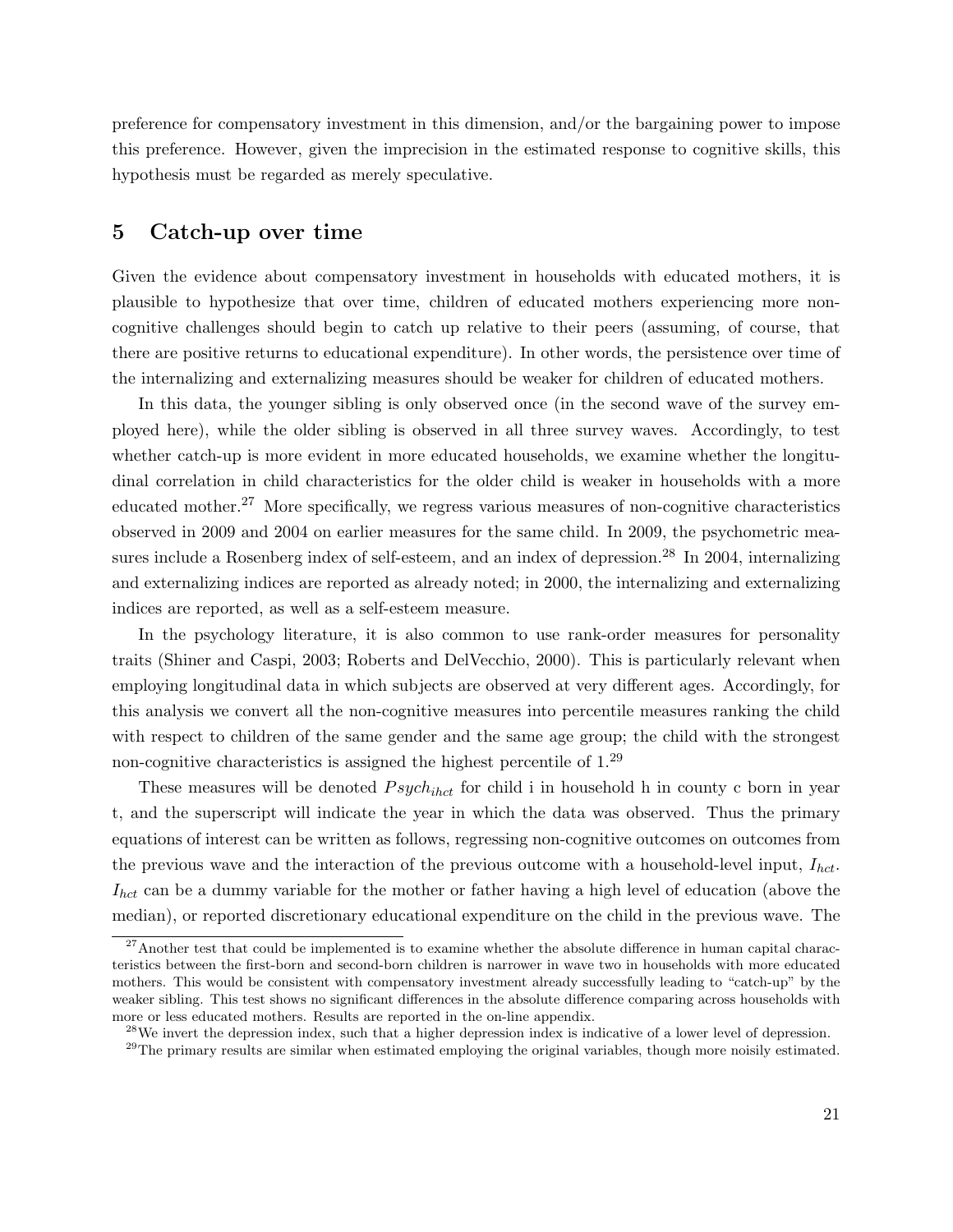preference for compensatory investment in this dimension, and/or the bargaining power to impose this preference. However, given the imprecision in the estimated response to cognitive skills, this hypothesis must be regarded as merely speculative.

## 5 Catch-up over time

Given the evidence about compensatory investment in households with educated mothers, it is plausible to hypothesize that over time, children of educated mothers experiencing more non-cognitive challenges should begin to catch up relative to their peers (assuming, of course, that there are positive returns to educational expenditure). In other words, the persistence over time of the internalizing and externalizing measures should be weaker for children of educated mothers.

In this data, the younger sibling is only observed once (in the second wave of the survey employed here), while the older sibling is observed in all three survey waves. Accordingly, to test whether catch-up is more evident in more educated households, we examine whether the longitudinal correlation in child characteristics for the older child is weaker in households with a more educated mother.[27] More specifically, we regress various measures of non-cognitive characteristics observed in 2009 and 2004 on earlier measures for the same child. In 2009, the psychometric measures include a Rosenberg index of self-esteem, and an index of depression.[28] In 2004, internalizing and externalizing indices are reported as already noted; in 2000, the internalizing and externalizing indices are reported, as well as a self-esteem measure.

In the psychology literature, it is also common to use rank-order measures for personality traits (Shiner and Caspi, 2003; Roberts and DelVecchio, 2000). This is particularly relevant when employing longitudinal data in which subjects are observed at very different ages. Accordingly, for this analysis we convert all the non-cognitive measures into percentile measures ranking the child with respect to children of the same gender and the same age group; the child with the strongest non-cognitive characteristics is assigned the highest percentile of 1.[29]

These measures will be denoted $Psych_{ihct}$ for child i in household h in county c born in year t, and the superscript will indicate the year in which the data was observed. Thus the primary equations of interest can be written as follows, regressing non-cognitive outcomes on outcomes from the previous wave and the interaction of the previous outcome with a household-level input, $I_{hct}$. $I_{hct}$ can be a dummy variable for the mother or father having a high level of education (above the median), or reported discretionary educational expenditure on the child in the previous wave. The

[27] Another test that could be implemented is to examine whether the absolute difference in human capital characteristics between the first-born and second-born children is narrower in wave two in households with more educated mothers. This would be consistent with compensatory investment already successfully leading to "catch-up" by the weaker sibling. This test shows no significant differences in the absolute difference comparing across households with more or less educated mothers. Results are reported in the on-line appendix.

[28] We invert the depression index, such that a higher depression index is indicative of a lower level of depression.

[29] The primary results are similar when estimated employing the original variables, though more noisily estimated.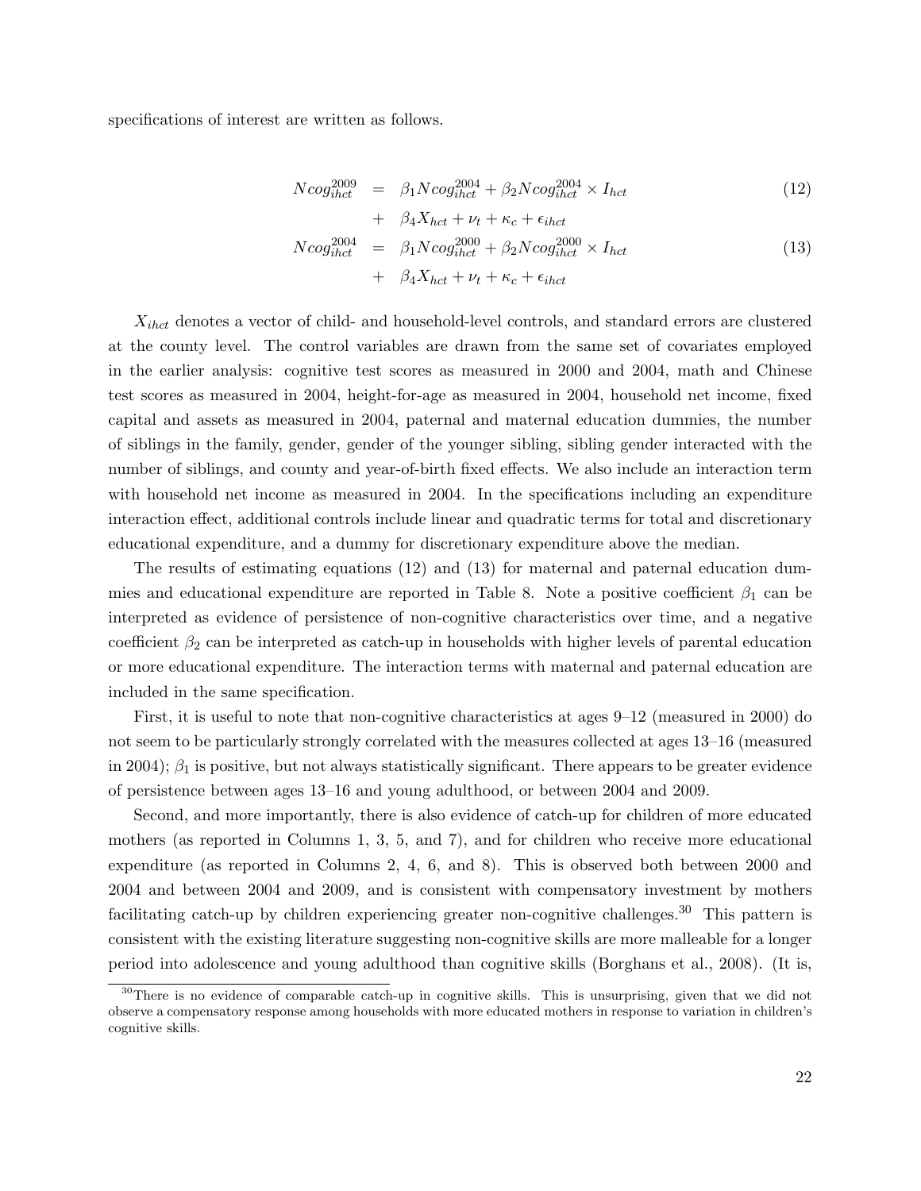specifications of interest are written as follows.

$$
\begin{aligned}
Ncog_{ihct}^{2009} &= \beta_1 Ncog_{ihct}^{2004} + \beta_2 Ncog_{ihct}^{2004} \times I_{hct} & (12)\\
&+ \beta_4 X_{hct} + \nu_t + \kappa_c + \epsilon_{ihct} \\
Ncog_{ihct}^{2004} &= \beta_1 Ncog_{ihct}^{2000} + \beta_2 Ncog_{ihct}^{2000} \times I_{hct} & (13)\\
&+ \beta_4 X_{hct} + \nu_t + \kappa_c + \epsilon_{ihct}
\end{aligned}
$$

$X_{ihct}$ denotes a vector of child- and household-level controls, and standard errors are clustered at the county level. The control variables are drawn from the same set of covariates employed in the earlier analysis: cognitive test scores as measured in 2000 and 2004, math and Chinese test scores as measured in 2004, height-for-age as measured in 2004, household net income, fixed capital and assets as measured in 2004, paternal and maternal education dummies, the number of siblings in the family, gender, gender of the younger sibling, sibling gender interacted with the number of siblings, and county and year-of-birth fixed effects. We also include an interaction term with household net income as measured in 2004. In the specifications including an expenditure interaction effect, additional controls include linear and quadratic terms for total and discretionary educational expenditure, and a dummy for discretionary expenditure above the median.

The results of estimating equations (12) and (13) for maternal and paternal education dummies and educational expenditure are reported in Table 8. Note a positive coefficient $\beta_1$ can be interpreted as evidence of persistence of non-cognitive characteristics over time, and a negative coefficient $\beta_2$ can be interpreted as catch-up in households with higher levels of parental education or more educational expenditure. The interaction terms with maternal and paternal education are included in the same specification.

First, it is useful to note that non-cognitive characteristics at ages 9–12 (measured in 2000) do not seem to be particularly strongly correlated with the measures collected at ages 13–16 (measured in 2004); $\beta_1$ is positive, but not always statistically significant. There appears to be greater evidence of persistence between ages 13–16 and young adulthood, or between 2004 and 2009.

Second, and more importantly, there is also evidence of catch-up for children of more educated mothers (as reported in Columns 1, 3, 5, and 7), and for children who receive more educational expenditure (as reported in Columns 2, 4, 6, and 8). This is observed both between 2000 and 2004 and between 2004 and 2009, and is consistent with compensatory investment by mothers facilitating catch-up by children experiencing greater non-cognitive challenges.[30] This pattern is consistent with the existing literature suggesting non-cognitive skills are more malleable for a longer period into adolescence and young adulthood than cognitive skills (Borghans et al., 2008). (It is,

[30] There is no evidence of comparable catch-up in cognitive skills. This is unsurprising, given that we did not observe a compensatory response among households with more educated mothers in response to variation in children's cognitive skills.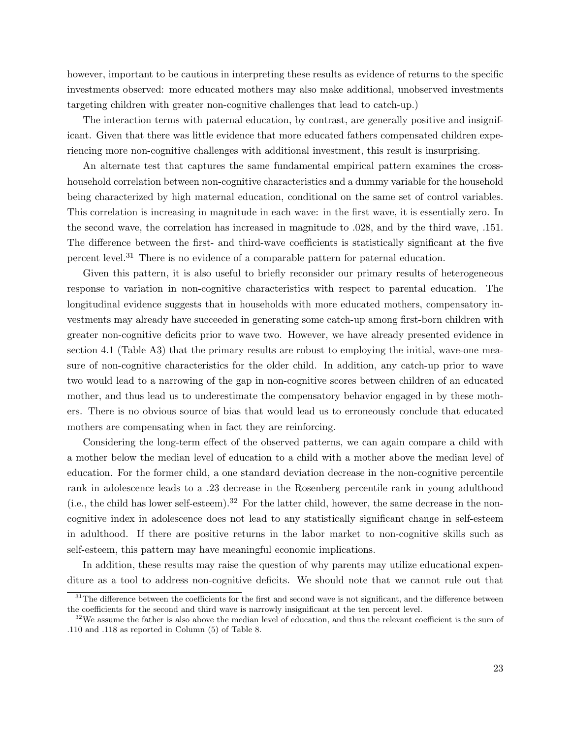however, important to be cautious in interpreting these results as evidence of returns to the specific investments observed: more educated mothers may also make additional, unobserved investments targeting children with greater non-cognitive challenges that lead to catch-up.)

The interaction terms with paternal education, by contrast, are generally positive and insignificant. Given that there was little evidence that more educated fathers compensated children experiencing more non-cognitive challenges with additional investment, this result is insurprising.

An alternate test that captures the same fundamental empirical pattern examines the cross-household correlation between non-cognitive characteristics and a dummy variable for the household being characterized by high maternal education, conditional on the same set of control variables. This correlation is increasing in magnitude in each wave: in the first wave, it is essentially zero. In the second wave, the correlation has increased in magnitude to .028, and by the third wave, .151. The difference between the first- and third-wave coefficients is statistically significant at the five percent level.[31] There is no evidence of a comparable pattern for paternal education.

Given this pattern, it is also useful to briefly reconsider our primary results of heterogeneous response to variation in non-cognitive characteristics with respect to parental education. The longitudinal evidence suggests that in households with more educated mothers, compensatory investments may already have succeeded in generating some catch-up among first-born children with greater non-cognitive deficits prior to wave two. However, we have already presented evidence in section 4.1 (Table A3) that the primary results are robust to employing the initial, wave-one measure of non-cognitive characteristics for the older child. In addition, any catch-up prior to wave two would lead to a narrowing of the gap in non-cognitive scores between children of an educated mother, and thus lead us to underestimate the compensatory behavior engaged in by these mothers. There is no obvious source of bias that would lead us to erroneously conclude that educated mothers are compensating when in fact they are reinforcing.

Considering the long-term effect of the observed patterns, we can again compare a child with a mother below the median level of education to a child with a mother above the median level of education. For the former child, a one standard deviation decrease in the non-cognitive percentile rank in adolescence leads to a .23 decrease in the Rosenberg percentile rank in young adulthood (i.e., the child has lower self-esteem).[32] For the latter child, however, the same decrease in the non-cognitive index in adolescence does not lead to any statistically significant change in self-esteem in adulthood. If there are positive returns in the labor market to non-cognitive skills such as self-esteem, this pattern may have meaningful economic implications.

In addition, these results may raise the question of why parents may utilize educational expenditure as a tool to address non-cognitive deficits. We should note that we cannot rule out that

[31] The difference between the coefficients for the first and second wave is not significant, and the difference between the coefficients for the second and third wave is narrowly insignificant at the ten percent level.

[32] We assume the father is also above the median level of education, and thus the relevant coefficient is the sum of .110 and .118 as reported in Column (5) of Table 8.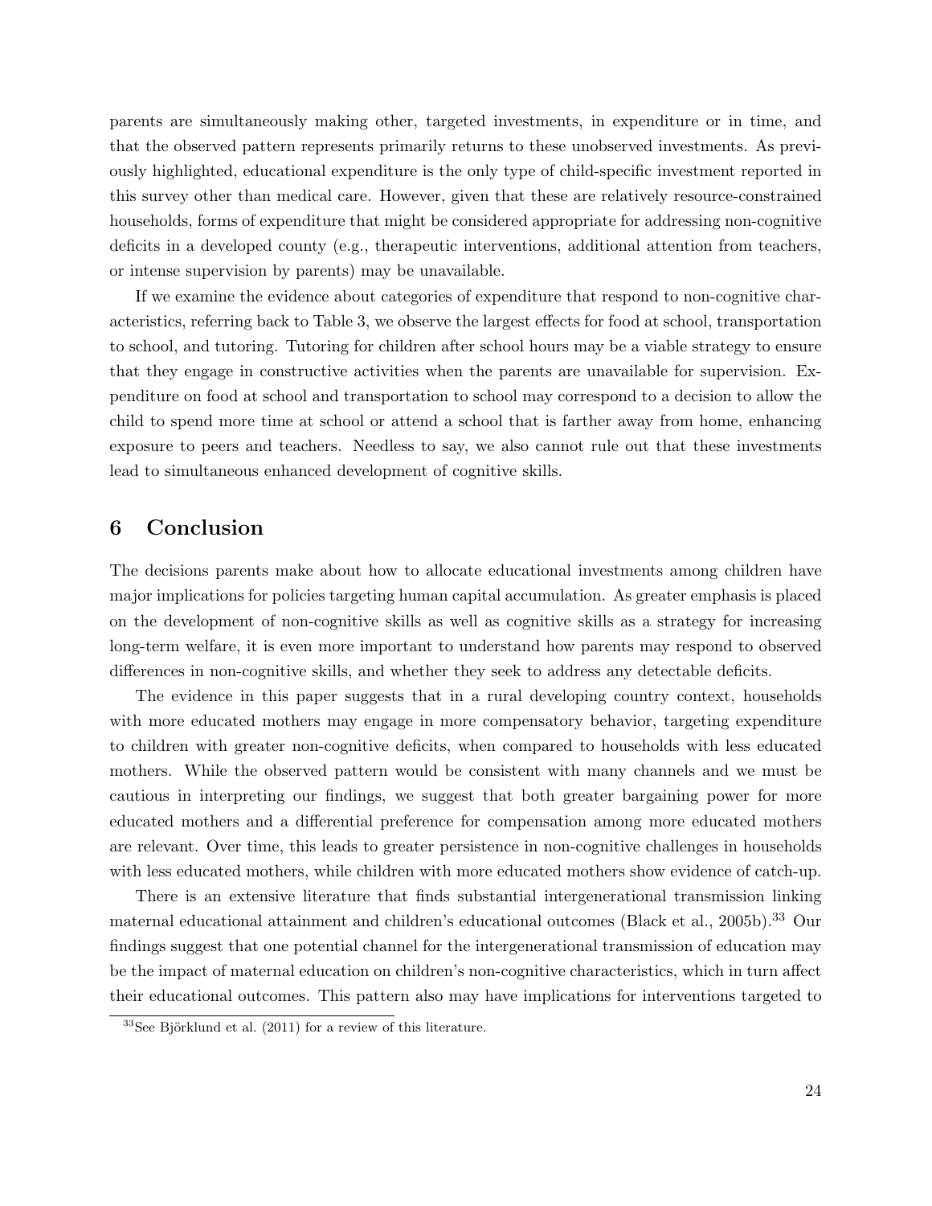parents are simultaneously making other, targeted investments, in expenditure or in time, and that the observed pattern represents primarily returns to these unobserved investments. As previously highlighted, educational expenditure is the only type of child-specific investment reported in this survey other than medical care. However, given that these are relatively resource-constrained households, forms of expenditure that might be considered appropriate for addressing non-cognitive deficits in a developed county (e.g., therapeutic interventions, additional attention from teachers, or intense supervision by parents) may be unavailable.

If we examine the evidence about categories of expenditure that respond to non-cognitive characteristics, referring back to Table 3, we observe the largest effects for food at school, transportation to school, and tutoring. Tutoring for children after school hours may be a viable strategy to ensure that they engage in constructive activities when the parents are unavailable for supervision. Expenditure on food at school and transportation to school may correspond to a decision to allow the child to spend more time at school or attend a school that is farther away from home, enhancing exposure to peers and teachers. Needless to say, we also cannot rule out that these investments lead to simultaneous enhanced development of cognitive skills.

## 6 Conclusion

The decisions parents make about how to allocate educational investments among children have major implications for policies targeting human capital accumulation. As greater emphasis is placed on the development of non-cognitive skills as well as cognitive skills as a strategy for increasing long-term welfare, it is even more important to understand how parents may respond to observed differences in non-cognitive skills, and whether they seek to address any detectable deficits.

The evidence in this paper suggests that in a rural developing country context, households with more educated mothers may engage in more compensatory behavior, targeting expenditure to children with greater non-cognitive deficits, when compared to households with less educated mothers. While the observed pattern would be consistent with many channels and we must be cautious in interpreting our findings, we suggest that both greater bargaining power for more educated mothers and a differential preference for compensation among more educated mothers are relevant. Over time, this leads to greater persistence in non-cognitive challenges in households with less educated mothers, while children with more educated mothers show evidence of catch-up.

There is an extensive literature that finds substantial intergenerational transmission linking maternal educational attainment and children's educational outcomes (Black et al., 2005b).[33] Our findings suggest that one potential channel for the intergenerational transmission of education may be the impact of maternal education on children's non-cognitive characteristics, which in turn affect their educational outcomes. This pattern also may have implications for interventions targeted to

[33] See Björklund et al. (2011) for a review of this literature.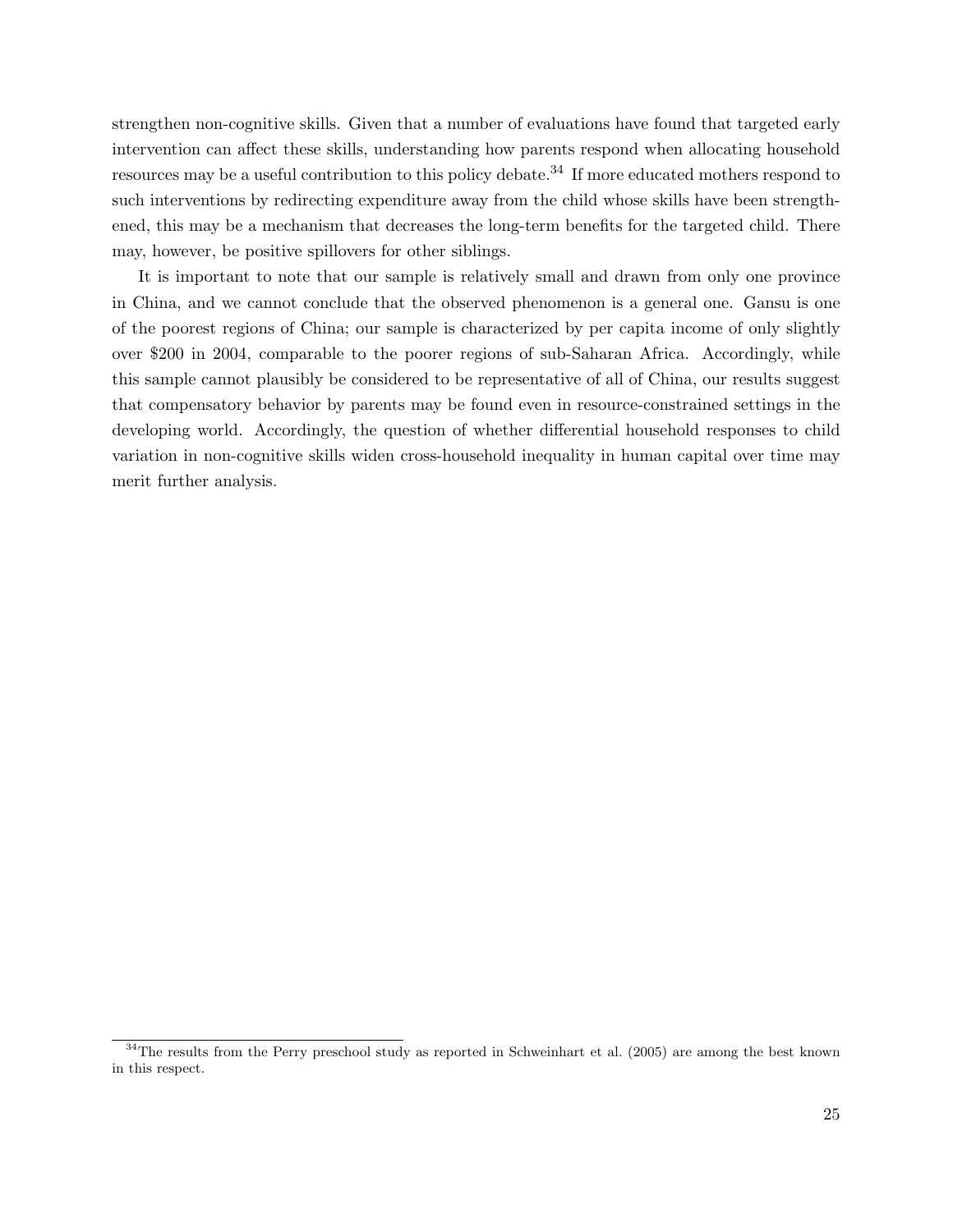strengthen non-cognitive skills. Given that a number of evaluations have found that targeted early intervention can affect these skills, understanding how parents respond when allocating household resources may be a useful contribution to this policy debate.[34] If more educated mothers respond to such interventions by redirecting expenditure away from the child whose skills have been strengthened, this may be a mechanism that decreases the long-term benefits for the targeted child. There may, however, be positive spillovers for other siblings.

It is important to note that our sample is relatively small and drawn from only one province in China, and we cannot conclude that the observed phenomenon is a general one. Gansu is one of the poorest regions of China; our sample is characterized by per capita income of only slightly over $200 in 2004, comparable to the poorer regions of sub-Saharan Africa. Accordingly, while this sample cannot plausibly be considered to be representative of all of China, our results suggest that compensatory behavior by parents may be found even in resource-constrained settings in the developing world. Accordingly, the question of whether differential household responses to child variation in non-cognitive skills widen cross-household inequality in human capital over time may merit further analysis.

[34] The results from the Perry preschool study as reported in Schweinhart et al. (2005) are among the best known in this respect.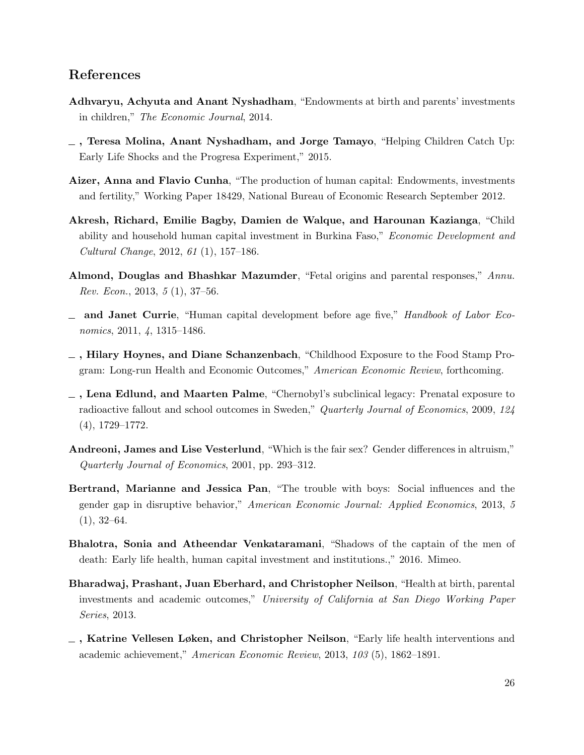## References

**Adhvaryu, Achyuta and Anant Nyshadham**, "Endowments at birth and parents' investments in children," *The Economic Journal*, 2014.

**\_ , Teresa Molina, Anant Nyshadham, and Jorge Tamayo**, "Helping Children Catch Up: Early Life Shocks and the Progresa Experiment," 2015.

**Aizer, Anna and Flavio Cunha**, "The production of human capital: Endowments, investments and fertility," Working Paper 18429, National Bureau of Economic Research September 2012.

**Akresh, Richard, Emilie Bagby, Damien de Walque, and Harounan Kazianga**, "Child ability and household human capital investment in Burkina Faso," *Economic Development and Cultural Change*, 2012, *61* (1), 157–186.

**Almond, Douglas and Bhashkar Mazumder**, "Fetal origins and parental responses," *Annu. Rev. Econ.*, 2013, *5* (1), 37–56.

**\_ and Janet Currie**, "Human capital development before age five," *Handbook of Labor Economics*, 2011, *4*, 1315–1486.

**\_ , Hilary Hoynes, and Diane Schanzenbach**, "Childhood Exposure to the Food Stamp Program: Long-run Health and Economic Outcomes," *American Economic Review*, forthcoming.

**\_ , Lena Edlund, and Maarten Palme**, "Chernobyl's subclinical legacy: Prenatal exposure to radioactive fallout and school outcomes in Sweden," *Quarterly Journal of Economics*, 2009, *124* (4), 1729–1772.

**Andreoni, James and Lise Vesterlund**, "Which is the fair sex? Gender differences in altruism," *Quarterly Journal of Economics*, 2001, pp. 293–312.

**Bertrand, Marianne and Jessica Pan**, "The trouble with boys: Social influences and the gender gap in disruptive behavior," *American Economic Journal: Applied Economics*, 2013, *5* (1), 32–64.

**Bhalotra, Sonia and Atheendar Venkataramani**, "Shadows of the captain of the men of death: Early life health, human capital investment and institutions.," 2016. Mimeo.

**Bharadwaj, Prashant, Juan Eberhard, and Christopher Neilson**, "Health at birth, parental investments and academic outcomes," *University of California at San Diego Working Paper Series*, 2013.

**\_ , Katrine Vellesen Løken, and Christopher Neilson**, "Early life health interventions and academic achievement," *American Economic Review*, 2013, *103* (5), 1862–1891.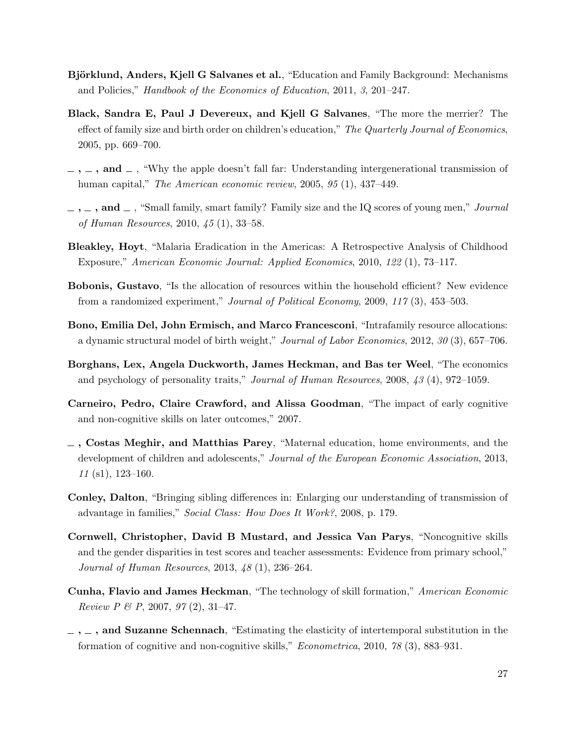**Björklund, Anders, Kjell G Salvanes et al.**, "Education and Family Background: Mechanisms and Policies," *Handbook of the Economics of Education*, 2011, *3*, 201–247.

**Black, Sandra E, Paul J Devereux, and Kjell G Salvanes**, "The more the merrier? The effect of family size and birth order on children's education," *The Quarterly Journal of Economics*, 2005, pp. 669–700.

**_ , _ , and _** , "Why the apple doesn't fall far: Understanding intergenerational transmission of human capital," *The American economic review*, 2005, *95* (1), 437–449.

**_ , _ , and _** , "Small family, smart family? Family size and the IQ scores of young men," *Journal of Human Resources*, 2010, *45* (1), 33–58.

**Bleakley, Hoyt**, "Malaria Eradication in the Americas: A Retrospective Analysis of Childhood Exposure," *American Economic Journal: Applied Economics*, 2010, *122* (1), 73–117.

**Bobonis, Gustavo**, "Is the allocation of resources within the household efficient? New evidence from a randomized experiment," *Journal of Political Economy*, 2009, *117* (3), 453–503.

**Bono, Emilia Del, John Ermisch, and Marco Francesconi**, "Intrafamily resource allocations: a dynamic structural model of birth weight," *Journal of Labor Economics*, 2012, *30* (3), 657–706.

**Borghans, Lex, Angela Duckworth, James Heckman, and Bas ter Weel**, "The economics and psychology of personality traits," *Journal of Human Resources*, 2008, *43* (4), 972–1059.

**Carneiro, Pedro, Claire Crawford, and Alissa Goodman**, "The impact of early cognitive and non-cognitive skills on later outcomes," 2007.

**_ , Costas Meghir, and Matthias Parey**, "Maternal education, home environments, and the development of children and adolescents," *Journal of the European Economic Association*, 2013, *11* (s1), 123–160.

**Conley, Dalton**, "Bringing sibling differences in: Enlarging our understanding of transmission of advantage in families," *Social Class: How Does It Work?*, 2008, p. 179.

**Cornwell, Christopher, David B Mustard, and Jessica Van Parys**, "Noncognitive skills and the gender disparities in test scores and teacher assessments: Evidence from primary school," *Journal of Human Resources*, 2013, *48* (1), 236–264.

**Cunha, Flavio and James Heckman**, "The technology of skill formation," *American Economic Review P & P*, 2007, *97* (2), 31–47.

**_ , _ , and Suzanne Schennach**, "Estimating the elasticity of intertemporal substitution in the formation of cognitive and non-cognitive skills," *Econometrica*, 2010, *78* (3), 883–931.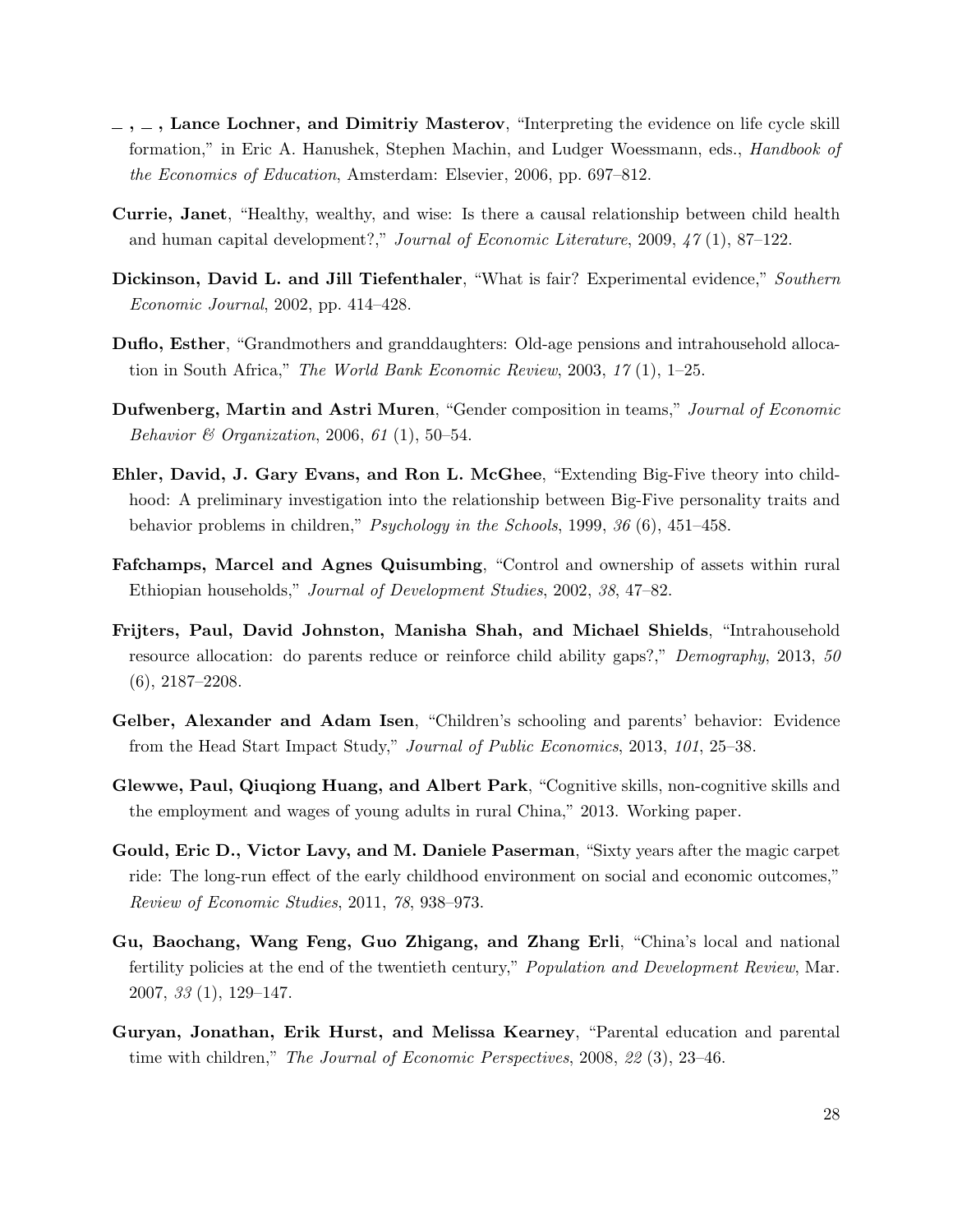**—, —, Lance Lochner, and Dimitriy Masterov**, "Interpreting the evidence on life cycle skill formation," in Eric A. Hanushek, Stephen Machin, and Ludger Woessmann, eds., *Handbook of the Economics of Education*, Amsterdam: Elsevier, 2006, pp. 697–812.

**Currie, Janet**, "Healthy, wealthy, and wise: Is there a causal relationship between child health and human capital development?," *Journal of Economic Literature*, 2009, *47* (1), 87–122.

**Dickinson, David L. and Jill Tiefenthaler**, "What is fair? Experimental evidence," *Southern Economic Journal*, 2002, pp. 414–428.

**Duflo, Esther**, "Grandmothers and granddaughters: Old-age pensions and intrahousehold allocation in South Africa," *The World Bank Economic Review*, 2003, *17* (1), 1–25.

**Dufwenberg, Martin and Astri Muren**, "Gender composition in teams," *Journal of Economic Behavior & Organization*, 2006, *61* (1), 50–54.

**Ehler, David, J. Gary Evans, and Ron L. McGhee**, "Extending Big-Five theory into childhood: A preliminary investigation into the relationship between Big-Five personality traits and behavior problems in children," *Psychology in the Schools*, 1999, *36* (6), 451–458.

**Fafchamps, Marcel and Agnes Quisumbing**, "Control and ownership of assets within rural Ethiopian households," *Journal of Development Studies*, 2002, *38*, 47–82.

**Frijters, Paul, David Johnston, Manisha Shah, and Michael Shields**, "Intrahousehold resource allocation: do parents reduce or reinforce child ability gaps?," *Demography*, 2013, *50* (6), 2187–2208.

**Gelber, Alexander and Adam Isen**, "Children's schooling and parents' behavior: Evidence from the Head Start Impact Study," *Journal of Public Economics*, 2013, *101*, 25–38.

**Glewwe, Paul, Qiuqiong Huang, and Albert Park**, "Cognitive skills, non-cognitive skills and the employment and wages of young adults in rural China," 2013. Working paper.

**Gould, Eric D., Victor Lavy, and M. Daniele Paserman**, "Sixty years after the magic carpet ride: The long-run effect of the early childhood environment on social and economic outcomes," *Review of Economic Studies*, 2011, *78*, 938–973.

**Gu, Baochang, Wang Feng, Guo Zhigang, and Zhang Erli**, "China's local and national fertility policies at the end of the twentieth century," *Population and Development Review*, Mar. 2007, *33* (1), 129–147.

**Guryan, Jonathan, Erik Hurst, and Melissa Kearney**, "Parental education and parental time with children," *The Journal of Economic Perspectives*, 2008, *22* (3), 23–46.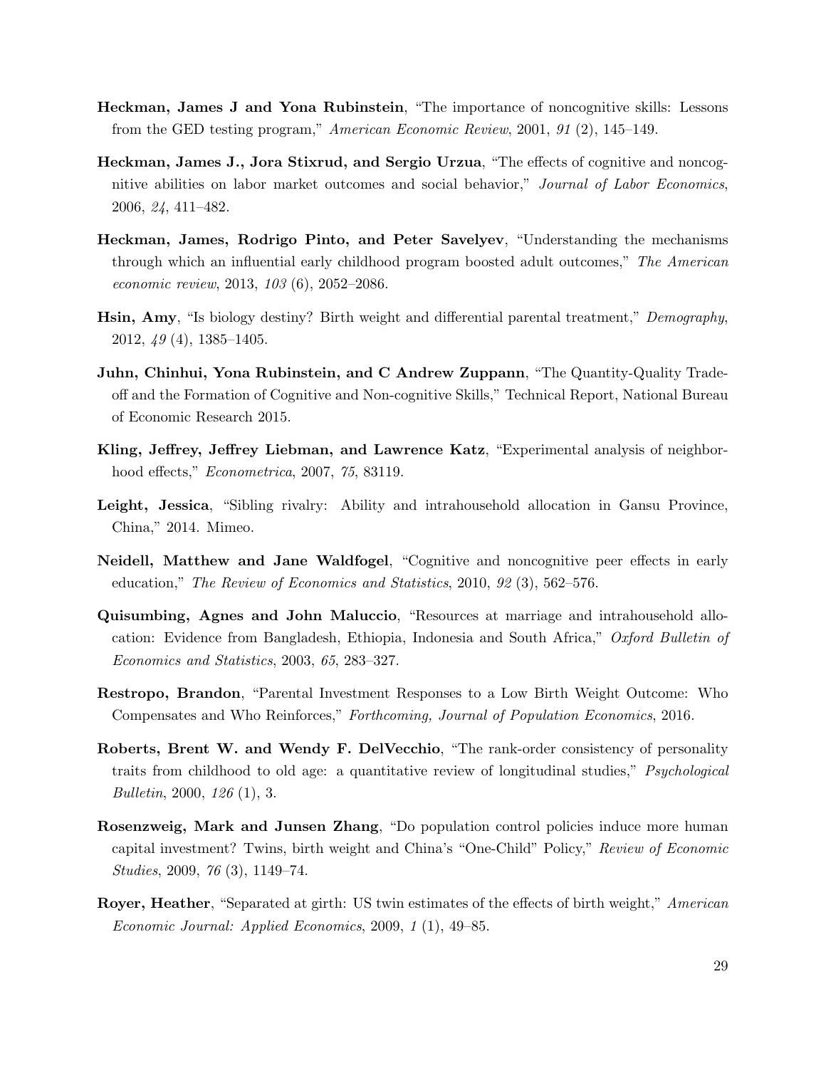**Heckman, James J and Yona Rubinstein**, "The importance of noncognitive skills: Lessons from the GED testing program," *American Economic Review*, 2001, *91* (2), 145–149.

**Heckman, James J., Jora Stixrud, and Sergio Urzua**, "The effects of cognitive and noncognitive abilities on labor market outcomes and social behavior," *Journal of Labor Economics*, 2006, *24*, 411–482.

**Heckman, James, Rodrigo Pinto, and Peter Savelyev**, "Understanding the mechanisms through which an influential early childhood program boosted adult outcomes," *The American economic review*, 2013, *103* (6), 2052–2086.

**Hsin, Amy**, "Is biology destiny? Birth weight and differential parental treatment," *Demography*, 2012, *49* (4), 1385–1405.

**Juhn, Chinhui, Yona Rubinstein, and C Andrew Zuppann**, "The Quantity-Quality Tradeoff and the Formation of Cognitive and Non-cognitive Skills," Technical Report, National Bureau of Economic Research 2015.

**Kling, Jeffrey, Jeffrey Liebman, and Lawrence Katz**, "Experimental analysis of neighborhood effects," *Econometrica*, 2007, *75*, 83119.

**Leight, Jessica**, "Sibling rivalry: Ability and intrahousehold allocation in Gansu Province, China," 2014. Mimeo.

**Neidell, Matthew and Jane Waldfogel**, "Cognitive and noncognitive peer effects in early education," *The Review of Economics and Statistics*, 2010, *92* (3), 562–576.

**Quisumbing, Agnes and John Maluccio**, "Resources at marriage and intrahousehold allocation: Evidence from Bangladesh, Ethiopia, Indonesia and South Africa," *Oxford Bulletin of Economics and Statistics*, 2003, *65*, 283–327.

**Restropo, Brandon**, "Parental Investment Responses to a Low Birth Weight Outcome: Who Compensates and Who Reinforces," *Forthcoming, Journal of Population Economics*, 2016.

**Roberts, Brent W. and Wendy F. DelVecchio**, "The rank-order consistency of personality traits from childhood to old age: a quantitative review of longitudinal studies," *Psychological Bulletin*, 2000, *126* (1), 3.

**Rosenzweig, Mark and Junsen Zhang**, "Do population control policies induce more human capital investment? Twins, birth weight and China's "One-Child" Policy," *Review of Economic Studies*, 2009, *76* (3), 1149–74.

**Royer, Heather**, "Separated at girth: US twin estimates of the effects of birth weight," *American Economic Journal: Applied Economics*, 2009, *1* (1), 49–85.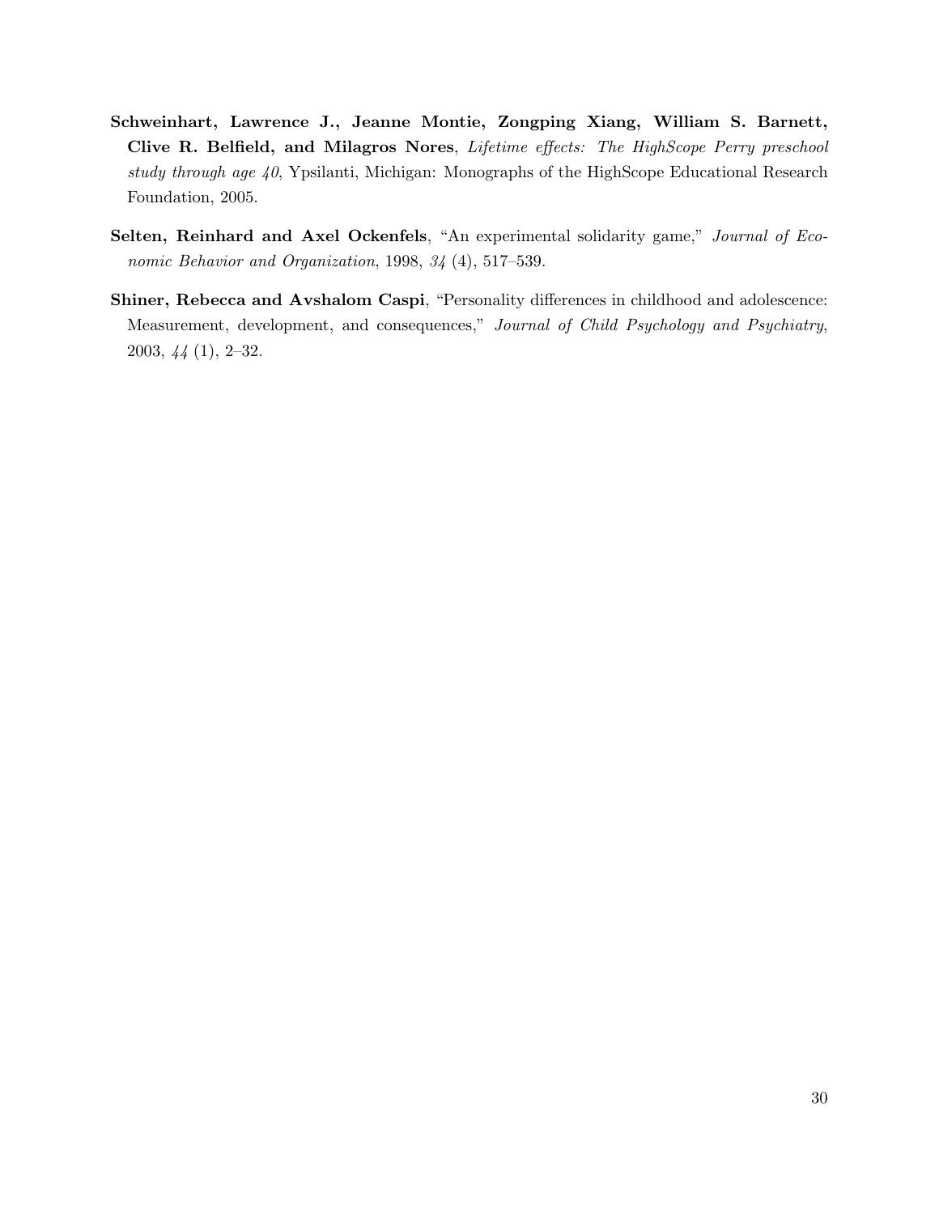**Schweinhart, Lawrence J., Jeanne Montie, Zongping Xiang, William S. Barnett, Clive R. Belfield, and Milagros Nores**, *Lifetime effects: The HighScope Perry preschool study through age 40*, Ypsilanti, Michigan: Monographs of the HighScope Educational Research Foundation, 2005.

**Selten, Reinhard and Axel Ockenfels**, "An experimental solidarity game," *Journal of Economic Behavior and Organization*, 1998, *34* (4), 517–539.

**Shiner, Rebecca and Avshalom Caspi**, "Personality differences in childhood and adolescence: Measurement, development, and consequences," *Journal of Child Psychology and Psychiatry*, 2003, *44* (1), 2–32.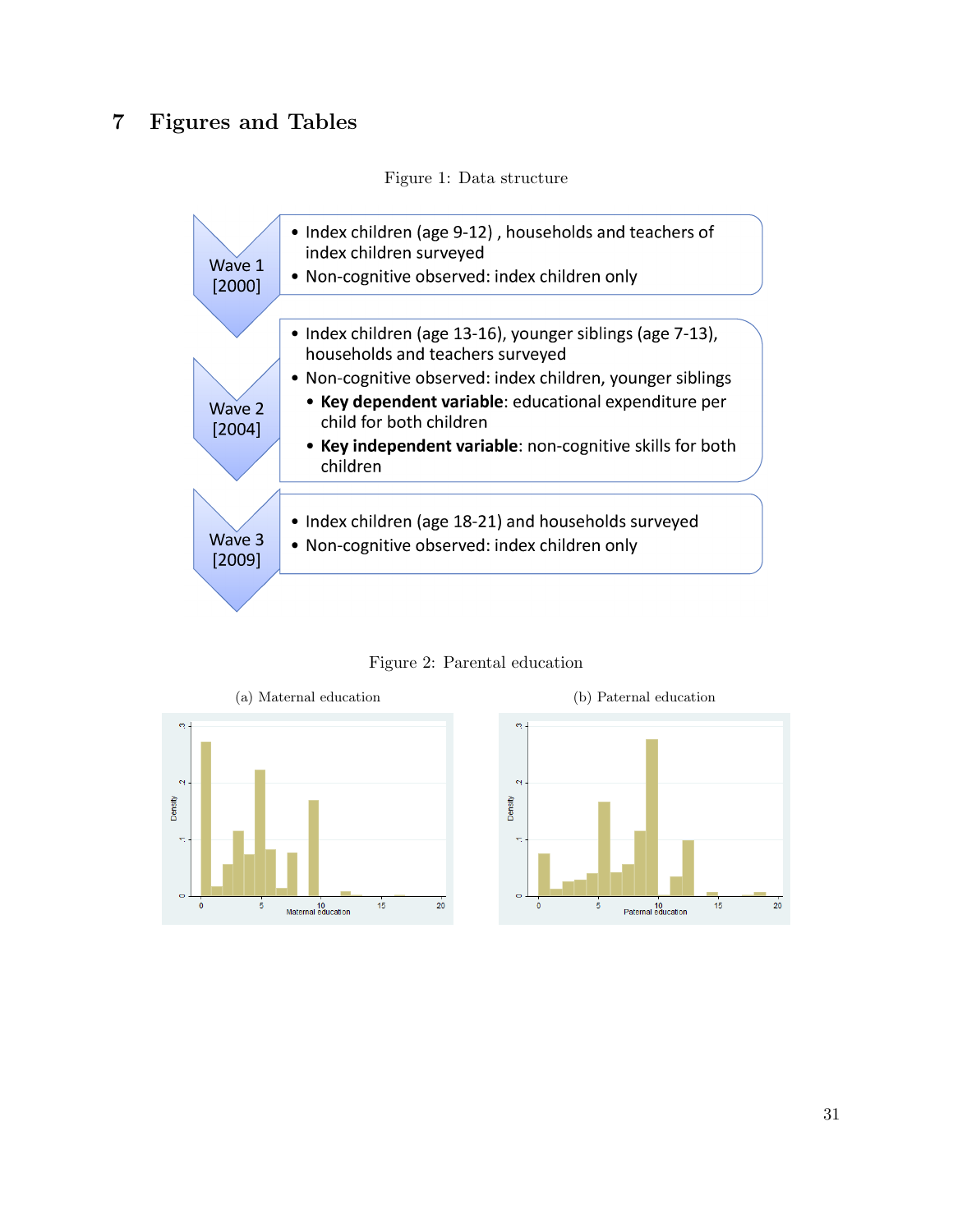# 7 Figures and Tables

Figure 1: Data structure

**Wave 1 [2000]**

- Index children (age 9-12) , households and teachers of index children surveyed
- Non-cognitive observed: index children only

**Wave 2 [2004]**

- Index children (age 13-16), younger siblings (age 7-13), households and teachers surveyed
- Non-cognitive observed: index children, younger siblings
  - **Key dependent variable**: educational expenditure per child for both children
  - **Key independent variable**: non-cognitive skills for both children

**Wave 3 [2009]**

- Index children (age 18-21) and households surveyed
- Non-cognitive observed: index children only

Figure 2: Parental education

(a) Maternal education

(b) Paternal education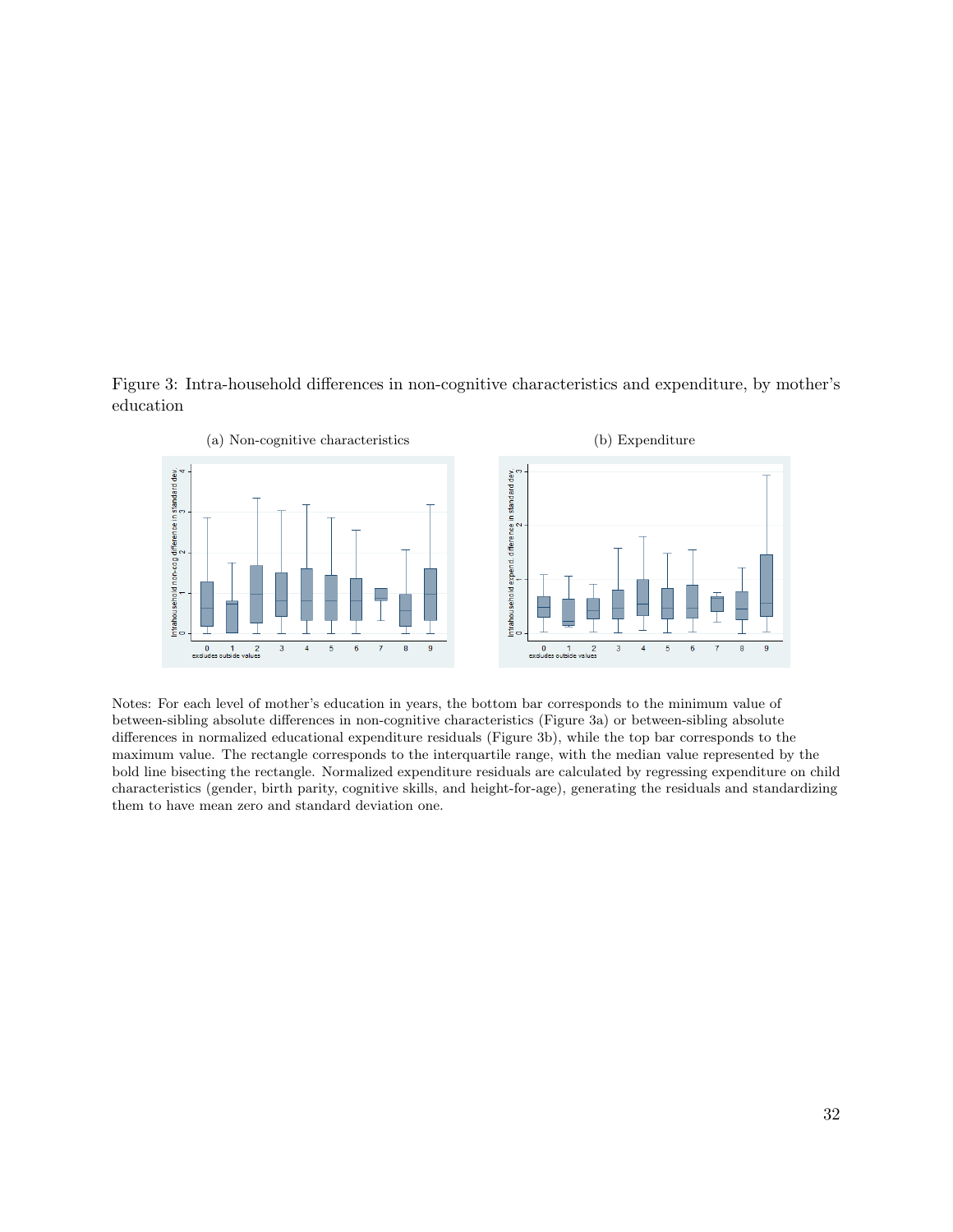Figure 3: Intra-household differences in non-cognitive characteristics and expenditure, by mother's education

(a) Non-cognitive characteristics

(b) Expenditure

Notes: For each level of mother's education in years, the bottom bar corresponds to the minimum value of between-sibling absolute differences in non-cognitive characteristics (Figure 3a) or between-sibling absolute differences in normalized educational expenditure residuals (Figure 3b), while the top bar corresponds to the maximum value. The rectangle corresponds to the interquartile range, with the median value represented by the bold line bisecting the rectangle. Normalized expenditure residuals are calculated by regressing expenditure on child characteristics (gender, birth parity, cognitive skills, and height-for-age), generating the residuals and standardizing them to have mean zero and standard deviation one.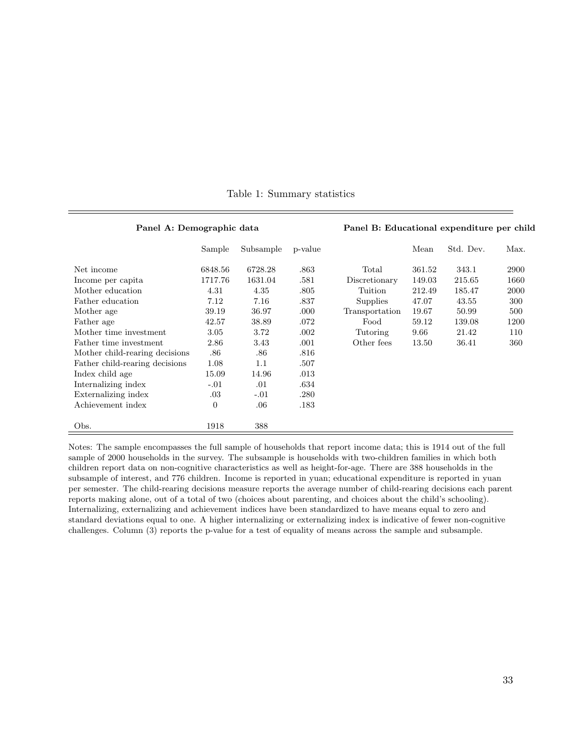Table 1: Summary statistics

**Panel A: Demographic data**

| | Sample | Subsample | p-value |
|---|---|---|---|
| Net income | 6848.56 | 6728.28 | .863 |
| Income per capita | 1717.76 | 1631.04 | .581 |
| Mother education | 4.31 | 4.35 | .805 |
| Father education | 7.12 | 7.16 | .837 |
| Mother age | 39.19 | 36.97 | .000 |
| Father age | 42.57 | 38.89 | .072 |
| Mother time investment | 3.05 | 3.72 | .002 |
| Father time investment | 2.86 | 3.43 | .001 |
| Mother child-rearing decisions | .86 | .86 | .816 |
| Father child-rearing decisions | 1.08 | 1.1 | .507 |
| Index child age | 15.09 | 14.96 | .013 |
| Internalizing index | -.01 | .01 | .634 |
| Externalizing index | .03 | -.01 | .280 |
| Achievement index | 0 | .06 | .183 |
| Obs. | 1918 | 388 | |

**Panel B: Educational expenditure per child**

| | Mean | Std. Dev. | Max. |
|---|---|---|---|
| Total | 361.52 | 343.1 | 2900 |
| Discretionary | 149.03 | 215.65 | 1660 |
| Tuition | 212.49 | 185.47 | 2000 |
| Supplies | 47.07 | 43.55 | 300 |
| Transportation | 19.67 | 50.99 | 500 |
| Food | 59.12 | 139.08 | 1200 |
| Tutoring | 9.66 | 21.42 | 110 |
| Other fees | 13.50 | 36.41 | 360 |

Notes: The sample encompasses the full sample of households that report income data; this is 1914 out of the full sample of 2000 households in the survey. The subsample is households with two-children families in which both children report data on non-cognitive characteristics as well as height-for-age. There are 388 households in the subsample of interest, and 776 children. Income is reported in yuan; educational expenditure is reported in yuan per semester. The child-rearing decisions measure reports the average number of child-rearing decisions each parent reports making alone, out of a total of two (choices about parenting, and choices about the child's schooling). Internalizing, externalizing and achievement indices have been standardized to have means equal to zero and standard deviations equal to one. A higher internalizing or externalizing index is indicative of fewer non-cognitive challenges. Column (3) reports the p-value for a test of equality of means across the sample and subsample.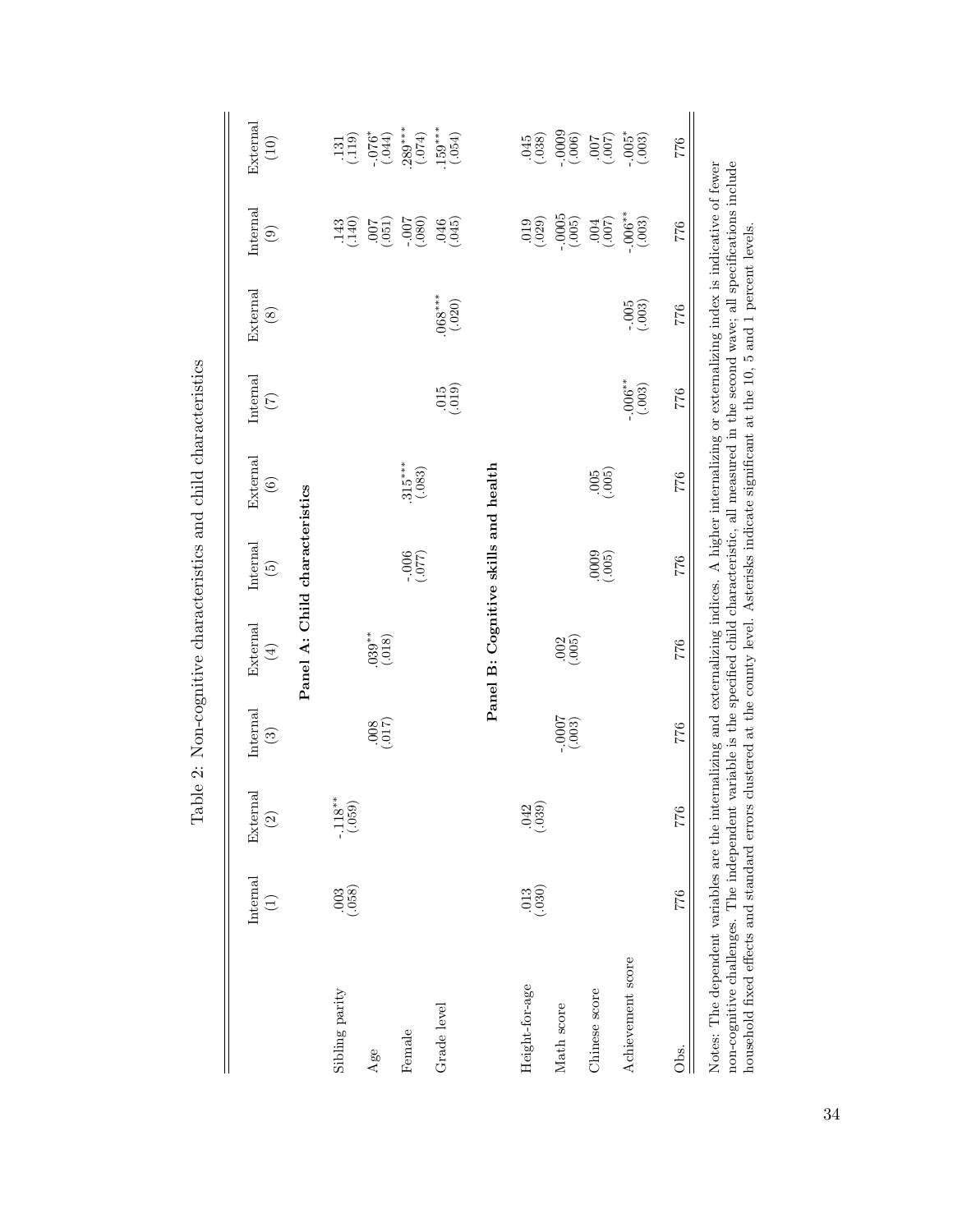Table 2: Non-cognitive characteristics and child characteristics

| | Internal (1) | External (2) | Internal (3) | External (4) | Internal (5) | External (6) | Internal (7) | External (8) | Internal (9) | External (10) |
|---|---|---|---|---|---|---|---|---|---|---|
| **Panel A: Child characteristics** | | | | | | | | | | |
| Sibling parity | .003 (.058) | -.118** (.059) | | | | | | | .143 (.140) | .131 (.119) |
| Age | | | .008 (.017) | .039** (.018) | | | | | .007 (.051) | -.076* (.044) |
| Female | | | | | -.006 (.077) | .315*** (.083) | | | -.007 (.080) | .289*** (.074) |
| Grade level | | | | | | | .015 (.019) | .068*** (.020) | .046 (.045) | .159*** (.054) |
| **Panel B: Cognitive skills and health** | | | | | | | | | | |
| Height-for-age | .013 (.030) | .042 (.039) | | | | | | | .019 (.029) | .045 (.038) |
| Math score | | | -.0007 (.003) | .002 (.005) | | | | | -.0005 (.005) | -.0009 (.006) |
| Chinese score | | | | | .0009 (.005) | .005 (.005) | | | .004 (.007) | .007 (.007) |
| Achievement score | | | | | | | -.006** (.003) | -.005 (.003) | -.006** (.003) | -.005* (.003) |
| Obs. | 776 | 776 | 776 | 776 | 776 | 776 | 776 | 776 | 776 | 776 |

Notes: The dependent variables are the internalizing and externalizing indices. A higher internalizing or externalizing index is indicative of fewer non-cognitive challenges. The independent variable is the specified child characteristic, all measured in the second wave; all specifications include household fixed effects and standard errors clustered at the county level. Asterisks indicate significant at the 10, 5 and 1 percent levels.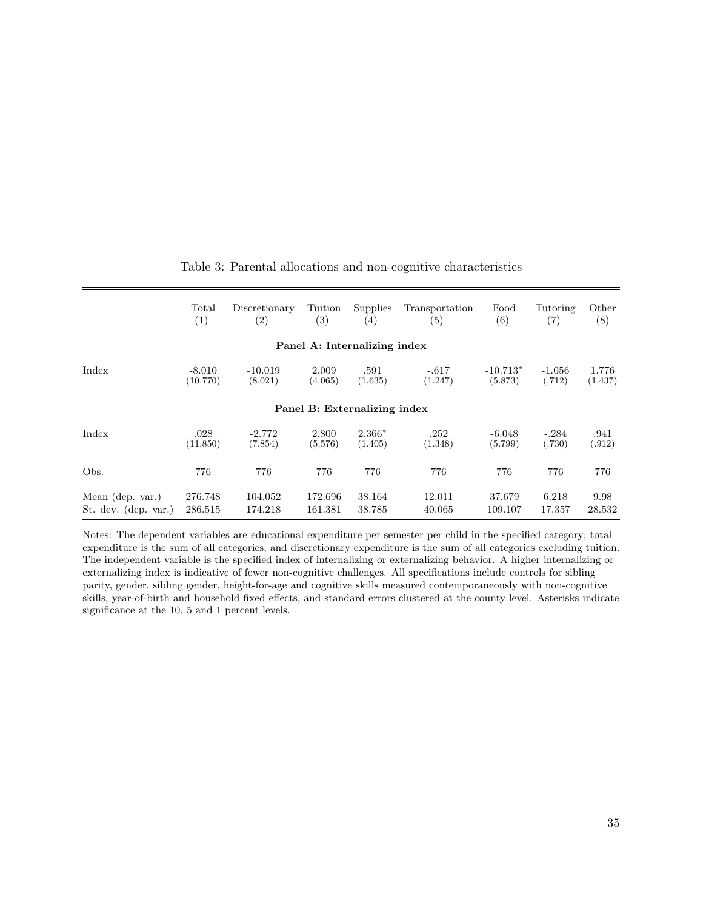Table 3: Parental allocations and non-cognitive characteristics

| | Total (1) | Discretionary (2) | Tuition (3) | Supplies (4) | Transportation (5) | Food (6) | Tutoring (7) | Other (8) |
|---|---|---|---|---|---|---|---|---|
| **Panel A: Internalizing index** | | | | | | | | |
| Index | -8.010 | -10.019 | 2.009 | .591 | -.617 | -10.713* | -1.056 | 1.776 |
| | (10.770) | (8.021) | (4.065) | (1.635) | (1.247) | (5.873) | (.712) | (1.437) |
| **Panel B: Externalizing index** | | | | | | | | |
| Index | .028 | -2.772 | 2.800 | 2.366* | .252 | -6.048 | -.284 | .941 |
| | (11.850) | (7.854) | (5.576) | (1.405) | (1.348) | (5.799) | (.730) | (.912) |
| Obs. | 776 | 776 | 776 | 776 | 776 | 776 | 776 | 776 |
| Mean (dep. var.) | 276.748 | 104.052 | 172.696 | 38.164 | 12.011 | 37.679 | 6.218 | 9.98 |
| St. dev. (dep. var.) | 286.515 | 174.218 | 161.381 | 38.785 | 40.065 | 109.107 | 17.357 | 28.532 |

Notes: The dependent variables are educational expenditure per semester per child in the specified category; total expenditure is the sum of all categories, and discretionary expenditure is the sum of all categories excluding tuition. The independent variable is the specified index of internalizing or externalizing behavior. A higher internalizing or externalizing index is indicative of fewer non-cognitive challenges. All specifications include controls for sibling parity, gender, sibling gender, height-for-age and cognitive skills measured contemporaneously with non-cognitive skills, year-of-birth and household fixed effects, and standard errors clustered at the county level. Asterisks indicate significance at the 10, 5 and 1 percent levels.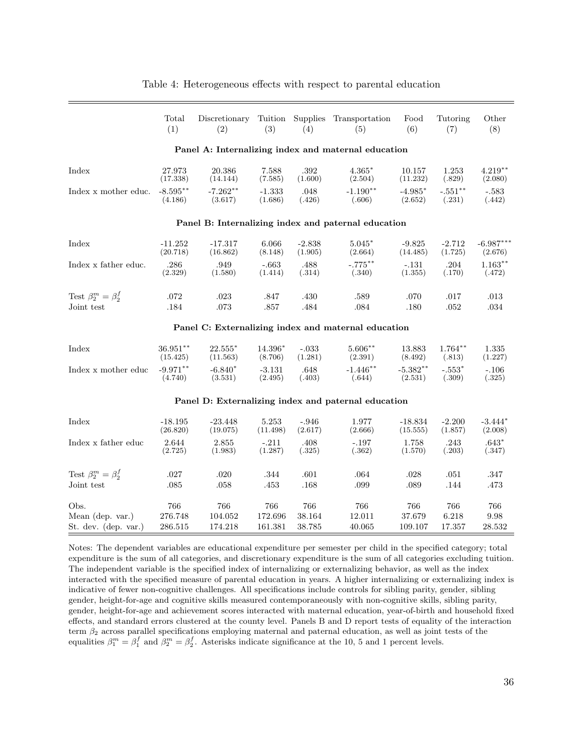Table 4: Heterogeneous effects with respect to parental education

| | Total (1) | Discretionary (2) | Tuition (3) | Supplies (4) | Transportation (5) | Food (6) | Tutoring (7) | Other (8) |
|---|---|---|---|---|---|---|---|---|
| **Panel A: Internalizing index and maternal education** | | | | | | | | |
| Index | 27.973 | 20.386 | 7.588 | .392 | 4.365* | 10.157 | 1.253 | 4.219** |
| | (17.338) | (14.144) | (7.585) | (1.600) | (2.504) | (11.232) | (.829) | (2.080) |
| Index x mother educ. | -8.595** | -7.262** | -1.333 | .048 | -1.190** | -4.985* | -.551** | -.583 |
| | (4.186) | (3.617) | (1.686) | (.426) | (.606) | (2.652) | (.231) | (.442) |
| **Panel B: Internalizing index and paternal education** | | | | | | | | |
| Index | -11.252 | -17.317 | 6.066 | -2.838 | 5.045* | -9.825 | -2.712 | -6.987*** |
| | (20.718) | (16.862) | (8.148) | (1.905) | (2.664) | (14.485) | (1.725) | (2.676) |
| Index x father educ. | .286 | .949 | -.663 | .488 | -.775** | -.131 | .204 | 1.163** |
| | (2.329) | (1.580) | (1.414) | (.314) | (.340) | (1.355) | (.170) | (.472) |
| Test $\beta_2^m = \beta_2^f$ | .072 | .023 | .847 | .430 | .589 | .070 | .017 | .013 |
| Joint test | .184 | .073 | .857 | .484 | .084 | .180 | .052 | .034 |
| **Panel C: Externalizing index and maternal education** | | | | | | | | |
| Index | 36.951** | 22.555* | 14.396* | -.033 | 5.606** | 13.883 | 1.764** | 1.335 |
| | (15.425) | (11.563) | (8.706) | (1.281) | (2.391) | (8.492) | (.813) | (1.227) |
| Index x mother educ | -9.971** | -6.840* | -3.131 | .648 | -1.446** | -5.382** | -.553* | -.106 |
| | (4.740) | (3.531) | (2.495) | (.403) | (.644) | (2.531) | (.309) | (.325) |
| **Panel D: Externalizing index and paternal education** | | | | | | | | |
| Index | -18.195 | -23.448 | 5.253 | -.946 | 1.977 | -18.834 | -2.200 | -3.444* |
| | (26.820) | (19.075) | (11.498) | (2.617) | (2.666) | (15.555) | (1.857) | (2.008) |
| Index x father educ | 2.644 | 2.855 | -.211 | .408 | -.197 | 1.758 | .243 | .643* |
| | (2.725) | (1.983) | (1.287) | (.325) | (.362) | (1.570) | (.203) | (.347) |
| Test $\beta_2^m = \beta_2^f$ | .027 | .020 | .344 | .601 | .064 | .028 | .051 | .347 |
| Joint test | .085 | .058 | .453 | .168 | .099 | .089 | .144 | .473 |
| Obs. | 766 | 766 | 766 | 766 | 766 | 766 | 766 | 766 |
| Mean (dep. var.) | 276.748 | 104.052 | 172.696 | 38.164 | 12.011 | 37.679 | 6.218 | 9.98 |
| St. dev. (dep. var.) | 286.515 | 174.218 | 161.381 | 38.785 | 40.065 | 109.107 | 17.357 | 28.532 |

Notes: The dependent variables are educational expenditure per semester per child in the specified category; total expenditure is the sum of all categories, and discretionary expenditure is the sum of all categories excluding tuition. The independent variable is the specified index of internalizing or externalizing behavior, as well as the index interacted with the specified measure of parental education in years. A higher internalizing or externalizing index is indicative of fewer non-cognitive challenges. All specifications include controls for sibling parity, gender, sibling gender, height-for-age and cognitive skills measured contemporaneously with non-cognitive skills, sibling parity, gender, height-for-age and achievement scores interacted with maternal education, year-of-birth and household fixed effects, and standard errors clustered at the county level. Panels B and D report tests of equality of the interaction term $\beta_2$ across parallel specifications employing maternal and paternal education, as well as joint tests of the equalities $\beta_1^m = \beta_1^f$ and $\beta_2^m = \beta_2^f$. Asterisks indicate significance at the 10, 5 and 1 percent levels.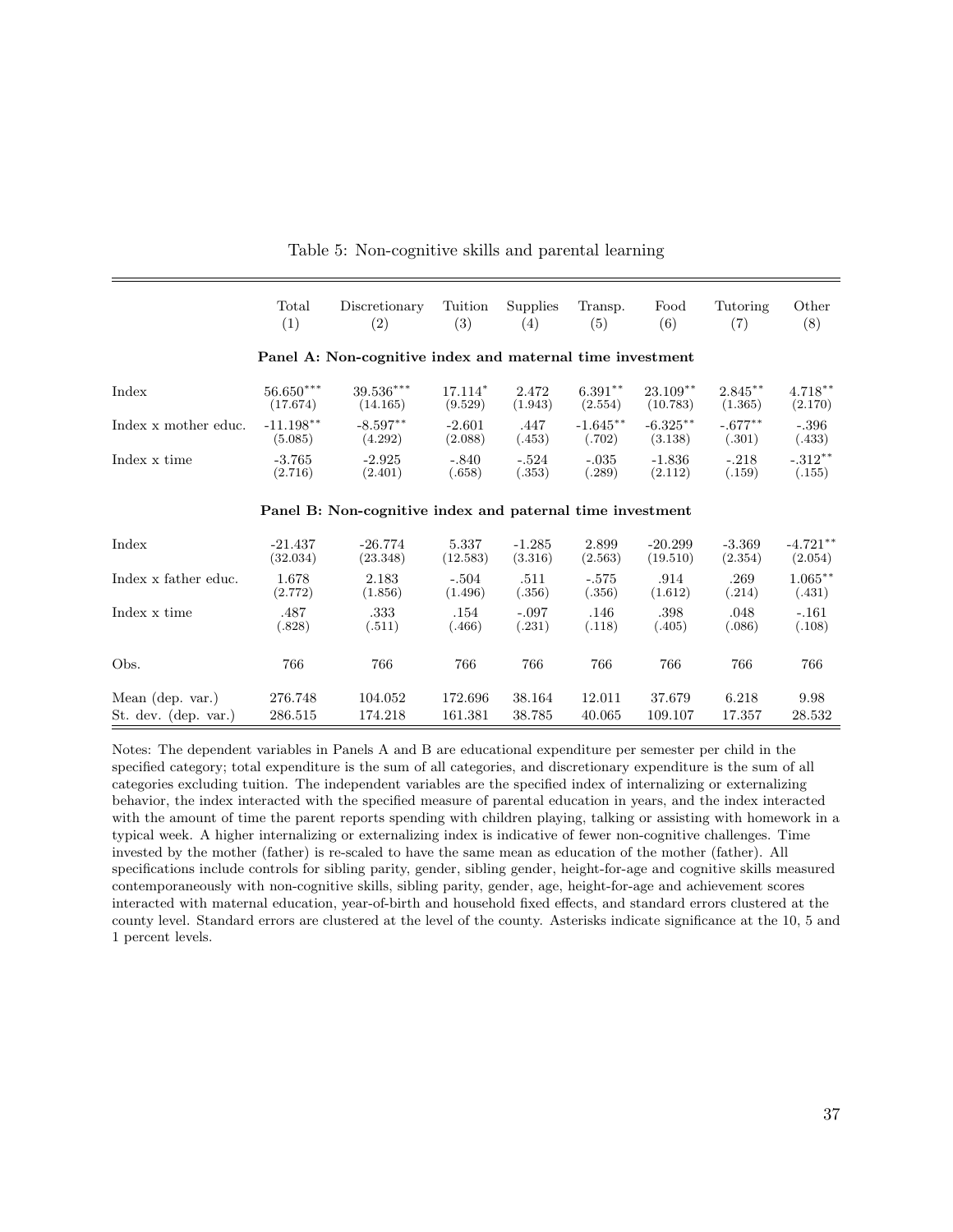Table 5: Non-cognitive skills and parental learning

| | Total (1) | Discretionary (2) | Tuition (3) | Supplies (4) | Transp. (5) | Food (6) | Tutoring (7) | Other (8) |
|---|---|---|---|---|---|---|---|---|
| **Panel A: Non-cognitive index and maternal time investment** | | | | | | | | |
| Index | 56.650*** | 39.536*** | 17.114* | 2.472 | 6.391** | 23.109** | 2.845** | 4.718** |
| | (17.674) | (14.165) | (9.529) | (1.943) | (2.554) | (10.783) | (1.365) | (2.170) |
| Index x mother educ. | -11.198** | -8.597** | -2.601 | .447 | -1.645** | -6.325** | -.677** | -.396 |
| | (5.085) | (4.292) | (2.088) | (.453) | (.702) | (3.138) | (.301) | (.433) |
| Index x time | -3.765 | -2.925 | -.840 | -.524 | -.035 | -1.836 | -.218 | -.312** |
| | (2.716) | (2.401) | (.658) | (.353) | (.289) | (2.112) | (.159) | (.155) |
| **Panel B: Non-cognitive index and paternal time investment** | | | | | | | | |
| Index | -21.437 | -26.774 | 5.337 | -1.285 | 2.899 | -20.299 | -3.369 | -4.721** |
| | (32.034) | (23.348) | (12.583) | (3.316) | (2.563) | (19.510) | (2.354) | (2.054) |
| Index x father educ. | 1.678 | 2.183 | -.504 | .511 | -.575 | .914 | .269 | 1.065** |
| | (2.772) | (1.856) | (1.496) | (.356) | (.356) | (1.612) | (.214) | (.431) |
| Index x time | .487 | .333 | .154 | -.097 | .146 | .398 | .048 | -.161 |
| | (.828) | (.511) | (.466) | (.231) | (.118) | (.405) | (.086) | (.108) |
| Obs. | 766 | 766 | 766 | 766 | 766 | 766 | 766 | 766 |
| Mean (dep. var.) | 276.748 | 104.052 | 172.696 | 38.164 | 12.011 | 37.679 | 6.218 | 9.98 |
| St. dev. (dep. var.) | 286.515 | 174.218 | 161.381 | 38.785 | 40.065 | 109.107 | 17.357 | 28.532 |

Notes: The dependent variables in Panels A and B are educational expenditure per semester per child in the specified category; total expenditure is the sum of all categories, and discretionary expenditure is the sum of all categories excluding tuition. The independent variables are the specified index of internalizing or externalizing behavior, the index interacted with the specified measure of parental education in years, and the index interacted with the amount of time the parent reports spending with children playing, talking or assisting with homework in a typical week. A higher internalizing or externalizing index is indicative of fewer non-cognitive challenges. Time invested by the mother (father) is re-scaled to have the same mean as education of the mother (father). All specifications include controls for sibling parity, gender, sibling gender, height-for-age and cognitive skills measured contemporaneously with non-cognitive skills, sibling parity, gender, age, height-for-age and achievement scores interacted with maternal education, year-of-birth and household fixed effects, and standard errors clustered at the county level. Standard errors are clustered at the level of the county. Asterisks indicate significance at the 10, 5 and 1 percent levels.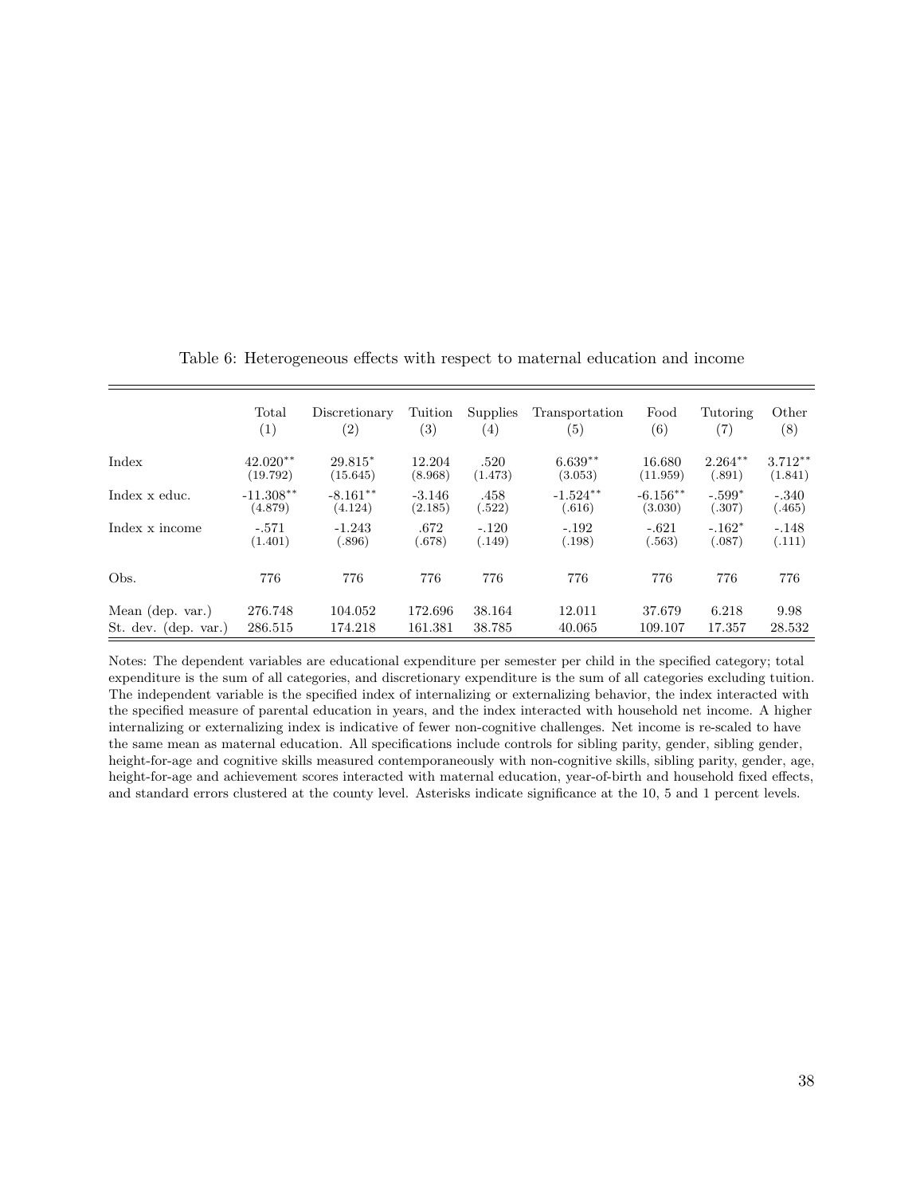Table 6: Heterogeneous effects with respect to maternal education and income

| | Total (1) | Discretionary (2) | Tuition (3) | Supplies (4) | Transportation (5) | Food (6) | Tutoring (7) | Other (8) |
|---|---|---|---|---|---|---|---|---|
| Index | 42.020** | 29.815* | 12.204 | .520 | 6.639** | 16.680 | 2.264** | 3.712** |
| | (19.792) | (15.645) | (8.968) | (1.473) | (3.053) | (11.959) | (.891) | (1.841) |
| Index x educ. | -11.308** | -8.161** | -3.146 | .458 | -1.524** | -6.156** | -.599* | -.340 |
| | (4.879) | (4.124) | (2.185) | (.522) | (.616) | (3.030) | (.307) | (.465) |
| Index x income | -.571 | -1.243 | .672 | -.120 | -.192 | -.621 | -.162* | -.148 |
| | (1.401) | (.896) | (.678) | (.149) | (.198) | (.563) | (.087) | (.111) |
| Obs. | 776 | 776 | 776 | 776 | 776 | 776 | 776 | 776 |
| Mean (dep. var.) | 276.748 | 104.052 | 172.696 | 38.164 | 12.011 | 37.679 | 6.218 | 9.98 |
| St. dev. (dep. var.) | 286.515 | 174.218 | 161.381 | 38.785 | 40.065 | 109.107 | 17.357 | 28.532 |

Notes: The dependent variables are educational expenditure per semester per child in the specified category; total expenditure is the sum of all categories, and discretionary expenditure is the sum of all categories excluding tuition. The independent variable is the specified index of internalizing or externalizing behavior, the index interacted with the specified measure of parental education in years, and the index interacted with household net income. A higher internalizing or externalizing index is indicative of fewer non-cognitive challenges. Net income is re-scaled to have the same mean as maternal education. All specifications include controls for sibling parity, gender, sibling gender, height-for-age and cognitive skills measured contemporaneously with non-cognitive skills, sibling parity, gender, age, height-for-age and achievement scores interacted with maternal education, year-of-birth and household fixed effects, and standard errors clustered at the county level. Asterisks indicate significance at the 10, 5 and 1 percent levels.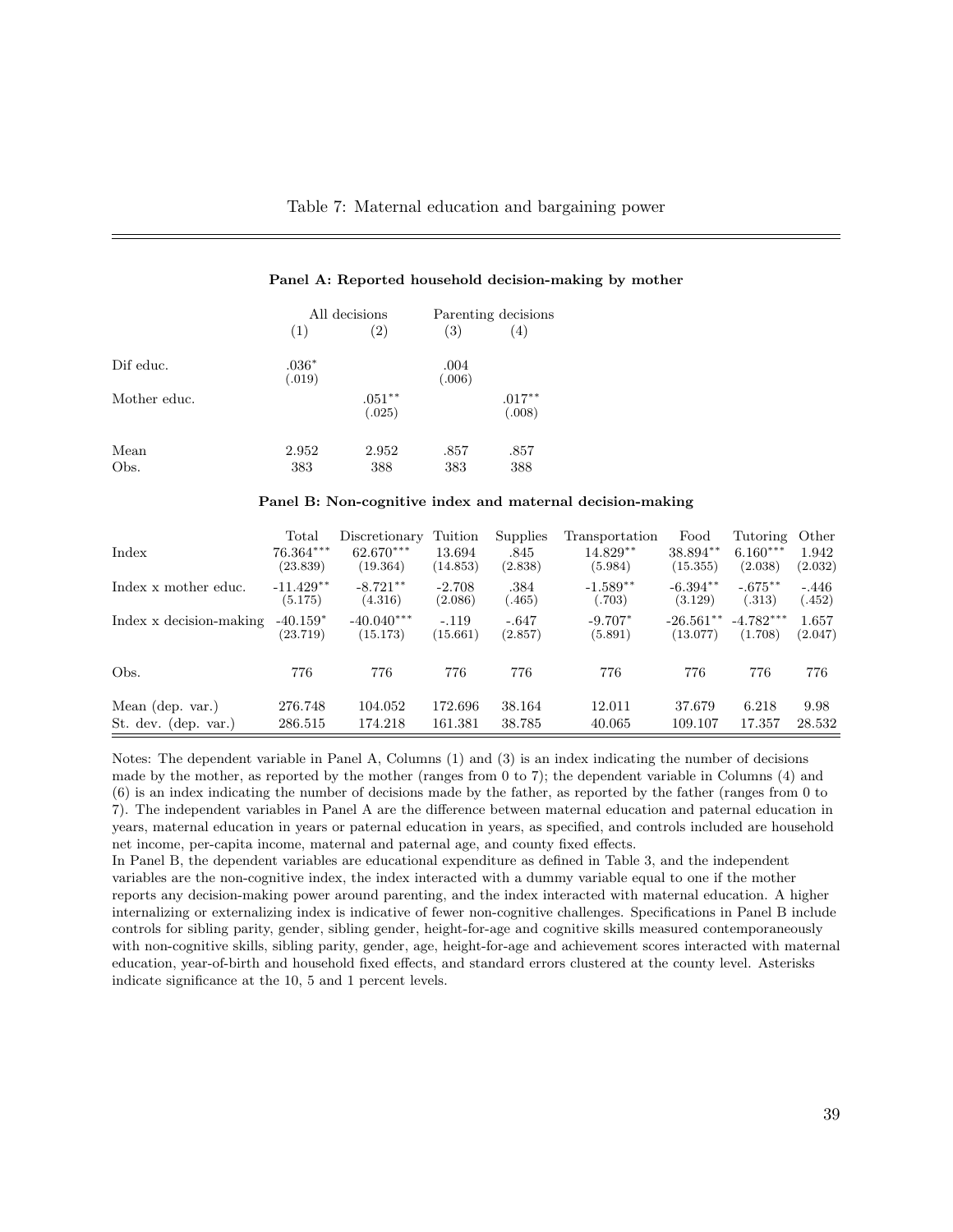Table 7: Maternal education and bargaining power

**Panel A: Reported household decision-making by mother**

| | All decisions | | Parenting decisions | |
|---|---|---|---|---|
| | (1) | (2) | (3) | (4) |
| Dif educ. | .036* | | .004 | |
| | (.019) | | (.006) | |
| Mother educ. | | .051** | | .017** |
| | | (.025) | | (.008) |
| Mean | 2.952 | 2.952 | .857 | .857 |
| Obs. | 383 | 388 | 383 | 388 |

**Panel B: Non-cognitive index and maternal decision-making**

| | Total | Discretionary | Tuition | Supplies | Transportation | Food | Tutoring | Other |
|---|---|---|---|---|---|---|---|---|
| Index | 76.364*** | 62.670*** | 13.694 | .845 | 14.829** | 38.894** | 6.160*** | 1.942 |
| | (23.839) | (19.364) | (14.853) | (2.838) | (5.984) | (15.355) | (2.038) | (2.032) |
| Index x mother educ. | -11.429** | -8.721** | -2.708 | .384 | -1.589** | -6.394** | -.675** | -.446 |
| | (5.175) | (4.316) | (2.086) | (.465) | (.703) | (3.129) | (.313) | (.452) |
| Index x decision-making | -40.159* | -40.040*** | -.119 | -.647 | -9.707* | -26.561** | -4.782*** | 1.657 |
| | (23.719) | (15.173) | (15.661) | (2.857) | (5.891) | (13.077) | (1.708) | (2.047) |
| Obs. | 776 | 776 | 776 | 776 | 776 | 776 | 776 | 776 |
| Mean (dep. var.) | 276.748 | 104.052 | 172.696 | 38.164 | 12.011 | 37.679 | 6.218 | 9.98 |
| St. dev. (dep. var.) | 286.515 | 174.218 | 161.381 | 38.785 | 40.065 | 109.107 | 17.357 | 28.532 |

Notes: The dependent variable in Panel A, Columns (1) and (3) is an index indicating the number of decisions made by the mother, as reported by the mother (ranges from 0 to 7); the dependent variable in Columns (4) and (6) is an index indicating the number of decisions made by the father, as reported by the father (ranges from 0 to 7). The independent variables in Panel A are the difference between maternal education and paternal education in years, maternal education in years or paternal education in years, as specified, and controls included are household net income, per-capita income, maternal and paternal age, and county fixed effects.
In Panel B, the dependent variables are educational expenditure as defined in Table 3, and the independent variables are the non-cognitive index, the index interacted with a dummy variable equal to one if the mother reports any decision-making power around parenting, and the index interacted with maternal education. A higher internalizing or externalizing index is indicative of fewer non-cognitive challenges. Specifications in Panel B include controls for sibling parity, gender, sibling gender, height-for-age and cognitive skills measured contemporaneously with non-cognitive skills, sibling parity, gender, age, height-for-age and achievement scores interacted with maternal education, year-of-birth and household fixed effects, and standard errors clustered at the county level. Asterisks indicate significance at the 10, 5 and 1 percent levels.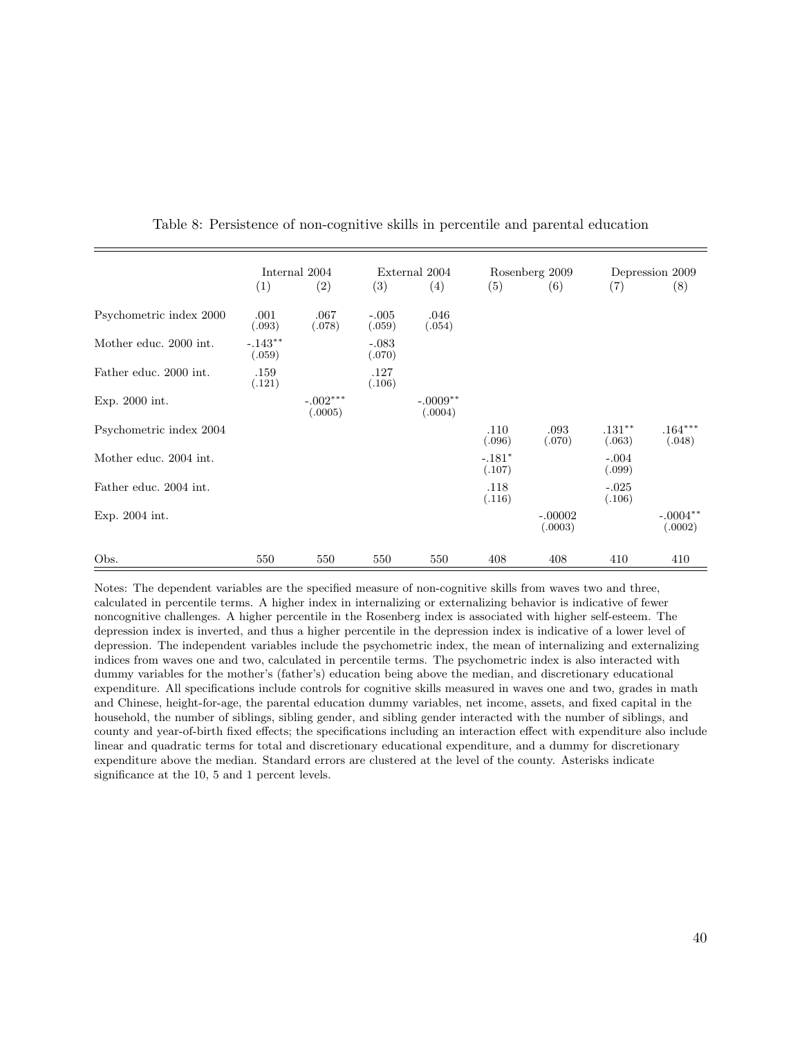Table 8: Persistence of non-cognitive skills in percentile and parental education

| | Internal 2004 | | External 2004 | | Rosenberg 2009 | | Depression 2009 | |
|---|---|---|---|---|---|---|---|---|
| | (1) | (2) | (3) | (4) | (5) | (6) | (7) | (8) |
| Psychometric index 2000 | .001 (.093) | .067 (.078) | -.005 (.059) | .046 (.054) | | | | |
| Mother educ. 2000 int. | -.143** (.059) | | -.083 (.070) | | | | | |
| Father educ. 2000 int. | .159 (.121) | | .127 (.106) | | | | | |
| Exp. 2000 int. | | -.002*** (.0005) | | -.0009** (.0004) | | | | |
| Psychometric index 2004 | | | | | .110 (.096) | .093 (.070) | .131** (.063) | .164*** (.048) |
| Mother educ. 2004 int. | | | | | -.181* (.107) | | -.004 (.099) | |
| Father educ. 2004 int. | | | | | .118 (.116) | | -.025 (.106) | |
| Exp. 2004 int. | | | | | | -.00002 (.0003) | | -.0004** (.0002) |
| Obs. | 550 | 550 | 550 | 550 | 408 | 408 | 410 | 410 |

Notes: The dependent variables are the specified measure of non-cognitive skills from waves two and three, calculated in percentile terms. A higher index in internalizing or externalizing behavior is indicative of fewer noncognitive challenges. A higher percentile in the Rosenberg index is associated with higher self-esteem. The depression index is inverted, and thus a higher percentile in the depression index is indicative of a lower level of depression. The independent variables include the psychometric index, the mean of internalizing and externalizing indices from waves one and two, calculated in percentile terms. The psychometric index is also interacted with dummy variables for the mother's (father's) education being above the median, and discretionary educational expenditure. All specifications include controls for cognitive skills measured in waves one and two, grades in math and Chinese, height-for-age, the parental education dummy variables, net income, assets, and fixed capital in the household, the number of siblings, sibling gender, and sibling gender interacted with the number of siblings, and county and year-of-birth fixed effects; the specifications including an interaction effect with expenditure also include linear and quadratic terms for total and discretionary educational expenditure, and a dummy for discretionary expenditure above the median. Standard errors are clustered at the level of the county. Asterisks indicate significance at the 10, 5 and 1 percent levels.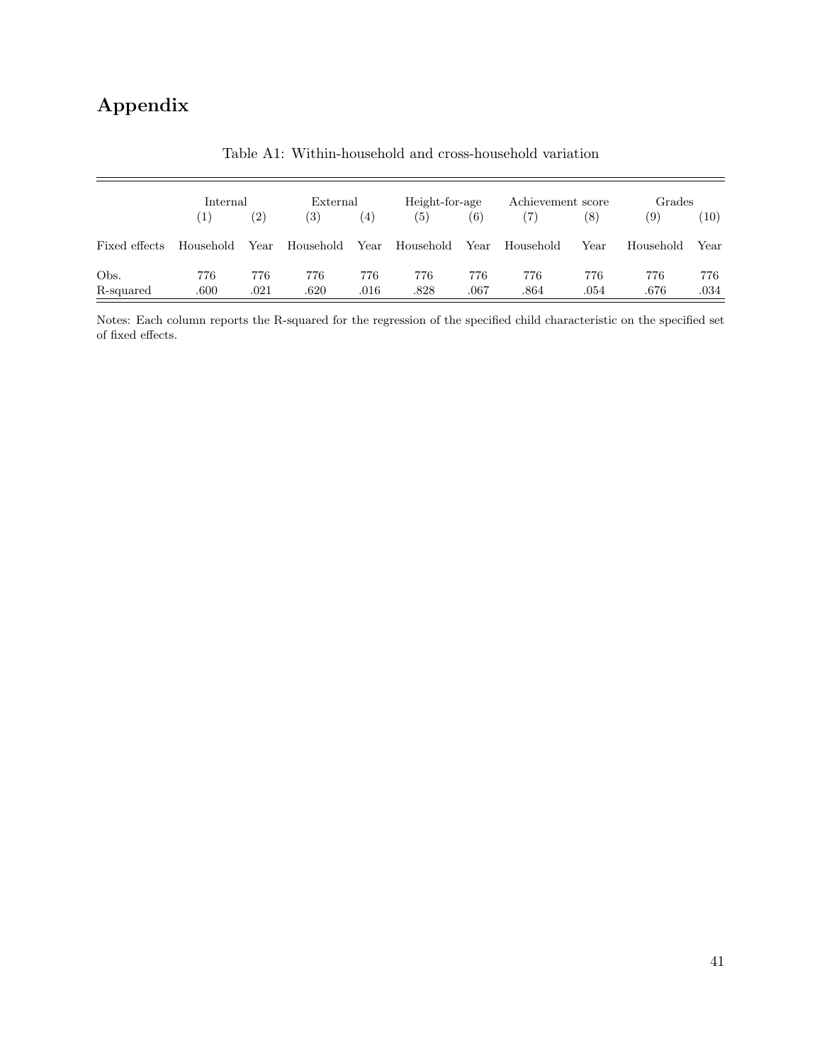# Appendix

Table A1: Within-household and cross-household variation

| | Internal | | External | | Height-for-age | | Achievement score | | Grades | |
|---|---|---|---|---|---|---|---|---|---|---|
| | (1) | (2) | (3) | (4) | (5) | (6) | (7) | (8) | (9) | (10) |
| Fixed effects | Household | Year | Household | Year | Household | Year | Household | Year | Household | Year |
| Obs. | 776 | 776 | 776 | 776 | 776 | 776 | 776 | 776 | 776 | 776 |
| R-squared | .600 | .021 | .620 | .016 | .828 | .067 | .864 | .054 | .676 | .034 |

Notes: Each column reports the R-squared for the regression of the specified child characteristic on the specified set of fixed effects.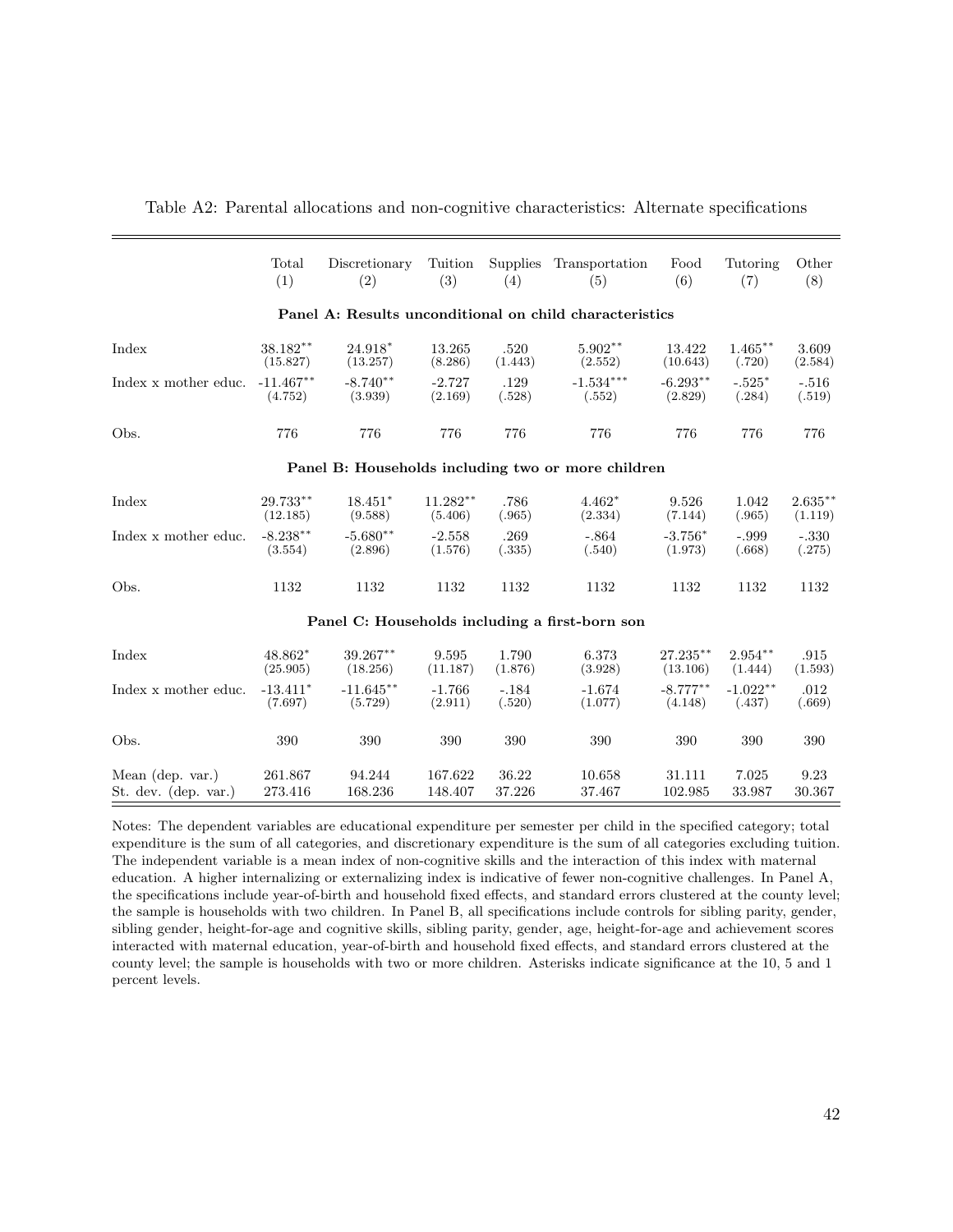Table A2: Parental allocations and non-cognitive characteristics: Alternate specifications

| | Total (1) | Discretionary (2) | Tuition (3) | Supplies (4) | Transportation (5) | Food (6) | Tutoring (7) | Other (8) |
|---|---|---|---|---|---|---|---|---|
| **Panel A: Results unconditional on child characteristics** | | | | | | | | |
| Index | 38.182** | 24.918* | 13.265 | .520 | 5.902** | 13.422 | 1.465** | 3.609 |
| | (15.827) | (13.257) | (8.286) | (1.443) | (2.552) | (10.643) | (.720) | (2.584) |
| Index x mother educ. | -11.467** | -8.740** | -2.727 | .129 | -1.534*** | -6.293** | -.525* | -.516 |
| | (4.752) | (3.939) | (2.169) | (.528) | (.552) | (2.829) | (.284) | (.519) |
| Obs. | 776 | 776 | 776 | 776 | 776 | 776 | 776 | 776 |
| **Panel B: Households including two or more children** | | | | | | | | |
| Index | 29.733** | 18.451* | 11.282** | .786 | 4.462* | 9.526 | 1.042 | 2.635** |
| | (12.185) | (9.588) | (5.406) | (.965) | (2.334) | (7.144) | (.965) | (1.119) |
| Index x mother educ. | -8.238** | -5.680** | -2.558 | .269 | -.864 | -3.756* | -.999 | -.330 |
| | (3.554) | (2.896) | (1.576) | (.335) | (.540) | (1.973) | (.668) | (.275) |
| Obs. | 1132 | 1132 | 1132 | 1132 | 1132 | 1132 | 1132 | 1132 |
| **Panel C: Households including a first-born son** | | | | | | | | |
| Index | 48.862* | 39.267** | 9.595 | 1.790 | 6.373 | 27.235** | 2.954** | .915 |
| | (25.905) | (18.256) | (11.187) | (1.876) | (3.928) | (13.106) | (1.444) | (1.593) |
| Index x mother educ. | -13.411* | -11.645** | -1.766 | -.184 | -1.674 | -8.777** | -1.022** | .012 |
| | (7.697) | (5.729) | (2.911) | (.520) | (1.077) | (4.148) | (.437) | (.669) |
| Obs. | 390 | 390 | 390 | 390 | 390 | 390 | 390 | 390 |
| Mean (dep. var.) | 261.867 | 94.244 | 167.622 | 36.22 | 10.658 | 31.111 | 7.025 | 9.23 |
| St. dev. (dep. var.) | 273.416 | 168.236 | 148.407 | 37.226 | 37.467 | 102.985 | 33.987 | 30.367 |

Notes: The dependent variables are educational expenditure per semester per child in the specified category; total expenditure is the sum of all categories, and discretionary expenditure is the sum of all categories excluding tuition. The independent variable is a mean index of non-cognitive skills and the interaction of this index with maternal education. A higher internalizing or externalizing index is indicative of fewer non-cognitive challenges. In Panel A, the specifications include year-of-birth and household fixed effects, and standard errors clustered at the county level; the sample is households with two children. In Panel B, all specifications include controls for sibling parity, gender, sibling gender, height-for-age and cognitive skills, sibling parity, gender, age, height-for-age and achievement scores interacted with maternal education, year-of-birth and household fixed effects, and standard errors clustered at the county level; the sample is households with two or more children. Asterisks indicate significance at the 10, 5 and 1 percent levels.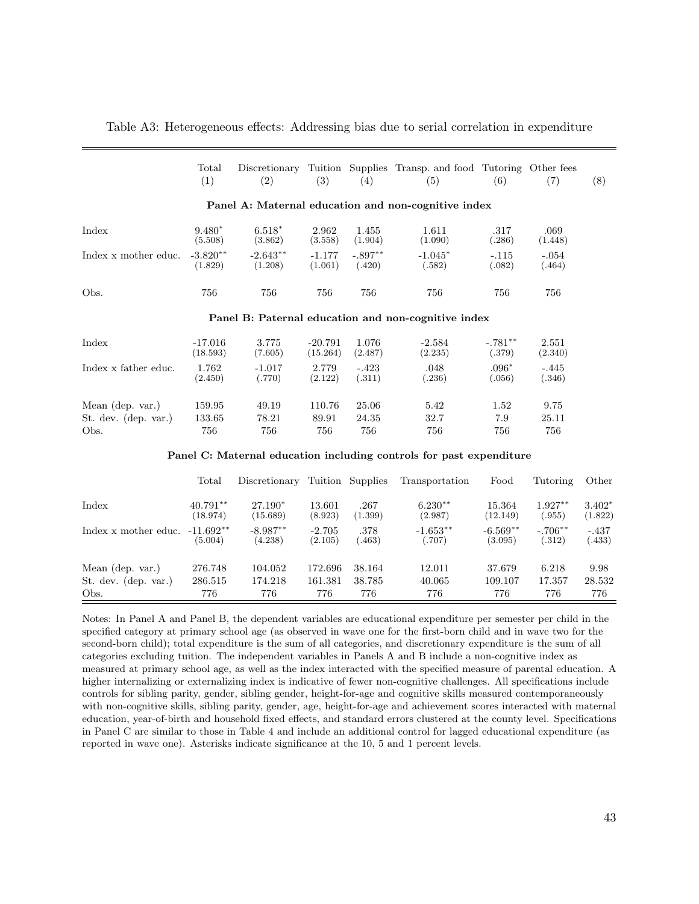Table A3: Heterogeneous effects: Addressing bias due to serial correlation in expenditure

| | Total (1) | Discretionary (2) | Tuition (3) | Supplies (4) | Transp. and food (5) | Tutoring (6) | Other fees (7) | (8) |
|---|---|---|---|---|---|---|---|---|
| **Panel A: Maternal education and non-cognitive index** | | | | | | | | |
| Index | 9.480* | 6.518* | 2.962 | 1.455 | 1.611 | .317 | .069 | |
| | (5.508) | (3.862) | (3.558) | (1.904) | (1.090) | (.286) | (1.448) | |
| Index x mother educ. | -3.820** | -2.643** | -1.177 | -.897** | -1.045* | -.115 | -.054 | |
| | (1.829) | (1.208) | (1.061) | (.420) | (.582) | (.082) | (.464) | |
| Obs. | 756 | 756 | 756 | 756 | 756 | 756 | 756 | |
| **Panel B: Paternal education and non-cognitive index** | | | | | | | | |
| Index | -17.016 | 3.775 | -20.791 | 1.076 | -2.584 | -.781** | 2.551 | |
| | (18.593) | (7.605) | (15.264) | (2.487) | (2.235) | (.379) | (2.340) | |
| Index x father educ. | 1.762 | -1.017 | 2.779 | -.423 | .048 | .096* | -.445 | |
| | (2.450) | (.770) | (2.122) | (.311) | (.236) | (.056) | (.346) | |
| Mean (dep. var.) | 159.95 | 49.19 | 110.76 | 25.06 | 5.42 | 1.52 | 9.75 | |
| St. dev. (dep. var.) | 133.65 | 78.21 | 89.91 | 24.35 | 32.7 | 7.9 | 25.11 | |
| Obs. | 756 | 756 | 756 | 756 | 756 | 756 | 756 | |
| **Panel C: Maternal education including controls for past expenditure** | | | | | | | | |
| | Total | Discretionary | Tuition | Supplies | Transportation | Food | Tutoring | Other |
| Index | 40.791** | 27.190* | 13.601 | .267 | 6.230** | 15.364 | 1.927** | 3.402* |
| | (18.974) | (15.689) | (8.923) | (1.399) | (2.987) | (12.149) | (.955) | (1.822) |
| Index x mother educ. | -11.692** | -8.987** | -2.705 | .378 | -1.653** | -6.569** | -.706** | -.437 |
| | (5.004) | (4.238) | (2.105) | (.463) | (.707) | (3.095) | (.312) | (.433) |
| Mean (dep. var.) | 276.748 | 104.052 | 172.696 | 38.164 | 12.011 | 37.679 | 6.218 | 9.98 |
| St. dev. (dep. var.) | 286.515 | 174.218 | 161.381 | 38.785 | 40.065 | 109.107 | 17.357 | 28.532 |
| Obs. | 776 | 776 | 776 | 776 | 776 | 776 | 776 | 776 |

Notes: In Panel A and Panel B, the dependent variables are educational expenditure per semester per child in the specified category at primary school age (as observed in wave one for the first-born child and in wave two for the second-born child); total expenditure is the sum of all categories, and discretionary expenditure is the sum of all categories excluding tuition. The independent variables in Panels A and B include a non-cognitive index as measured at primary school age, as well as the index interacted with the specified measure of parental education. A higher internalizing or externalizing index is indicative of fewer non-cognitive challenges. All specifications include controls for sibling parity, gender, sibling gender, height-for-age and cognitive skills measured contemporaneously with non-cognitive skills, sibling parity, gender, age, height-for-age and achievement scores interacted with maternal education, year-of-birth and household fixed effects, and standard errors clustered at the county level. Specifications in Panel C are similar to those in Table 4 and include an additional control for lagged educational expenditure (as reported in wave one). Asterisks indicate significance at the 10, 5 and 1 percent levels.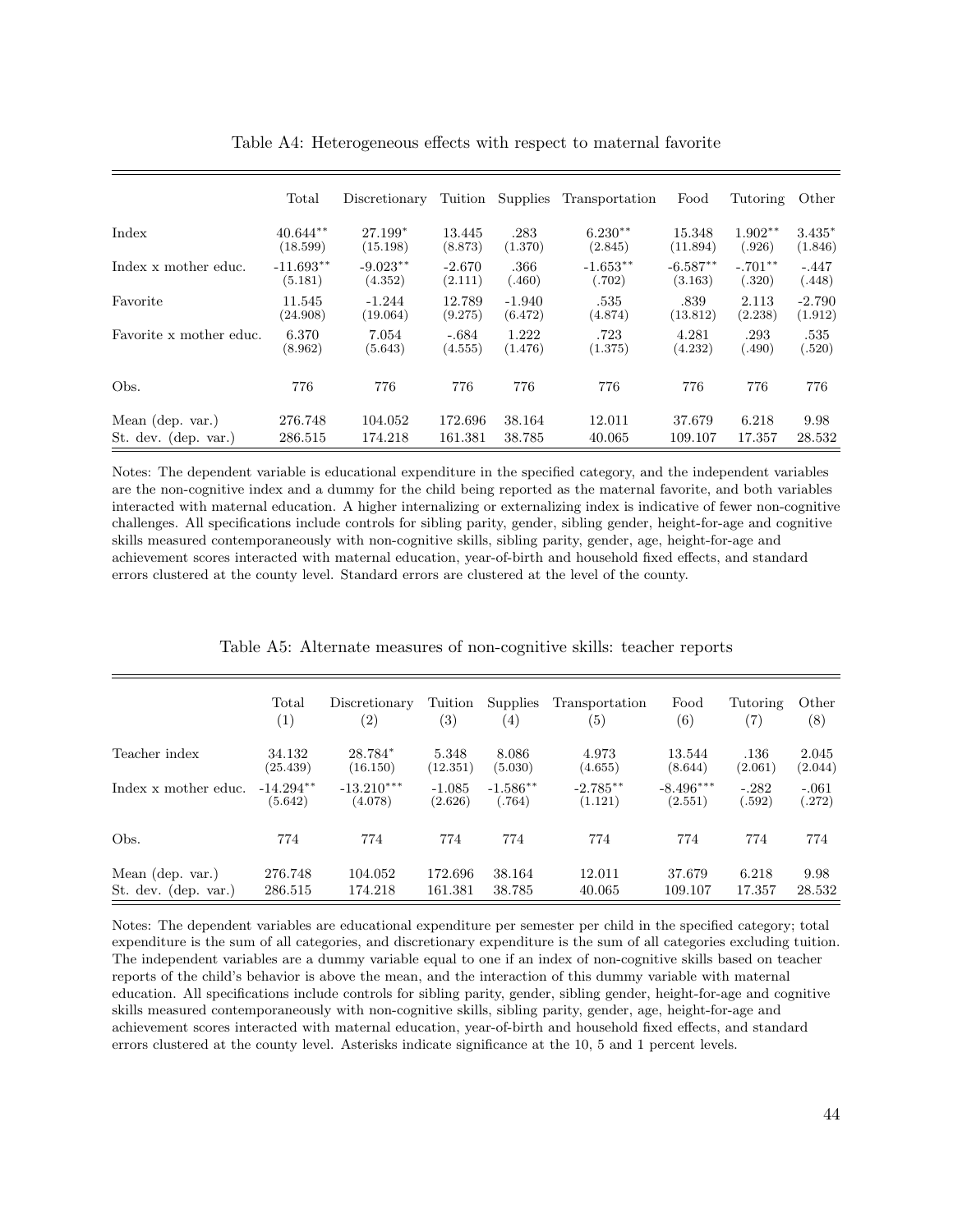Table A4: Heterogeneous effects with respect to maternal favorite

| | Total | Discretionary | Tuition | Supplies | Transportation | Food | Tutoring | Other |
|---|---|---|---|---|---|---|---|---|
| Index | 40.644** | 27.199* | 13.445 | .283 | 6.230** | 15.348 | 1.902** | 3.435* |
| | (18.599) | (15.198) | (8.873) | (1.370) | (2.845) | (11.894) | (.926) | (1.846) |
| Index x mother educ. | -11.693** | -9.023** | -2.670 | .366 | -1.653** | -6.587** | -.701** | -.447 |
| | (5.181) | (4.352) | (2.111) | (.460) | (.702) | (3.163) | (.320) | (.448) |
| Favorite | 11.545 | -1.244 | 12.789 | -1.940 | .535 | .839 | 2.113 | -2.790 |
| | (24.908) | (19.064) | (9.275) | (6.472) | (4.874) | (13.812) | (2.238) | (1.912) |
| Favorite x mother educ. | 6.370 | 7.054 | -.684 | 1.222 | .723 | 4.281 | .293 | .535 |
| | (8.962) | (5.643) | (4.555) | (1.476) | (1.375) | (4.232) | (.490) | (.520) |
| Obs. | 776 | 776 | 776 | 776 | 776 | 776 | 776 | 776 |
| Mean (dep. var.) | 276.748 | 104.052 | 172.696 | 38.164 | 12.011 | 37.679 | 6.218 | 9.98 |
| St. dev. (dep. var.) | 286.515 | 174.218 | 161.381 | 38.785 | 40.065 | 109.107 | 17.357 | 28.532 |

Notes: The dependent variable is educational expenditure in the specified category, and the independent variables are the non-cognitive index and a dummy for the child being reported as the maternal favorite, and both variables interacted with maternal education. A higher internalizing or externalizing index is indicative of fewer non-cognitive challenges. All specifications include controls for sibling parity, gender, sibling gender, height-for-age and cognitive skills measured contemporaneously with non-cognitive skills, sibling parity, gender, age, height-for-age and achievement scores interacted with maternal education, year-of-birth and household fixed effects, and standard errors clustered at the county level. Standard errors are clustered at the level of the county.

Table A5: Alternate measures of non-cognitive skills: teacher reports

| | Total (1) | Discretionary (2) | Tuition (3) | Supplies (4) | Transportation (5) | Food (6) | Tutoring (7) | Other (8) |
|---|---|---|---|---|---|---|---|---|
| Teacher index | 34.132 | 28.784* | 5.348 | 8.086 | 4.973 | 13.544 | .136 | 2.045 |
| | (25.439) | (16.150) | (12.351) | (5.030) | (4.655) | (8.644) | (2.061) | (2.044) |
| Index x mother educ. | -14.294** | -13.210*** | -1.085 | -1.586** | -2.785** | -8.496*** | -.282 | -.061 |
| | (5.642) | (4.078) | (2.626) | (.764) | (1.121) | (2.551) | (.592) | (.272) |
| Obs. | 774 | 774 | 774 | 774 | 774 | 774 | 774 | 774 |
| Mean (dep. var.) | 276.748 | 104.052 | 172.696 | 38.164 | 12.011 | 37.679 | 6.218 | 9.98 |
| St. dev. (dep. var.) | 286.515 | 174.218 | 161.381 | 38.785 | 40.065 | 109.107 | 17.357 | 28.532 |

Notes: The dependent variables are educational expenditure per semester per child in the specified category; total expenditure is the sum of all categories, and discretionary expenditure is the sum of all categories excluding tuition. The independent variables are a dummy variable equal to one if an index of non-cognitive skills based on teacher reports of the child's behavior is above the mean, and the interaction of this dummy variable with maternal education. All specifications include controls for sibling parity, gender, sibling gender, height-for-age and cognitive skills measured contemporaneously with non-cognitive skills, sibling parity, gender, age, height-for-age and achievement scores interacted with maternal education, year-of-birth and household fixed effects, and standard errors clustered at the county level. Asterisks indicate significance at the 10, 5 and 1 percent levels.